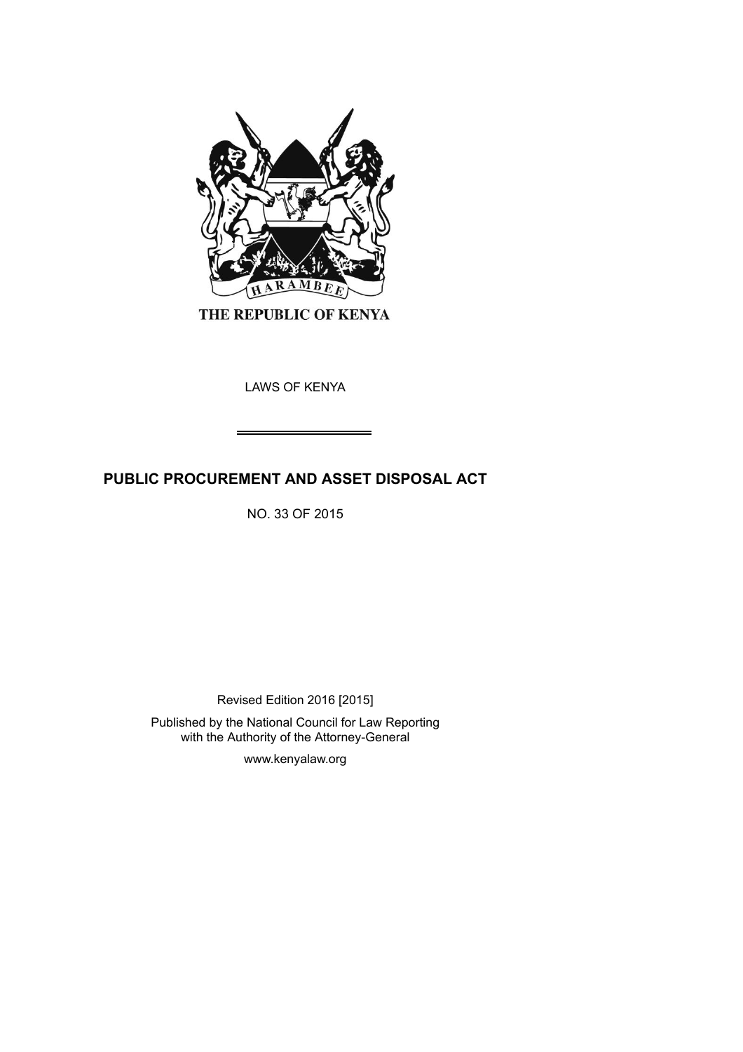HARAMBEE

THE REPUBLIC OF KENYA

LAWS OF KENYA

# PUBLIC PROCUREMENT AND ASSET DISPOSAL ACT

NO. 33 OF 2015

Revised Edition 2016 [2015]

Published by the National Council for Law Reporting
with the Authority of the Attorney-General

www.kenyalaw.org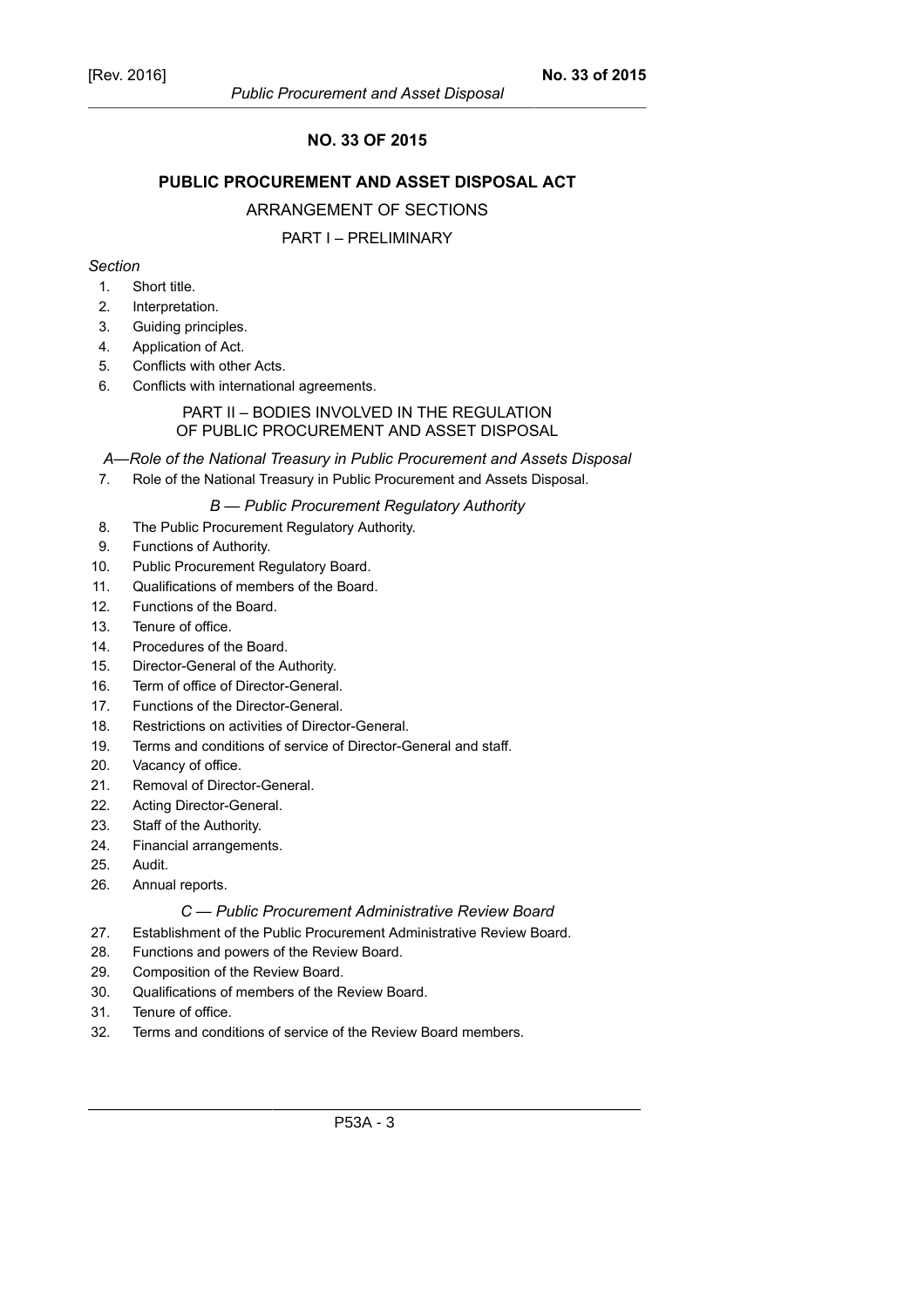## NO. 33 OF 2015

## PUBLIC PROCUREMENT AND ASSET DISPOSAL ACT

ARRANGEMENT OF SECTIONS

PART I – PRELIMINARY

*Section*

1. Short title.
2. Interpretation.
3. Guiding principles.
4. Application of Act.
5. Conflicts with other Acts.
6. Conflicts with international agreements.

PART II – BODIES INVOLVED IN THE REGULATION OF PUBLIC PROCUREMENT AND ASSET DISPOSAL

*A—Role of the National Treasury in Public Procurement and Assets Disposal*

7. Role of the National Treasury in Public Procurement and Assets Disposal.

*B — Public Procurement Regulatory Authority*

8. The Public Procurement Regulatory Authority.
9. Functions of Authority.
10. Public Procurement Regulatory Board.
11. Qualifications of members of the Board.
12. Functions of the Board.
13. Tenure of office.
14. Procedures of the Board.
15. Director-General of the Authority.
16. Term of office of Director-General.
17. Functions of the Director-General.
18. Restrictions on activities of Director-General.
19. Terms and conditions of service of Director-General and staff.
20. Vacancy of office.
21. Removal of Director-General.
22. Acting Director-General.
23. Staff of the Authority.
24. Financial arrangements.
25. Audit.
26. Annual reports.

*C — Public Procurement Administrative Review Board*

27. Establishment of the Public Procurement Administrative Review Board.
28. Functions and powers of the Review Board.
29. Composition of the Review Board.
30. Qualifications of members of the Review Board.
31. Tenure of office.
32. Terms and conditions of service of the Review Board members.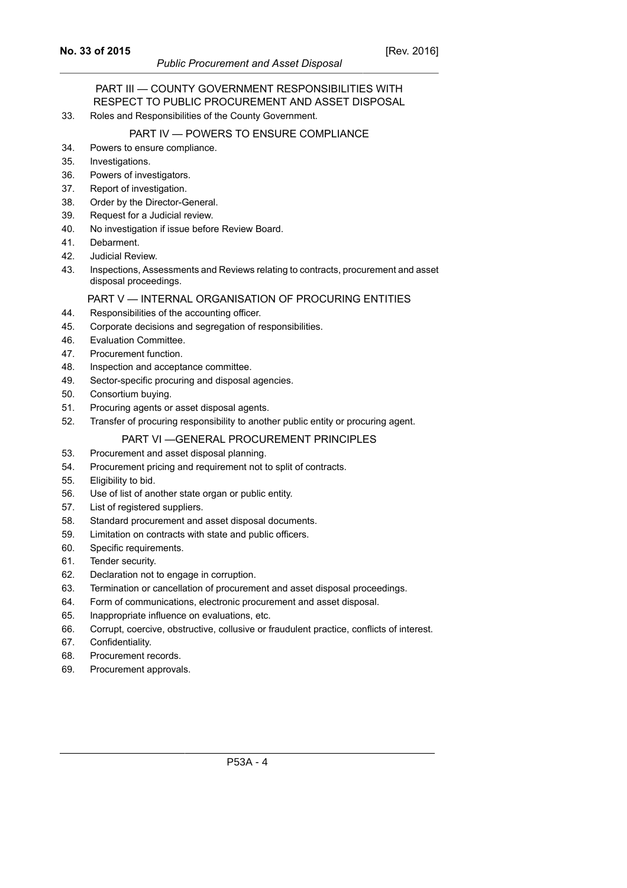## PART III — COUNTY GOVERNMENT RESPONSIBILITIES WITH RESPECT TO PUBLIC PROCUREMENT AND ASSET DISPOSAL

33. Roles and Responsibilities of the County Government.

## PART IV — POWERS TO ENSURE COMPLIANCE

34. Powers to ensure compliance.
35. Investigations.
36. Powers of investigators.
37. Report of investigation.
38. Order by the Director-General.
39. Request for a Judicial review.
40. No investigation if issue before Review Board.
41. Debarment.
42. Judicial Review.
43. Inspections, Assessments and Reviews relating to contracts, procurement and asset disposal proceedings.

## PART V — INTERNAL ORGANISATION OF PROCURING ENTITIES

44. Responsibilities of the accounting officer.
45. Corporate decisions and segregation of responsibilities.
46. Evaluation Committee.
47. Procurement function.
48. Inspection and acceptance committee.
49. Sector-specific procuring and disposal agencies.
50. Consortium buying.
51. Procuring agents or asset disposal agents.
52. Transfer of procuring responsibility to another public entity or procuring agent.

## PART VI —GENERAL PROCUREMENT PRINCIPLES

53. Procurement and asset disposal planning.
54. Procurement pricing and requirement not to split of contracts.
55. Eligibility to bid.
56. Use of list of another state organ or public entity.
57. List of registered suppliers.
58. Standard procurement and asset disposal documents.
59. Limitation on contracts with state and public officers.
60. Specific requirements.
61. Tender security.
62. Declaration not to engage in corruption.
63. Termination or cancellation of procurement and asset disposal proceedings.
64. Form of communications, electronic procurement and asset disposal.
65. Inappropriate influence on evaluations, etc.
66. Corrupt, coercive, obstructive, collusive or fraudulent practice, conflicts of interest.
67. Confidentiality.
68. Procurement records.
69. Procurement approvals.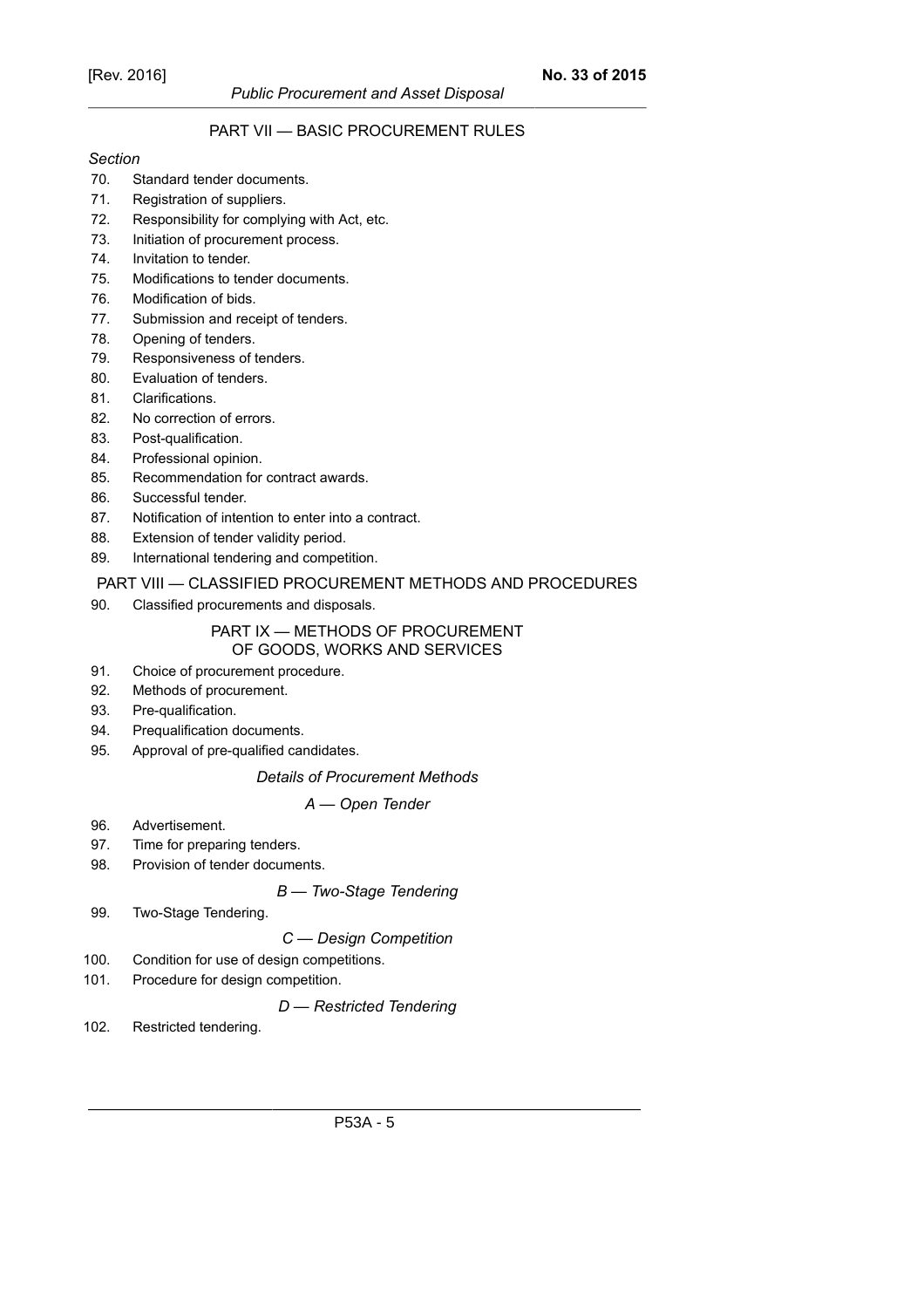## PART VII — BASIC PROCUREMENT RULES

*Section*

70. Standard tender documents.
71. Registration of suppliers.
72. Responsibility for complying with Act, etc.
73. Initiation of procurement process.
74. Invitation to tender.
75. Modifications to tender documents.
76. Modification of bids.
77. Submission and receipt of tenders.
78. Opening of tenders.
79. Responsiveness of tenders.
80. Evaluation of tenders.
81. Clarifications.
82. No correction of errors.
83. Post-qualification.
84. Professional opinion.
85. Recommendation for contract awards.
86. Successful tender.
87. Notification of intention to enter into a contract.
88. Extension of tender validity period.
89. International tendering and competition.

## PART VIII — CLASSIFIED PROCUREMENT METHODS AND PROCEDURES

90. Classified procurements and disposals.

## PART IX — METHODS OF PROCUREMENT OF GOODS, WORKS AND SERVICES

91. Choice of procurement procedure.
92. Methods of procurement.
93. Pre-qualification.
94. Prequalification documents.
95. Approval of pre-qualified candidates.

### *Details of Procurement Methods*

#### *A — Open Tender*

96. Advertisement.
97. Time for preparing tenders.
98. Provision of tender documents.

#### *B — Two-Stage Tendering*

99. Two-Stage Tendering.

#### *C — Design Competition*

100. Condition for use of design competitions.
101. Procedure for design competition.

#### *D — Restricted Tendering*

102. Restricted tendering.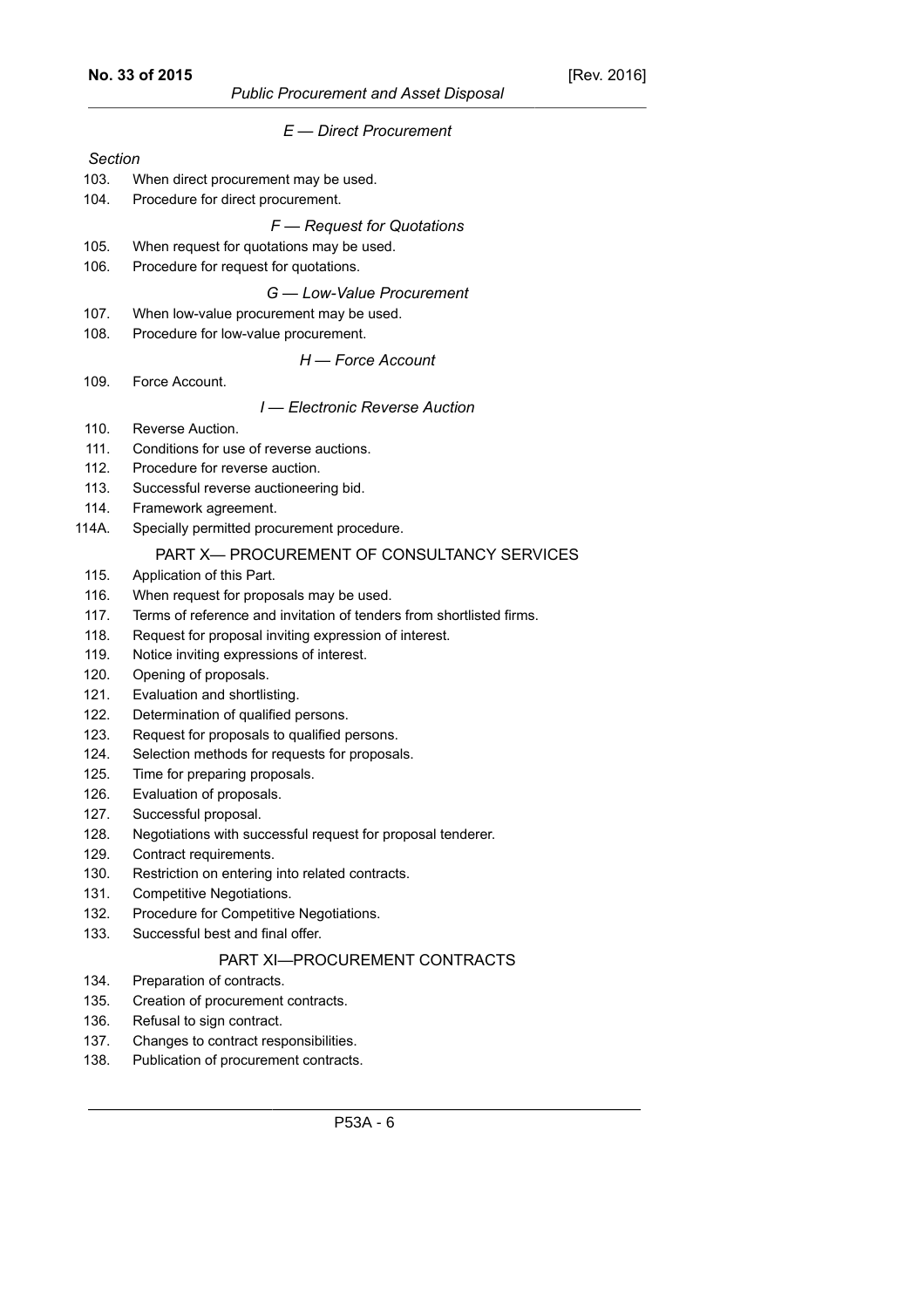*E — Direct Procurement*

*Section*

103. When direct procurement may be used.
104. Procedure for direct procurement.

*F — Request for Quotations*

105. When request for quotations may be used.
106. Procedure for request for quotations.

*G — Low-Value Procurement*

107. When low-value procurement may be used.
108. Procedure for low-value procurement.

*H — Force Account*

109. Force Account.

*I — Electronic Reverse Auction*

110. Reverse Auction.
111. Conditions for use of reverse auctions.
112. Procedure for reverse auction.
113. Successful reverse auctioneering bid.
114. Framework agreement.

114A. Specially permitted procurement procedure.

## PART X— PROCUREMENT OF CONSULTANCY SERVICES

115. Application of this Part.
116. When request for proposals may be used.
117. Terms of reference and invitation of tenders from shortlisted firms.
118. Request for proposal inviting expression of interest.
119. Notice inviting expressions of interest.
120. Opening of proposals.
121. Evaluation and shortlisting.
122. Determination of qualified persons.
123. Request for proposals to qualified persons.
124. Selection methods for requests for proposals.
125. Time for preparing proposals.
126. Evaluation of proposals.
127. Successful proposal.
128. Negotiations with successful request for proposal tenderer.
129. Contract requirements.
130. Restriction on entering into related contracts.
131. Competitive Negotiations.
132. Procedure for Competitive Negotiations.
133. Successful best and final offer.

## PART XI—PROCUREMENT CONTRACTS

134. Preparation of contracts.
135. Creation of procurement contracts.
136. Refusal to sign contract.
137. Changes to contract responsibilities.
138. Publication of procurement contracts.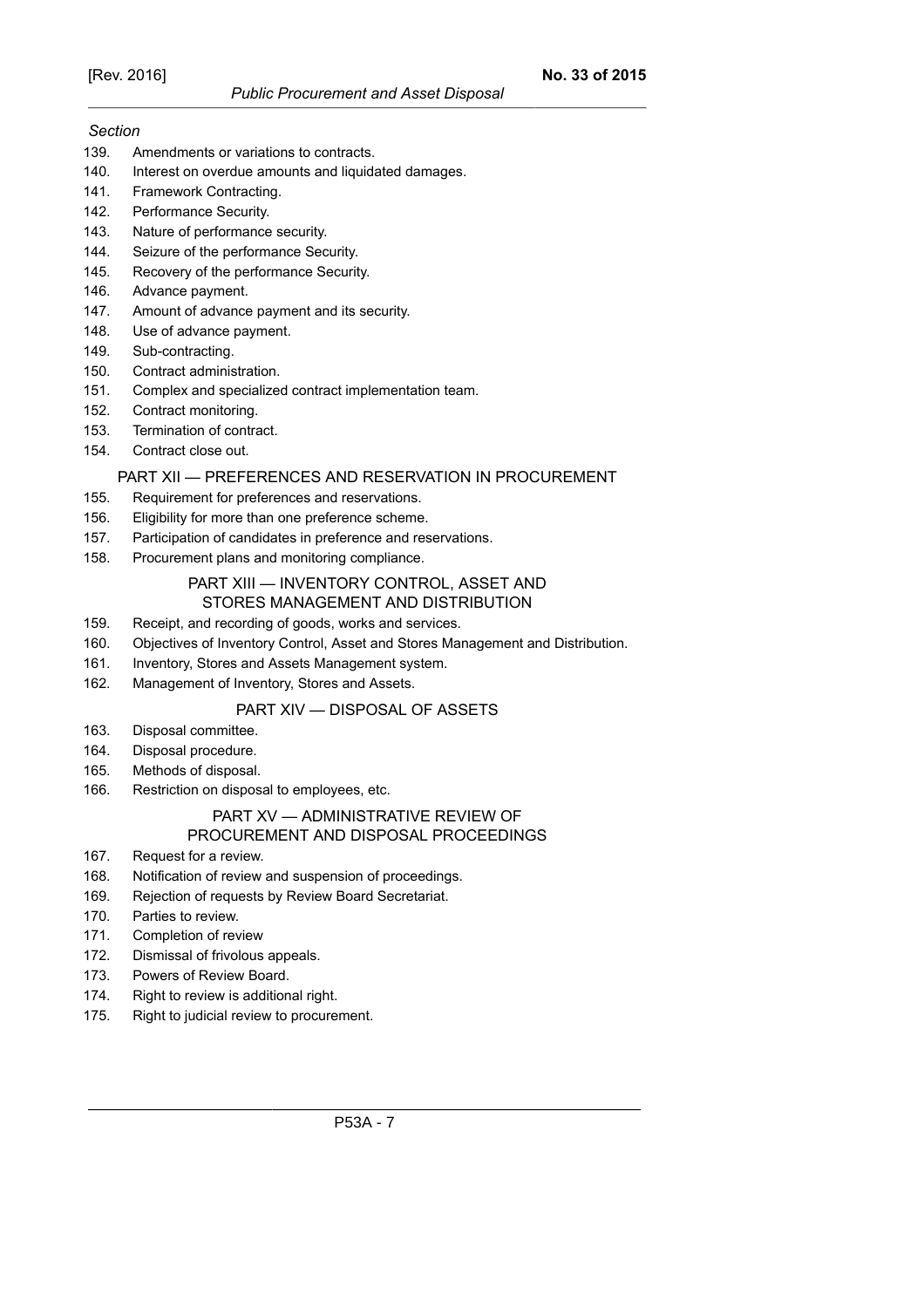*Section*

139. Amendments or variations to contracts.
140. Interest on overdue amounts and liquidated damages.
141. Framework Contracting.
142. Performance Security.
143. Nature of performance security.
144. Seizure of the performance Security.
145. Recovery of the performance Security.
146. Advance payment.
147. Amount of advance payment and its security.
148. Use of advance payment.
149. Sub-contracting.
150. Contract administration.
151. Complex and specialized contract implementation team.
152. Contract monitoring.
153. Termination of contract.
154. Contract close out.

## PART XII — PREFERENCES AND RESERVATION IN PROCUREMENT

155. Requirement for preferences and reservations.
156. Eligibility for more than one preference scheme.
157. Participation of candidates in preference and reservations.
158. Procurement plans and monitoring compliance.

## PART XIII — INVENTORY CONTROL, ASSET AND STORES MANAGEMENT AND DISTRIBUTION

159. Receipt, and recording of goods, works and services.
160. Objectives of Inventory Control, Asset and Stores Management and Distribution.
161. Inventory, Stores and Assets Management system.
162. Management of Inventory, Stores and Assets.

## PART XIV — DISPOSAL OF ASSETS

163. Disposal committee.
164. Disposal procedure.
165. Methods of disposal.
166. Restriction on disposal to employees, etc.

## PART XV — ADMINISTRATIVE REVIEW OF PROCUREMENT AND DISPOSAL PROCEEDINGS

167. Request for a review.
168. Notification of review and suspension of proceedings.
169. Rejection of requests by Review Board Secretariat.
170. Parties to review.
171. Completion of review
172. Dismissal of frivolous appeals.
173. Powers of Review Board.
174. Right to review is additional right.
175. Right to judicial review to procurement.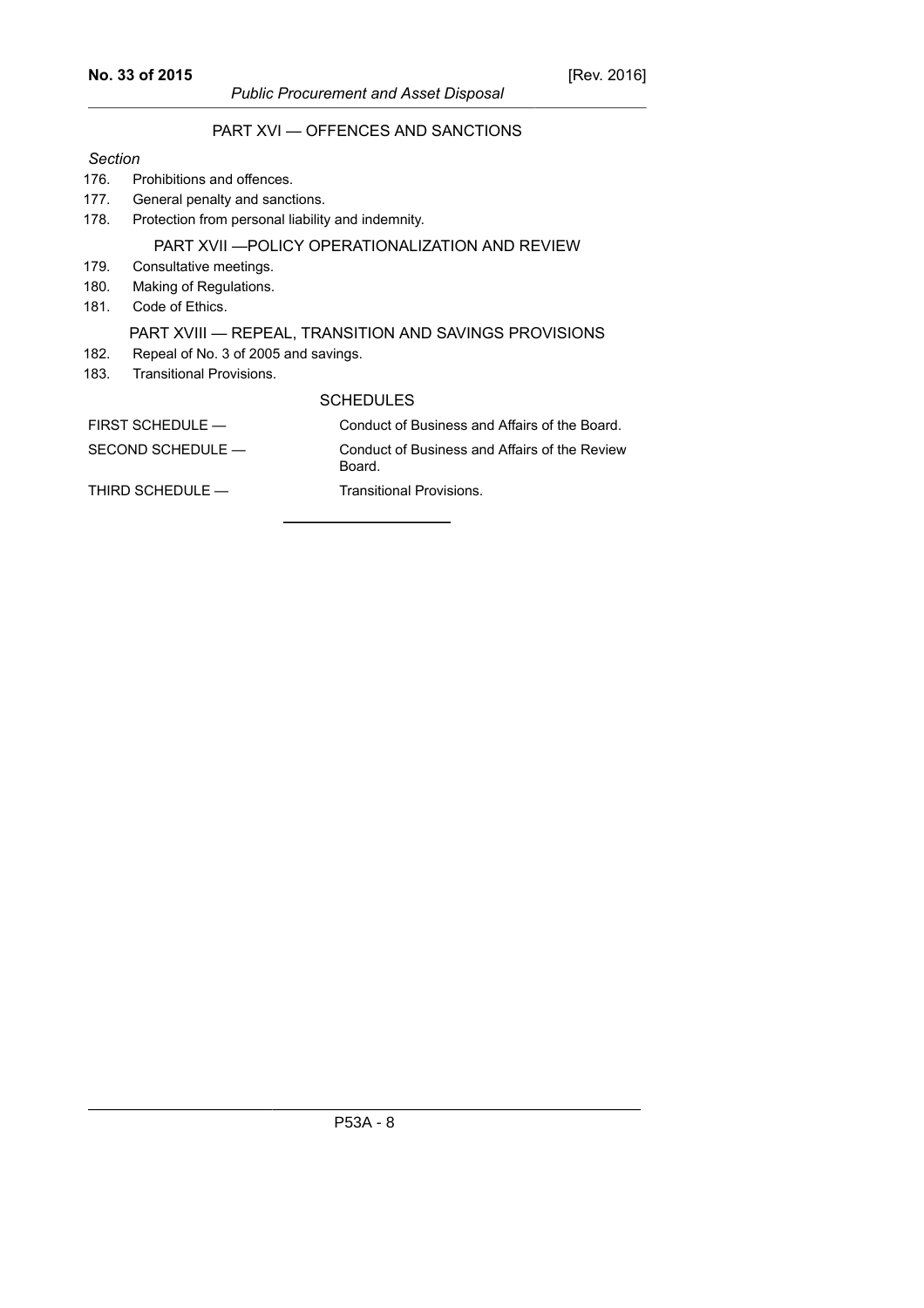## PART XVI — OFFENCES AND SANCTIONS

*Section*

176. Prohibitions and offences.
177. General penalty and sanctions.
178. Protection from personal liability and indemnity.

## PART XVII —POLICY OPERATIONALIZATION AND REVIEW

179. Consultative meetings.
180. Making of Regulations.
181. Code of Ethics.

## PART XVIII — REPEAL, TRANSITION AND SAVINGS PROVISIONS

182. Repeal of No. 3 of 2005 and savings.
183. Transitional Provisions.

## SCHEDULES

| | |
|---|---|
| FIRST SCHEDULE — | Conduct of Business and Affairs of the Board. |
| SECOND SCHEDULE — | Conduct of Business and Affairs of the Review Board. |
| THIRD SCHEDULE — | Transitional Provisions. |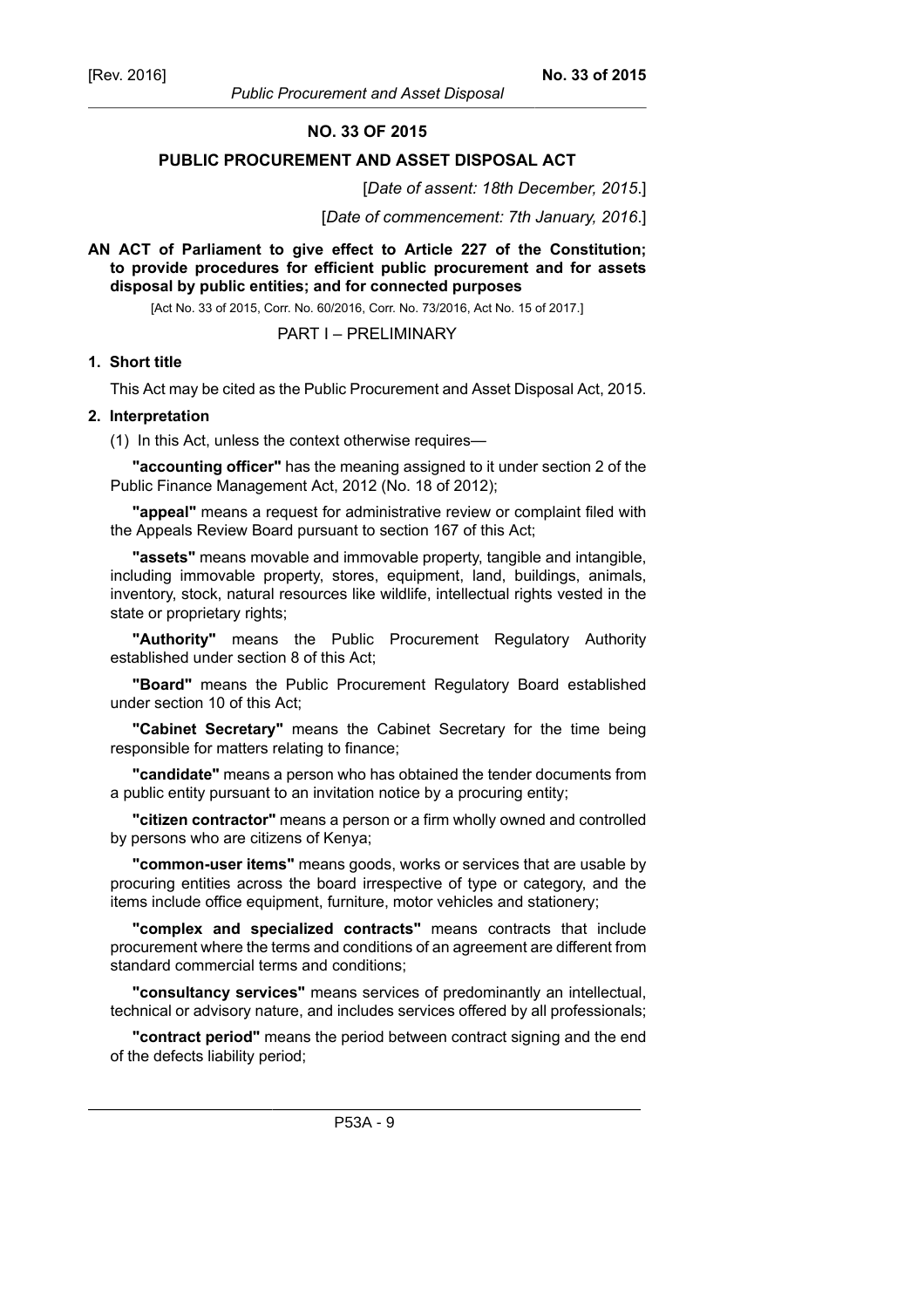# NO. 33 OF 2015

## PUBLIC PROCUREMENT AND ASSET DISPOSAL ACT

[*Date of assent: 18th December, 2015*.]

[*Date of commencement: 7th January, 2016*.]

**AN ACT of Parliament to give effect to Article 227 of the Constitution; to provide procedures for efficient public procurement and for assets disposal by public entities; and for connected purposes**

[Act No. 33 of 2015, Corr. No. 60/2016, Corr. No. 73/2016, Act No. 15 of 2017.]

PART I – PRELIMINARY

### 1. Short title

This Act may be cited as the Public Procurement and Asset Disposal Act, 2015.

### 2. Interpretation

(1) In this Act, unless the context otherwise requires—

**"accounting officer"** has the meaning assigned to it under section 2 of the Public Finance Management Act, 2012 (No. 18 of 2012);

**"appeal"** means a request for administrative review or complaint filed with the Appeals Review Board pursuant to section 167 of this Act;

**"assets"** means movable and immovable property, tangible and intangible, including immovable property, stores, equipment, land, buildings, animals, inventory, stock, natural resources like wildlife, intellectual rights vested in the state or proprietary rights;

**"Authority"** means the Public Procurement Regulatory Authority established under section 8 of this Act;

**"Board"** means the Public Procurement Regulatory Board established under section 10 of this Act;

**"Cabinet Secretary"** means the Cabinet Secretary for the time being responsible for matters relating to finance;

**"candidate"** means a person who has obtained the tender documents from a public entity pursuant to an invitation notice by a procuring entity;

**"citizen contractor"** means a person or a firm wholly owned and controlled by persons who are citizens of Kenya;

**"common-user items"** means goods, works or services that are usable by procuring entities across the board irrespective of type or category, and the items include office equipment, furniture, motor vehicles and stationery;

**"complex and specialized contracts"** means contracts that include procurement where the terms and conditions of an agreement are different from standard commercial terms and conditions;

**"consultancy services"** means services of predominantly an intellectual, technical or advisory nature, and includes services offered by all professionals;

**"contract period"** means the period between contract signing and the end of the defects liability period;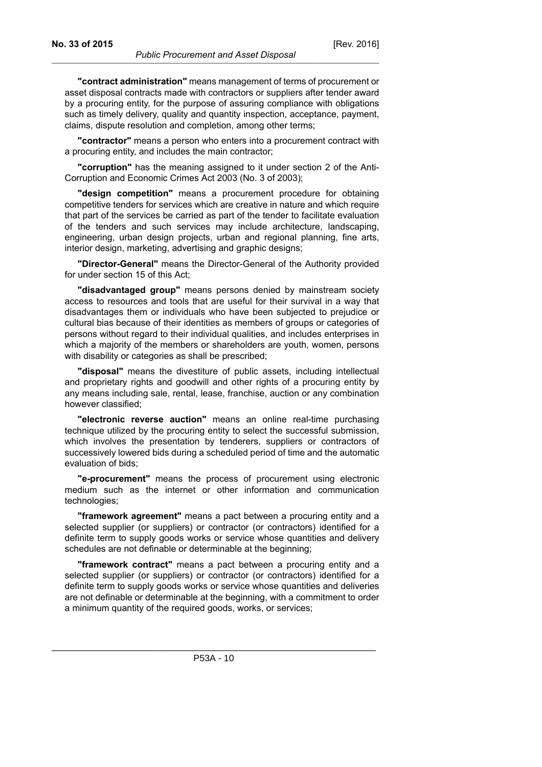**"contract administration"** means management of terms of procurement or asset disposal contracts made with contractors or suppliers after tender award by a procuring entity, for the purpose of assuring compliance with obligations such as timely delivery, quality and quantity inspection, acceptance, payment, claims, dispute resolution and completion, among other terms;

**"contractor"** means a person who enters into a procurement contract with a procuring entity, and includes the main contractor;

**"corruption"** has the meaning assigned to it under section 2 of the Anti-Corruption and Economic Crimes Act 2003 (No. 3 of 2003);

**"design competition"** means a procurement procedure for obtaining competitive tenders for services which are creative in nature and which require that part of the services be carried as part of the tender to facilitate evaluation of the tenders and such services may include architecture, landscaping, engineering, urban design projects, urban and regional planning, fine arts, interior design, marketing, advertising and graphic designs;

**"Director-General"** means the Director-General of the Authority provided for under section 15 of this Act;

**"disadvantaged group"** means persons denied by mainstream society access to resources and tools that are useful for their survival in a way that disadvantages them or individuals who have been subjected to prejudice or cultural bias because of their identities as members of groups or categories of persons without regard to their individual qualities, and includes enterprises in which a majority of the members or shareholders are youth, women, persons with disability or categories as shall be prescribed;

**"disposal"** means the divestiture of public assets, including intellectual and proprietary rights and goodwill and other rights of a procuring entity by any means including sale, rental, lease, franchise, auction or any combination however classified;

**"electronic reverse auction"** means an online real-time purchasing technique utilized by the procuring entity to select the successful submission, which involves the presentation by tenderers, suppliers or contractors of successively lowered bids during a scheduled period of time and the automatic evaluation of bids;

**"e-procurement"** means the process of procurement using electronic medium such as the internet or other information and communication technologies;

**"framework agreement"** means a pact between a procuring entity and a selected supplier (or suppliers) or contractor (or contractors) identified for a definite term to supply goods works or service whose quantities and delivery schedules are not definable or determinable at the beginning;

**"framework contract"** means a pact between a procuring entity and a selected supplier (or suppliers) or contractor (or contractors) identified for a definite term to supply goods works or service whose quantities and deliveries are not definable or determinable at the beginning, with a commitment to order a minimum quantity of the required goods, works, or services;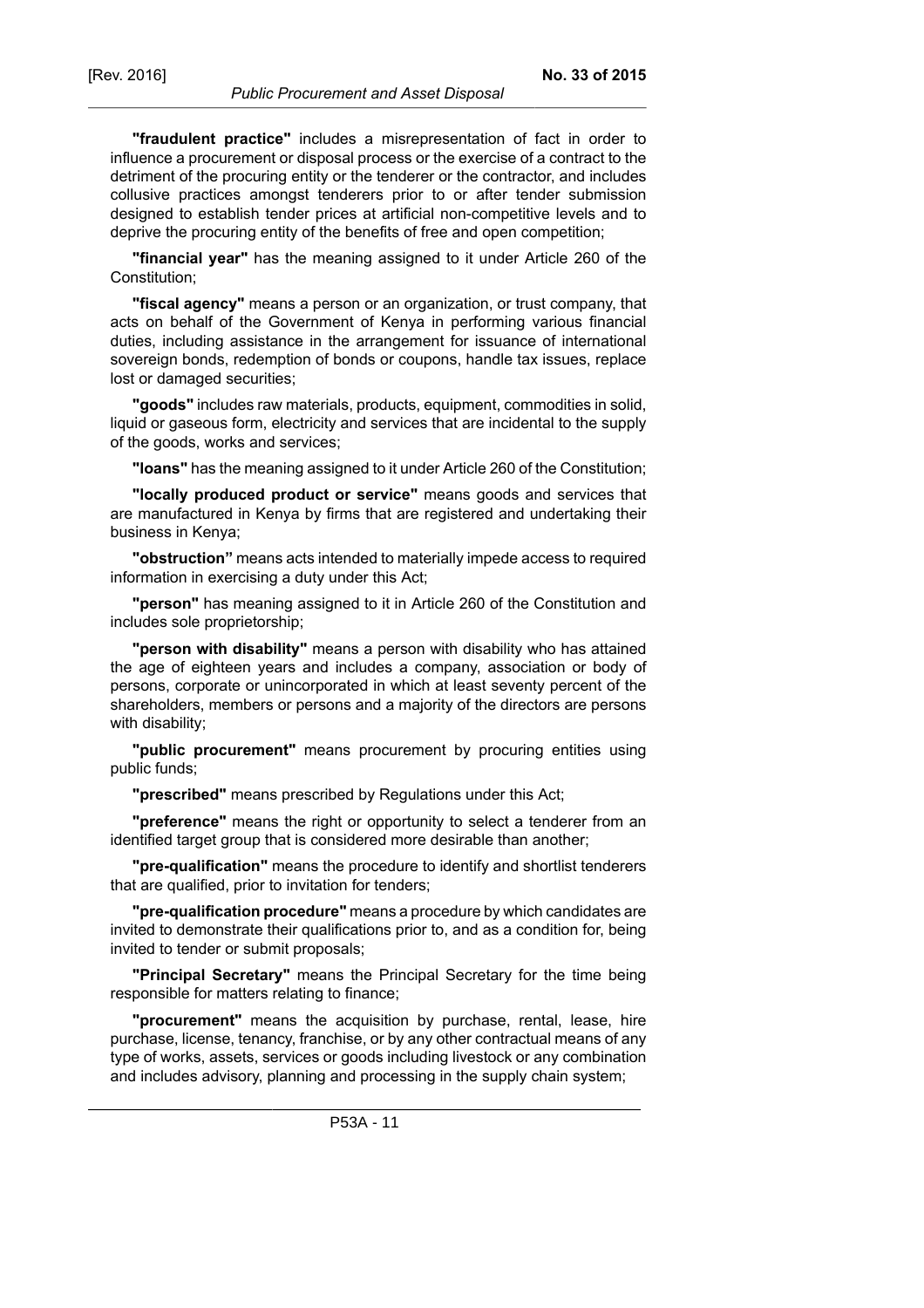**"fraudulent practice"** includes a misrepresentation of fact in order to influence a procurement or disposal process or the exercise of a contract to the detriment of the procuring entity or the tenderer or the contractor, and includes collusive practices amongst tenderers prior to or after tender submission designed to establish tender prices at artificial non-competitive levels and to deprive the procuring entity of the benefits of free and open competition;

**"financial year"** has the meaning assigned to it under Article 260 of the Constitution;

**"fiscal agency"** means a person or an organization, or trust company, that acts on behalf of the Government of Kenya in performing various financial duties, including assistance in the arrangement for issuance of international sovereign bonds, redemption of bonds or coupons, handle tax issues, replace lost or damaged securities;

**"goods"** includes raw materials, products, equipment, commodities in solid, liquid or gaseous form, electricity and services that are incidental to the supply of the goods, works and services;

**"loans"** has the meaning assigned to it under Article 260 of the Constitution;

**"locally produced product or service"** means goods and services that are manufactured in Kenya by firms that are registered and undertaking their business in Kenya;

**"obstruction"** means acts intended to materially impede access to required information in exercising a duty under this Act;

**"person"** has meaning assigned to it in Article 260 of the Constitution and includes sole proprietorship;

**"person with disability"** means a person with disability who has attained the age of eighteen years and includes a company, association or body of persons, corporate or unincorporated in which at least seventy percent of the shareholders, members or persons and a majority of the directors are persons with disability;

**"public procurement"** means procurement by procuring entities using public funds;

**"prescribed"** means prescribed by Regulations under this Act;

**"preference"** means the right or opportunity to select a tenderer from an identified target group that is considered more desirable than another;

**"pre-qualification"** means the procedure to identify and shortlist tenderers that are qualified, prior to invitation for tenders;

**"pre-qualification procedure"** means a procedure by which candidates are invited to demonstrate their qualifications prior to, and as a condition for, being invited to tender or submit proposals;

**"Principal Secretary"** means the Principal Secretary for the time being responsible for matters relating to finance;

**"procurement"** means the acquisition by purchase, rental, lease, hire purchase, license, tenancy, franchise, or by any other contractual means of any type of works, assets, services or goods including livestock or any combination and includes advisory, planning and processing in the supply chain system;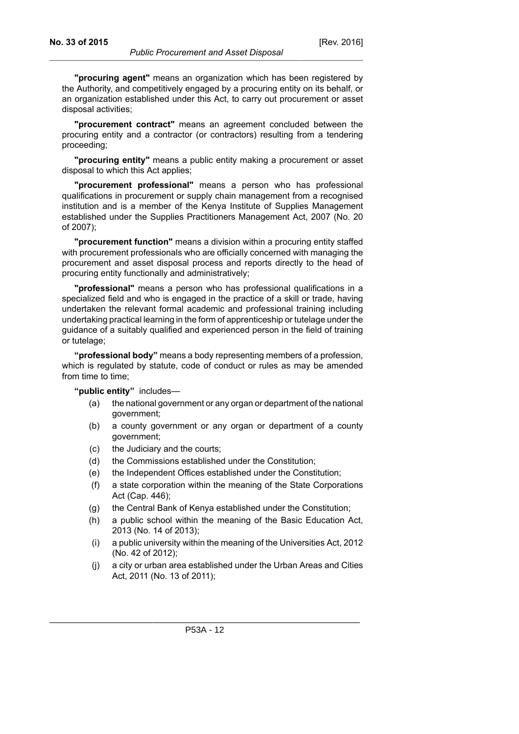**"procuring agent"** means an organization which has been registered by the Authority, and competitively engaged by a procuring entity on its behalf, or an organization established under this Act, to carry out procurement or asset disposal activities;

**"procurement contract"** means an agreement concluded between the procuring entity and a contractor (or contractors) resulting from a tendering proceeding;

**"procuring entity"** means a public entity making a procurement or asset disposal to which this Act applies;

**"procurement professional"** means a person who has professional qualifications in procurement or supply chain management from a recognised institution and is a member of the Kenya Institute of Supplies Management established under the Supplies Practitioners Management Act, 2007 (No. 20 of 2007);

**"procurement function"** means a division within a procuring entity staffed with procurement professionals who are officially concerned with managing the procurement and asset disposal process and reports directly to the head of procuring entity functionally and administratively;

**"professional"** means a person who has professional qualifications in a specialized field and who is engaged in the practice of a skill or trade, having undertaken the relevant formal academic and professional training including undertaking practical learning in the form of apprenticeship or tutelage under the guidance of a suitably qualified and experienced person in the field of training or tutelage;

**"professional body"** means a body representing members of a profession, which is regulated by statute, code of conduct or rules as may be amended from time to time;

**"public entity"** includes—

(a) the national government or any organ or department of the national government;

(b) a county government or any organ or department of a county government;

(c) the Judiciary and the courts;

(d) the Commissions established under the Constitution;

(e) the Independent Offices established under the Constitution;

(f) a state corporation within the meaning of the State Corporations Act (Cap. 446);

(g) the Central Bank of Kenya established under the Constitution;

(h) a public school within the meaning of the Basic Education Act, 2013 (No. 14 of 2013);

(i) a public university within the meaning of the Universities Act, 2012 (No. 42 of 2012);

(j) a city or urban area established under the Urban Areas and Cities Act, 2011 (No. 13 of 2011);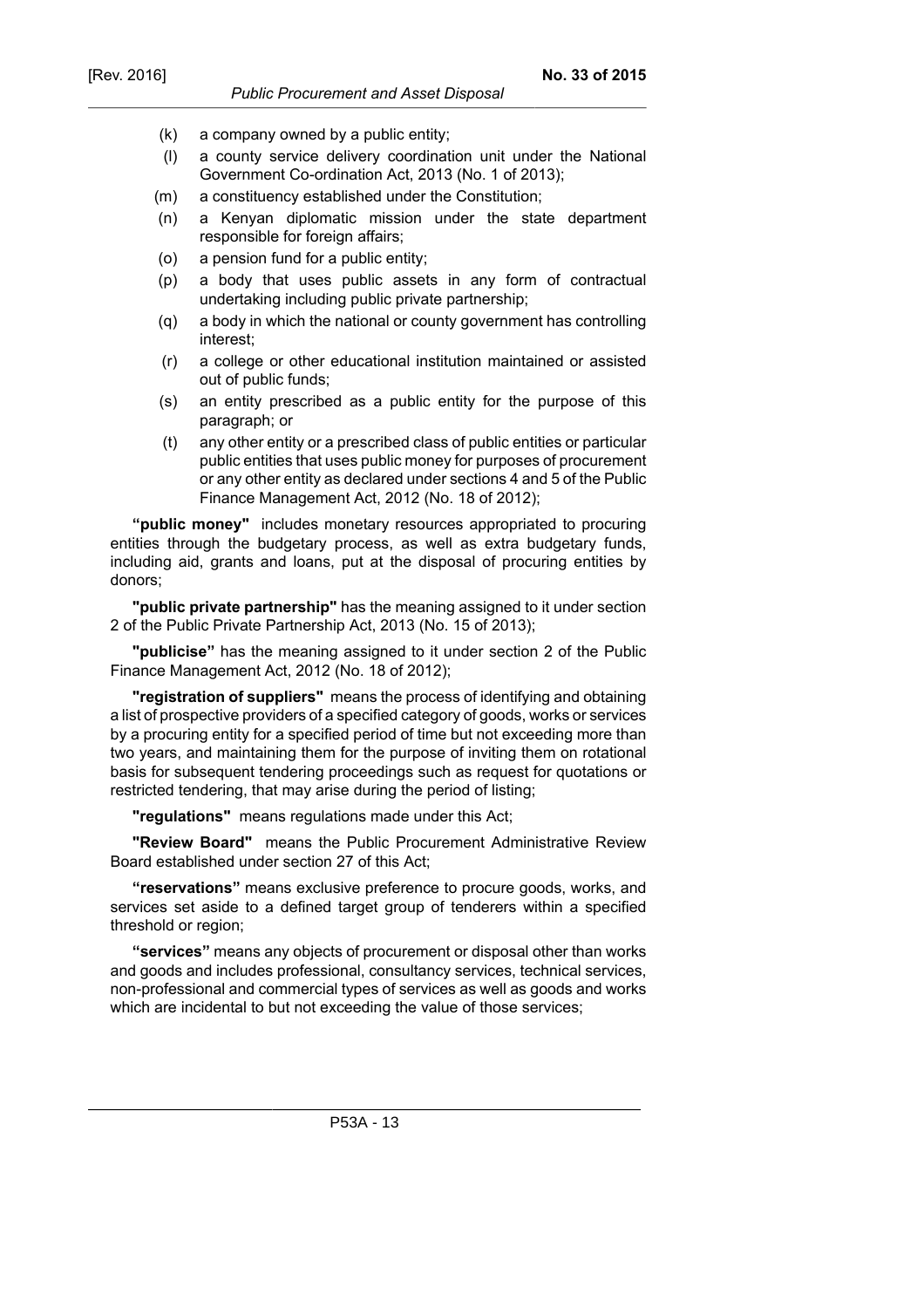(k) a company owned by a public entity;

(l) a county service delivery coordination unit under the National Government Co-ordination Act, 2013 (No. 1 of 2013);

(m) a constituency established under the Constitution;

(n) a Kenyan diplomatic mission under the state department responsible for foreign affairs;

(o) a pension fund for a public entity;

(p) a body that uses public assets in any form of contractual undertaking including public private partnership;

(q) a body in which the national or county government has controlling interest;

(r) a college or other educational institution maintained or assisted out of public funds;

(s) an entity prescribed as a public entity for the purpose of this paragraph; or

(t) any other entity or a prescribed class of public entities or particular public entities that uses public money for purposes of procurement or any other entity as declared under sections 4 and 5 of the Public Finance Management Act, 2012 (No. 18 of 2012);

**"public money"** includes monetary resources appropriated to procuring entities through the budgetary process, as well as extra budgetary funds, including aid, grants and loans, put at the disposal of procuring entities by donors;

**"public private partnership"** has the meaning assigned to it under section 2 of the Public Private Partnership Act, 2013 (No. 15 of 2013);

**"publicise"** has the meaning assigned to it under section 2 of the Public Finance Management Act, 2012 (No. 18 of 2012);

**"registration of suppliers"** means the process of identifying and obtaining a list of prospective providers of a specified category of goods, works or services by a procuring entity for a specified period of time but not exceeding more than two years, and maintaining them for the purpose of inviting them on rotational basis for subsequent tendering proceedings such as request for quotations or restricted tendering, that may arise during the period of listing;

**"regulations"** means regulations made under this Act;

**"Review Board"** means the Public Procurement Administrative Review Board established under section 27 of this Act;

**"reservations"** means exclusive preference to procure goods, works, and services set aside to a defined target group of tenderers within a specified threshold or region;

**"services"** means any objects of procurement or disposal other than works and goods and includes professional, consultancy services, technical services, non-professional and commercial types of services as well as goods and works which are incidental to but not exceeding the value of those services;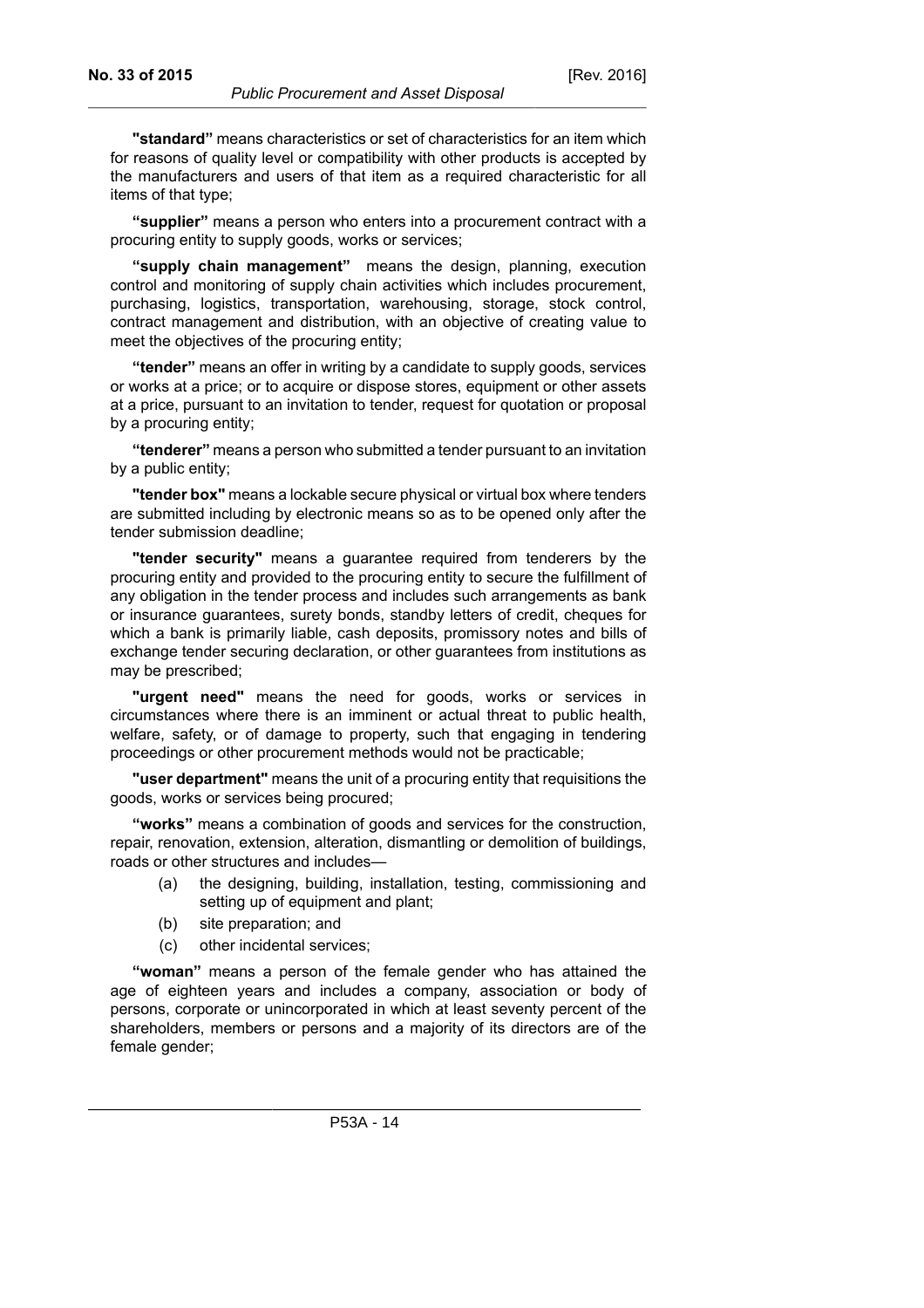**"standard"** means characteristics or set of characteristics for an item which for reasons of quality level or compatibility with other products is accepted by the manufacturers and users of that item as a required characteristic for all items of that type;

**"supplier"** means a person who enters into a procurement contract with a procuring entity to supply goods, works or services;

**"supply chain management"** means the design, planning, execution control and monitoring of supply chain activities which includes procurement, purchasing, logistics, transportation, warehousing, storage, stock control, contract management and distribution, with an objective of creating value to meet the objectives of the procuring entity;

**"tender"** means an offer in writing by a candidate to supply goods, services or works at a price; or to acquire or dispose stores, equipment or other assets at a price, pursuant to an invitation to tender, request for quotation or proposal by a procuring entity;

**"tenderer"** means a person who submitted a tender pursuant to an invitation by a public entity;

**"tender box"** means a lockable secure physical or virtual box where tenders are submitted including by electronic means so as to be opened only after the tender submission deadline;

**"tender security"** means a guarantee required from tenderers by the procuring entity and provided to the procuring entity to secure the fulfillment of any obligation in the tender process and includes such arrangements as bank or insurance guarantees, surety bonds, standby letters of credit, cheques for which a bank is primarily liable, cash deposits, promissory notes and bills of exchange tender securing declaration, or other guarantees from institutions as may be prescribed;

**"urgent need"** means the need for goods, works or services in circumstances where there is an imminent or actual threat to public health, welfare, safety, or of damage to property, such that engaging in tendering proceedings or other procurement methods would not be practicable;

**"user department"** means the unit of a procuring entity that requisitions the goods, works or services being procured;

**"works"** means a combination of goods and services for the construction, repair, renovation, extension, alteration, dismantling or demolition of buildings, roads or other structures and includes—

- (a) the designing, building, installation, testing, commissioning and setting up of equipment and plant;
- (b) site preparation; and
- (c) other incidental services;

**"woman"** means a person of the female gender who has attained the age of eighteen years and includes a company, association or body of persons, corporate or unincorporated in which at least seventy percent of the shareholders, members or persons and a majority of its directors are of the female gender;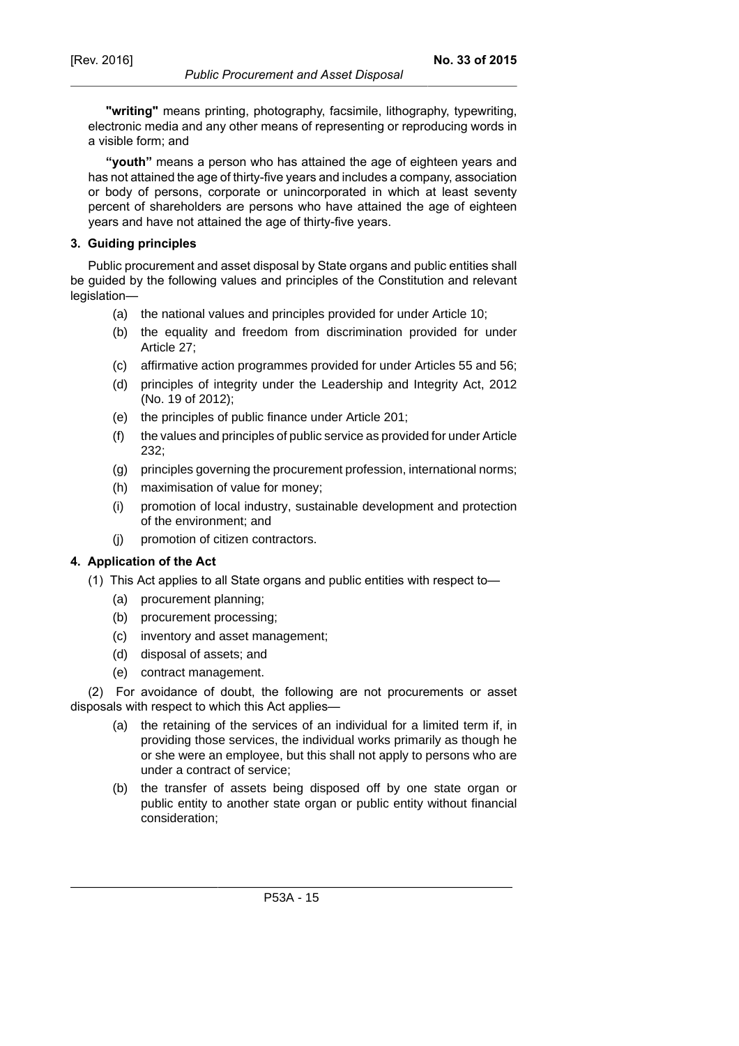**"writing"** means printing, photography, facsimile, lithography, typewriting, electronic media and any other means of representing or reproducing words in a visible form; and

**"youth"** means a person who has attained the age of eighteen years and has not attained the age of thirty-five years and includes a company, association or body of persons, corporate or unincorporated in which at least seventy percent of shareholders are persons who have attained the age of eighteen years and have not attained the age of thirty-five years.

### 3. Guiding principles

Public procurement and asset disposal by State organs and public entities shall be guided by the following values and principles of the Constitution and relevant legislation—

- (a) the national values and principles provided for under Article 10;
- (b) the equality and freedom from discrimination provided for under Article 27;
- (c) affirmative action programmes provided for under Articles 55 and 56;
- (d) principles of integrity under the Leadership and Integrity Act, 2012 (No. 19 of 2012);
- (e) the principles of public finance under Article 201;
- (f) the values and principles of public service as provided for under Article 232;
- (g) principles governing the procurement profession, international norms;
- (h) maximisation of value for money;
- (i) promotion of local industry, sustainable development and protection of the environment; and
- (j) promotion of citizen contractors.

### 4. Application of the Act

(1) This Act applies to all State organs and public entities with respect to—

- (a) procurement planning;
- (b) procurement processing;
- (c) inventory and asset management;
- (d) disposal of assets; and
- (e) contract management.

(2) For avoidance of doubt, the following are not procurements or asset disposals with respect to which this Act applies—

- (a) the retaining of the services of an individual for a limited term if, in providing those services, the individual works primarily as though he or she were an employee, but this shall not apply to persons who are under a contract of service;
- (b) the transfer of assets being disposed off by one state organ or public entity to another state organ or public entity without financial consideration;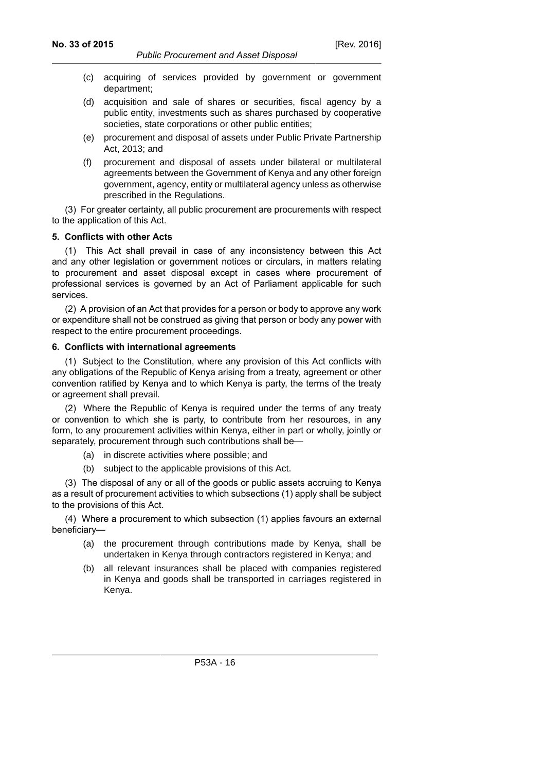(c) acquiring of services provided by government or government department;

(d) acquisition and sale of shares or securities, fiscal agency by a public entity, investments such as shares purchased by cooperative societies, state corporations or other public entities;

(e) procurement and disposal of assets under Public Private Partnership Act, 2013; and

(f) procurement and disposal of assets under bilateral or multilateral agreements between the Government of Kenya and any other foreign government, agency, entity or multilateral agency unless as otherwise prescribed in the Regulations.

(3) For greater certainty, all public procurement are procurements with respect to the application of this Act.

**5. Conflicts with other Acts**

(1) This Act shall prevail in case of any inconsistency between this Act and any other legislation or government notices or circulars, in matters relating to procurement and asset disposal except in cases where procurement of professional services is governed by an Act of Parliament applicable for such services.

(2) A provision of an Act that provides for a person or body to approve any work or expenditure shall not be construed as giving that person or body any power with respect to the entire procurement proceedings.

**6. Conflicts with international agreements**

(1) Subject to the Constitution, where any provision of this Act conflicts with any obligations of the Republic of Kenya arising from a treaty, agreement or other convention ratified by Kenya and to which Kenya is party, the terms of the treaty or agreement shall prevail.

(2) Where the Republic of Kenya is required under the terms of any treaty or convention to which she is party, to contribute from her resources, in any form, to any procurement activities within Kenya, either in part or wholly, jointly or separately, procurement through such contributions shall be—

(a) in discrete activities where possible; and

(b) subject to the applicable provisions of this Act.

(3) The disposal of any or all of the goods or public assets accruing to Kenya as a result of procurement activities to which subsections (1) apply shall be subject to the provisions of this Act.

(4) Where a procurement to which subsection (1) applies favours an external beneficiary—

(a) the procurement through contributions made by Kenya, shall be undertaken in Kenya through contractors registered in Kenya; and

(b) all relevant insurances shall be placed with companies registered in Kenya and goods shall be transported in carriages registered in Kenya.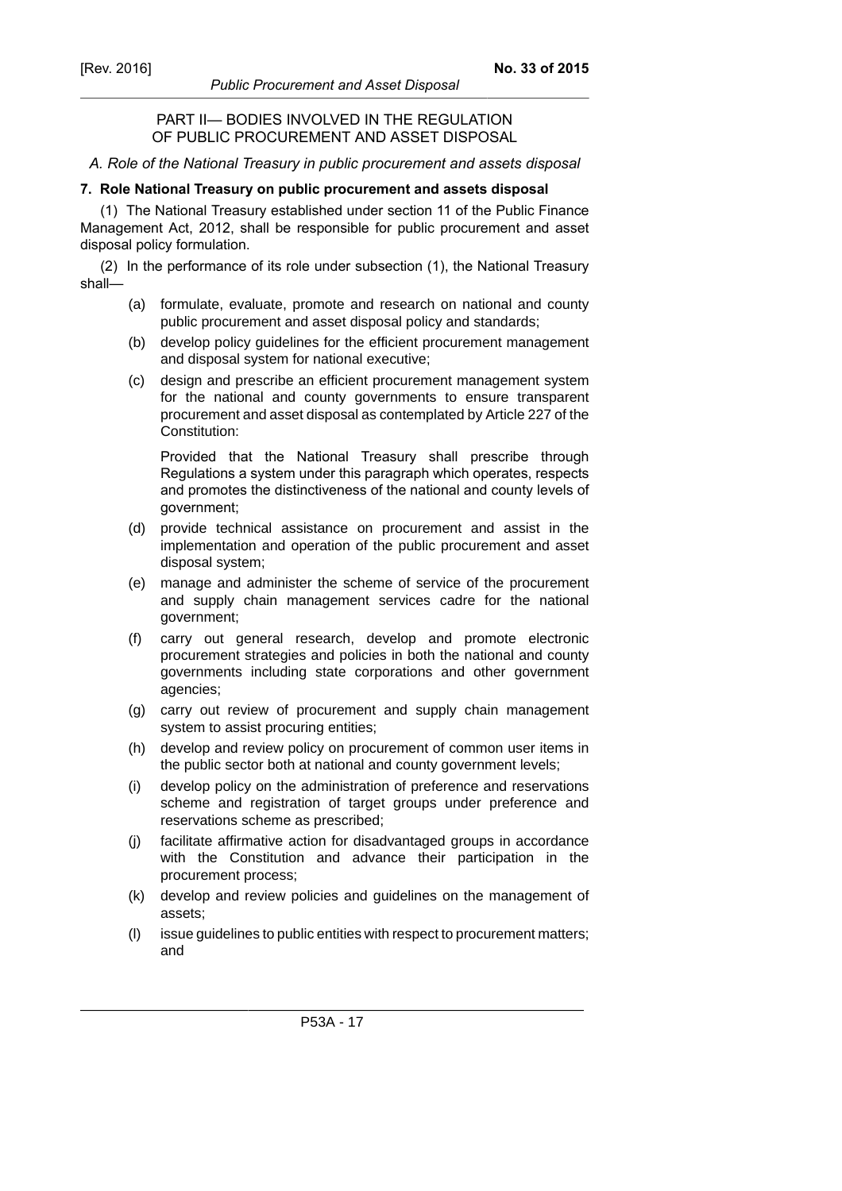## PART II— BODIES INVOLVED IN THE REGULATION OF PUBLIC PROCUREMENT AND ASSET DISPOSAL

*A. Role of the National Treasury in public procurement and assets disposal*

**7. Role National Treasury on public procurement and assets disposal**

(1) The National Treasury established under section 11 of the Public Finance Management Act, 2012, shall be responsible for public procurement and asset disposal policy formulation.

(2) In the performance of its role under subsection (1), the National Treasury shall—

(a) formulate, evaluate, promote and research on national and county public procurement and asset disposal policy and standards;

(b) develop policy guidelines for the efficient procurement management and disposal system for national executive;

(c) design and prescribe an efficient procurement management system for the national and county governments to ensure transparent procurement and asset disposal as contemplated by Article 227 of the Constitution:

Provided that the National Treasury shall prescribe through Regulations a system under this paragraph which operates, respects and promotes the distinctiveness of the national and county levels of government;

(d) provide technical assistance on procurement and assist in the implementation and operation of the public procurement and asset disposal system;

(e) manage and administer the scheme of service of the procurement and supply chain management services cadre for the national government;

(f) carry out general research, develop and promote electronic procurement strategies and policies in both the national and county governments including state corporations and other government agencies;

(g) carry out review of procurement and supply chain management system to assist procuring entities;

(h) develop and review policy on procurement of common user items in the public sector both at national and county government levels;

(i) develop policy on the administration of preference and reservations scheme and registration of target groups under preference and reservations scheme as prescribed;

(j) facilitate affirmative action for disadvantaged groups in accordance with the Constitution and advance their participation in the procurement process;

(k) develop and review policies and guidelines on the management of assets;

(l) issue guidelines to public entities with respect to procurement matters; and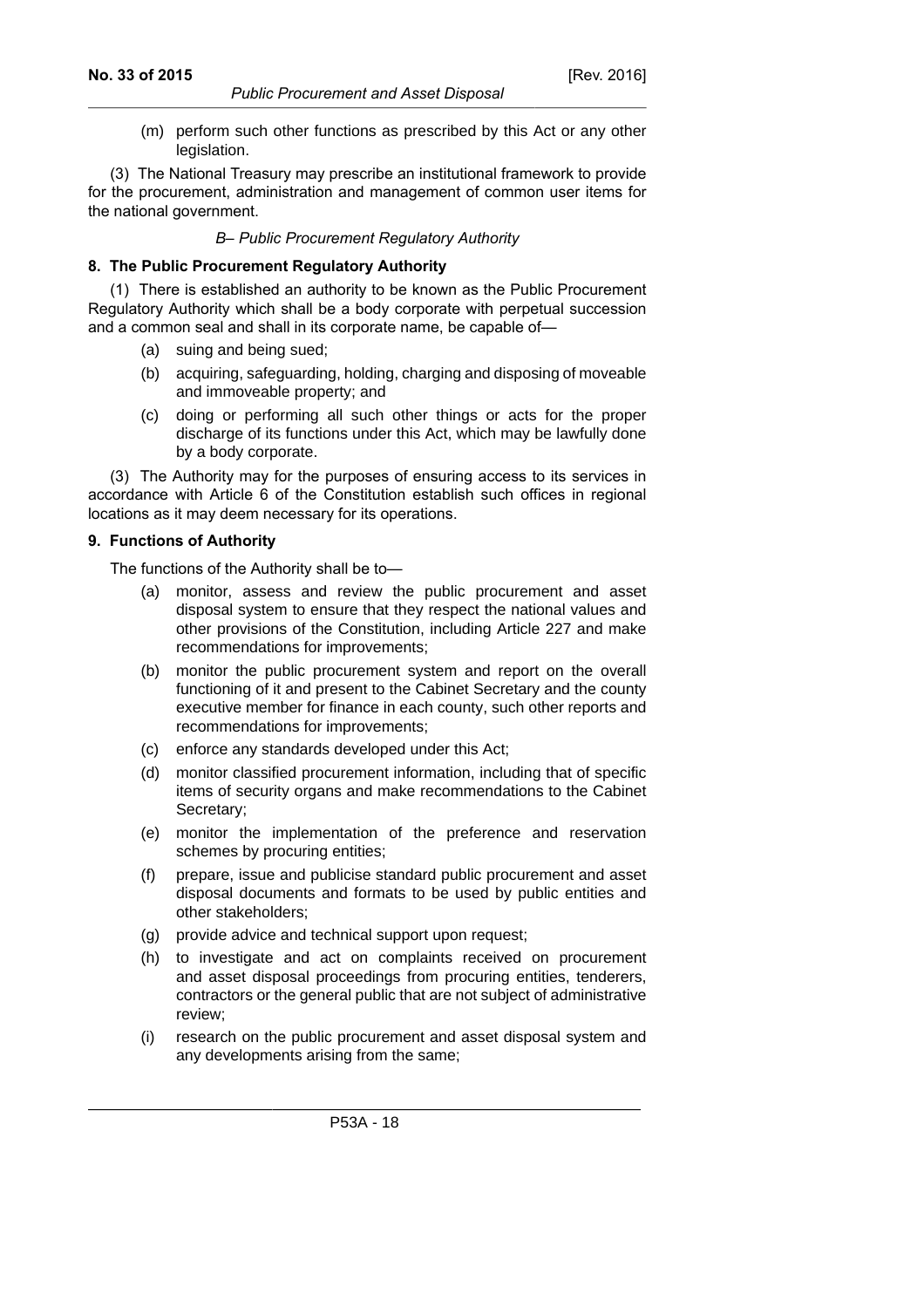(m) perform such other functions as prescribed by this Act or any other legislation.

(3) The National Treasury may prescribe an institutional framework to provide for the procurement, administration and management of common user items for the national government.

*B– Public Procurement Regulatory Authority*

**8. The Public Procurement Regulatory Authority**

(1) There is established an authority to be known as the Public Procurement Regulatory Authority which shall be a body corporate with perpetual succession and a common seal and shall in its corporate name, be capable of—

(a) suing and being sued;

(b) acquiring, safeguarding, holding, charging and disposing of moveable and immoveable property; and

(c) doing or performing all such other things or acts for the proper discharge of its functions under this Act, which may be lawfully done by a body corporate.

(3) The Authority may for the purposes of ensuring access to its services in accordance with Article 6 of the Constitution establish such offices in regional locations as it may deem necessary for its operations.

**9. Functions of Authority**

The functions of the Authority shall be to—

(a) monitor, assess and review the public procurement and asset disposal system to ensure that they respect the national values and other provisions of the Constitution, including Article 227 and make recommendations for improvements;

(b) monitor the public procurement system and report on the overall functioning of it and present to the Cabinet Secretary and the county executive member for finance in each county, such other reports and recommendations for improvements;

(c) enforce any standards developed under this Act;

(d) monitor classified procurement information, including that of specific items of security organs and make recommendations to the Cabinet Secretary;

(e) monitor the implementation of the preference and reservation schemes by procuring entities;

(f) prepare, issue and publicise standard public procurement and asset disposal documents and formats to be used by public entities and other stakeholders;

(g) provide advice and technical support upon request;

(h) to investigate and act on complaints received on procurement and asset disposal proceedings from procuring entities, tenderers, contractors or the general public that are not subject of administrative review;

(i) research on the public procurement and asset disposal system and any developments arising from the same;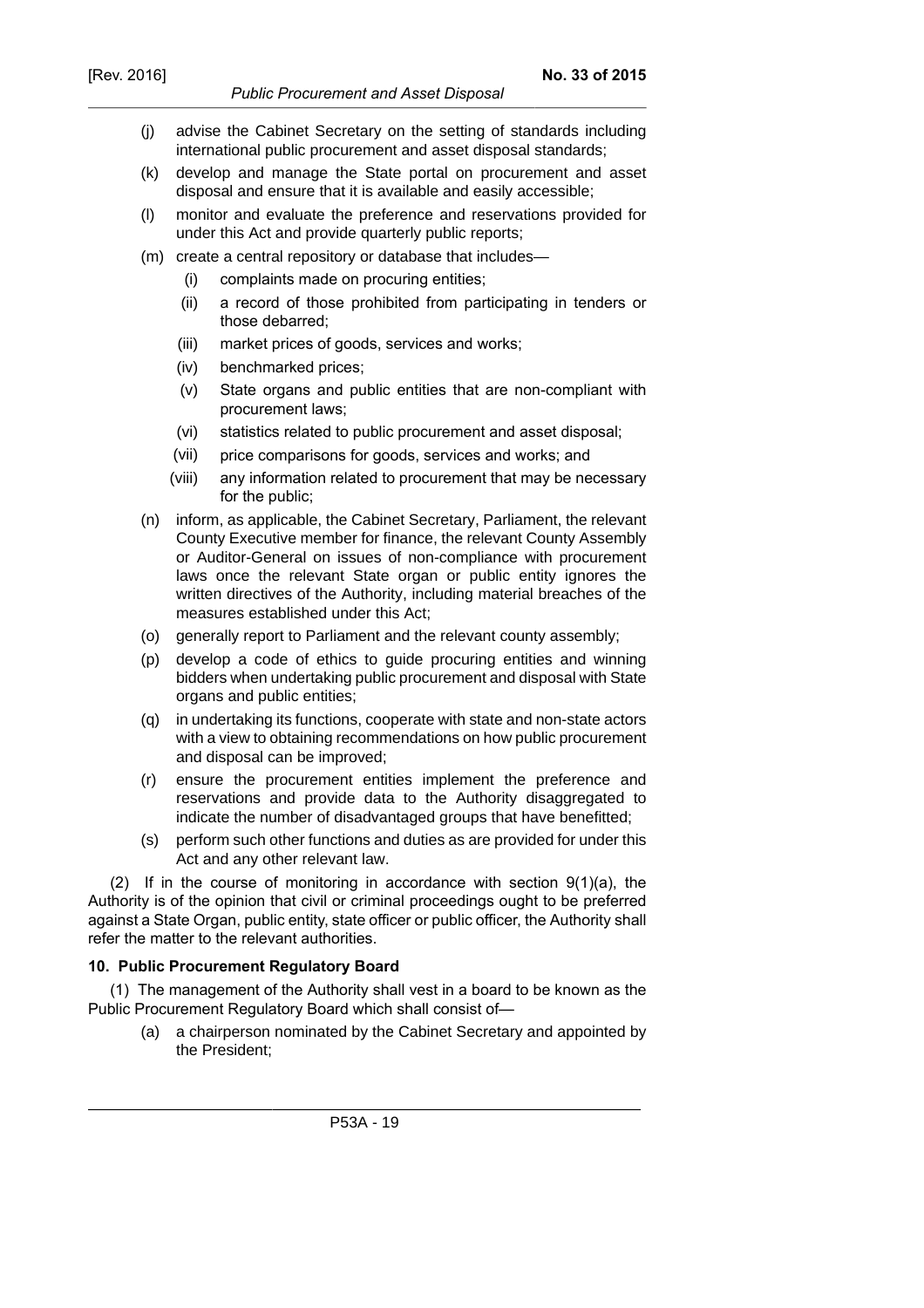(j) advise the Cabinet Secretary on the setting of standards including international public procurement and asset disposal standards;

(k) develop and manage the State portal on procurement and asset disposal and ensure that it is available and easily accessible;

(l) monitor and evaluate the preference and reservations provided for under this Act and provide quarterly public reports;

(m) create a central repository or database that includes—

  (i) complaints made on procuring entities;

  (ii) a record of those prohibited from participating in tenders or those debarred;

  (iii) market prices of goods, services and works;

  (iv) benchmarked prices;

  (v) State organs and public entities that are non-compliant with procurement laws;

  (vi) statistics related to public procurement and asset disposal;

  (vii) price comparisons for goods, services and works; and

  (viii) any information related to procurement that may be necessary for the public;

(n) inform, as applicable, the Cabinet Secretary, Parliament, the relevant County Executive member for finance, the relevant County Assembly or Auditor-General on issues of non-compliance with procurement laws once the relevant State organ or public entity ignores the written directives of the Authority, including material breaches of the measures established under this Act;

(o) generally report to Parliament and the relevant county assembly;

(p) develop a code of ethics to guide procuring entities and winning bidders when undertaking public procurement and disposal with State organs and public entities;

(q) in undertaking its functions, cooperate with state and non-state actors with a view to obtaining recommendations on how public procurement and disposal can be improved;

(r) ensure the procurement entities implement the preference and reservations and provide data to the Authority disaggregated to indicate the number of disadvantaged groups that have benefitted;

(s) perform such other functions and duties as are provided for under this Act and any other relevant law.

(2) If in the course of monitoring in accordance with section 9(1)(a), the Authority is of the opinion that civil or criminal proceedings ought to be preferred against a State Organ, public entity, state officer or public officer, the Authority shall refer the matter to the relevant authorities.

**10. Public Procurement Regulatory Board**

(1) The management of the Authority shall vest in a board to be known as the Public Procurement Regulatory Board which shall consist of—

(a) a chairperson nominated by the Cabinet Secretary and appointed by the President;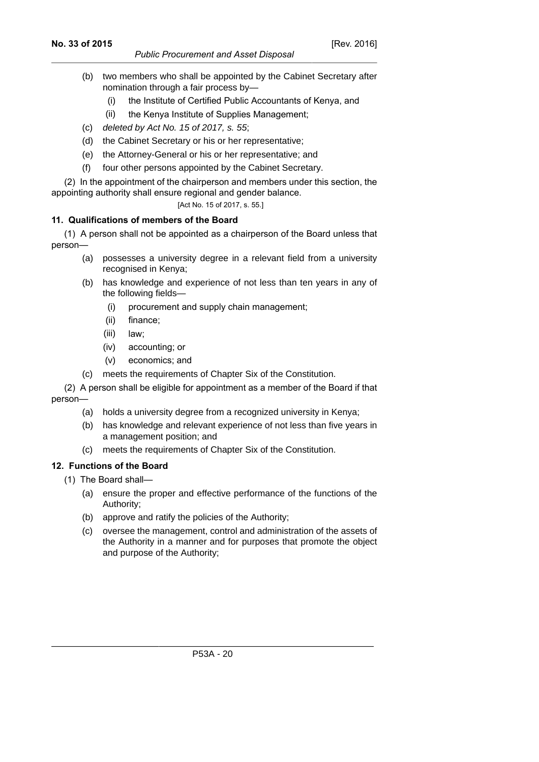(b) two members who shall be appointed by the Cabinet Secretary after nomination through a fair process by—

  (i) the Institute of Certified Public Accountants of Kenya, and

  (ii) the Kenya Institute of Supplies Management;

(c) *deleted by Act No. 15 of 2017, s. 55*;

(d) the Cabinet Secretary or his or her representative;

(e) the Attorney-General or his or her representative; and

(f) four other persons appointed by the Cabinet Secretary.

(2) In the appointment of the chairperson and members under this section, the appointing authority shall ensure regional and gender balance.

[Act No. 15 of 2017, s. 55.]

**11. Qualifications of members of the Board**

(1) A person shall not be appointed as a chairperson of the Board unless that person—

(a) possesses a university degree in a relevant field from a university recognised in Kenya;

(b) has knowledge and experience of not less than ten years in any of the following fields—

  (i) procurement and supply chain management;

  (ii) finance;

  (iii) law;

  (iv) accounting; or

  (v) economics; and

(c) meets the requirements of Chapter Six of the Constitution.

(2) A person shall be eligible for appointment as a member of the Board if that person—

(a) holds a university degree from a recognized university in Kenya;

(b) has knowledge and relevant experience of not less than five years in a management position; and

(c) meets the requirements of Chapter Six of the Constitution.

**12. Functions of the Board**

(1) The Board shall—

(a) ensure the proper and effective performance of the functions of the Authority;

(b) approve and ratify the policies of the Authority;

(c) oversee the management, control and administration of the assets of the Authority in a manner and for purposes that promote the object and purpose of the Authority;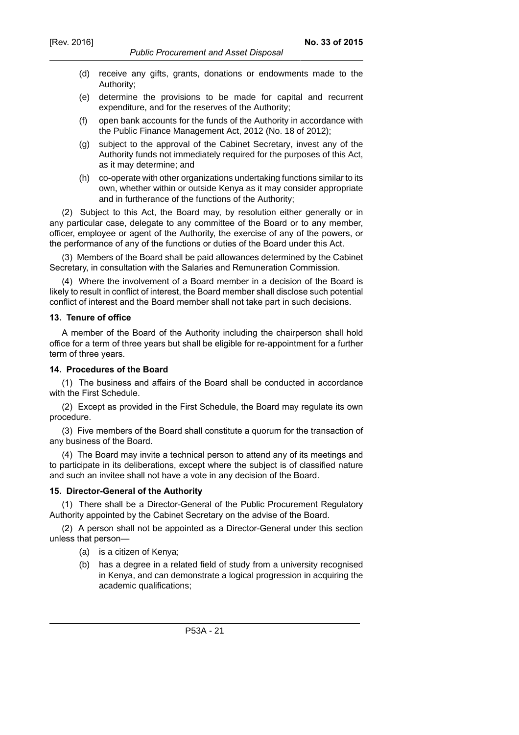(d) receive any gifts, grants, donations or endowments made to the Authority;

(e) determine the provisions to be made for capital and recurrent expenditure, and for the reserves of the Authority;

(f) open bank accounts for the funds of the Authority in accordance with the Public Finance Management Act, 2012 (No. 18 of 2012);

(g) subject to the approval of the Cabinet Secretary, invest any of the Authority funds not immediately required for the purposes of this Act, as it may determine; and

(h) co-operate with other organizations undertaking functions similar to its own, whether within or outside Kenya as it may consider appropriate and in furtherance of the functions of the Authority;

(2) Subject to this Act, the Board may, by resolution either generally or in any particular case, delegate to any committee of the Board or to any member, officer, employee or agent of the Authority, the exercise of any of the powers, or the performance of any of the functions or duties of the Board under this Act.

(3) Members of the Board shall be paid allowances determined by the Cabinet Secretary, in consultation with the Salaries and Remuneration Commission.

(4) Where the involvement of a Board member in a decision of the Board is likely to result in conflict of interest, the Board member shall disclose such potential conflict of interest and the Board member shall not take part in such decisions.

### 13. Tenure of office

A member of the Board of the Authority including the chairperson shall hold office for a term of three years but shall be eligible for re-appointment for a further term of three years.

### 14. Procedures of the Board

(1) The business and affairs of the Board shall be conducted in accordance with the First Schedule.

(2) Except as provided in the First Schedule, the Board may regulate its own procedure.

(3) Five members of the Board shall constitute a quorum for the transaction of any business of the Board.

(4) The Board may invite a technical person to attend any of its meetings and to participate in its deliberations, except where the subject is of classified nature and such an invitee shall not have a vote in any decision of the Board.

### 15. Director-General of the Authority

(1) There shall be a Director-General of the Public Procurement Regulatory Authority appointed by the Cabinet Secretary on the advise of the Board.

(2) A person shall not be appointed as a Director-General under this section unless that person—

(a) is a citizen of Kenya;

(b) has a degree in a related field of study from a university recognised in Kenya, and can demonstrate a logical progression in acquiring the academic qualifications;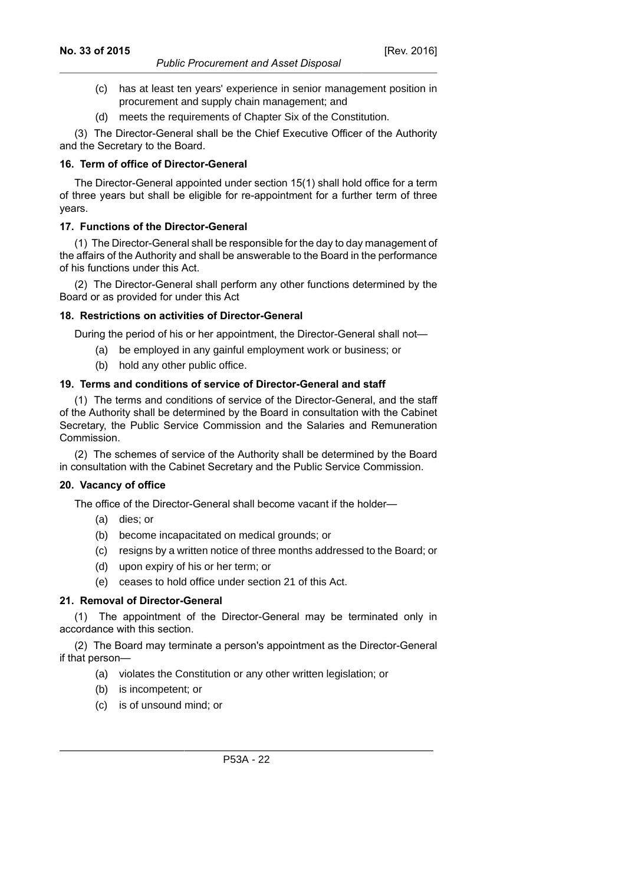(c) has at least ten years' experience in senior management position in procurement and supply chain management; and

(d) meets the requirements of Chapter Six of the Constitution.

(3) The Director-General shall be the Chief Executive Officer of the Authority and the Secretary to the Board.

**16. Term of office of Director-General**

The Director-General appointed under section 15(1) shall hold office for a term of three years but shall be eligible for re-appointment for a further term of three years.

**17. Functions of the Director-General**

(1) The Director-General shall be responsible for the day to day management of the affairs of the Authority and shall be answerable to the Board in the performance of his functions under this Act.

(2) The Director-General shall perform any other functions determined by the Board or as provided for under this Act

**18. Restrictions on activities of Director-General**

During the period of his or her appointment, the Director-General shall not—

(a) be employed in any gainful employment work or business; or

(b) hold any other public office.

**19. Terms and conditions of service of Director-General and staff**

(1) The terms and conditions of service of the Director-General, and the staff of the Authority shall be determined by the Board in consultation with the Cabinet Secretary, the Public Service Commission and the Salaries and Remuneration Commission.

(2) The schemes of service of the Authority shall be determined by the Board in consultation with the Cabinet Secretary and the Public Service Commission.

**20. Vacancy of office**

The office of the Director-General shall become vacant if the holder—

(a) dies; or

(b) become incapacitated on medical grounds; or

(c) resigns by a written notice of three months addressed to the Board; or

(d) upon expiry of his or her term; or

(e) ceases to hold office under section 21 of this Act.

**21. Removal of Director-General**

(1) The appointment of the Director-General may be terminated only in accordance with this section.

(2) The Board may terminate a person's appointment as the Director-General if that person—

(a) violates the Constitution or any other written legislation; or

(b) is incompetent; or

(c) is of unsound mind; or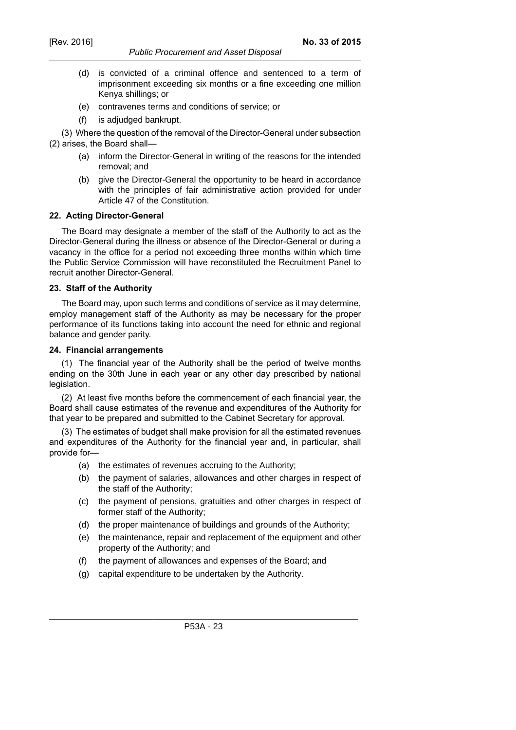(d) is convicted of a criminal offence and sentenced to a term of imprisonment exceeding six months or a fine exceeding one million Kenya shillings; or

(e) contravenes terms and conditions of service; or

(f) is adjudged bankrupt.

(3) Where the question of the removal of the Director-General under subsection (2) arises, the Board shall—

(a) inform the Director-General in writing of the reasons for the intended removal; and

(b) give the Director-General the opportunity to be heard in accordance with the principles of fair administrative action provided for under Article 47 of the Constitution.

**22. Acting Director-General**

The Board may designate a member of the staff of the Authority to act as the Director-General during the illness or absence of the Director-General or during a vacancy in the office for a period not exceeding three months within which time the Public Service Commission will have reconstituted the Recruitment Panel to recruit another Director-General.

**23. Staff of the Authority**

The Board may, upon such terms and conditions of service as it may determine, employ management staff of the Authority as may be necessary for the proper performance of its functions taking into account the need for ethnic and regional balance and gender parity.

**24. Financial arrangements**

(1) The financial year of the Authority shall be the period of twelve months ending on the 30th June in each year or any other day prescribed by national legislation.

(2) At least five months before the commencement of each financial year, the Board shall cause estimates of the revenue and expenditures of the Authority for that year to be prepared and submitted to the Cabinet Secretary for approval.

(3) The estimates of budget shall make provision for all the estimated revenues and expenditures of the Authority for the financial year and, in particular, shall provide for—

(a) the estimates of revenues accruing to the Authority;

(b) the payment of salaries, allowances and other charges in respect of the staff of the Authority;

(c) the payment of pensions, gratuities and other charges in respect of former staff of the Authority;

(d) the proper maintenance of buildings and grounds of the Authority;

(e) the maintenance, repair and replacement of the equipment and other property of the Authority; and

(f) the payment of allowances and expenses of the Board; and

(g) capital expenditure to be undertaken by the Authority.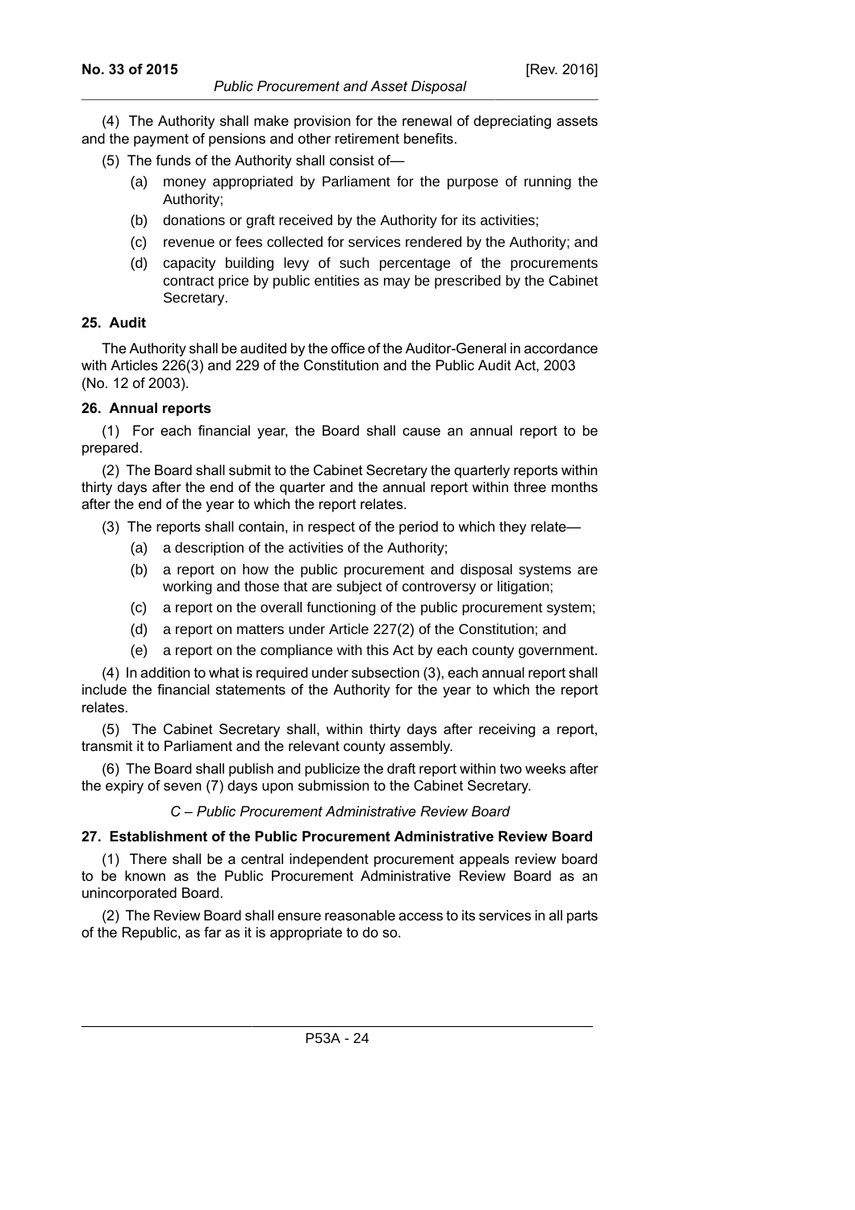(4) The Authority shall make provision for the renewal of depreciating assets and the payment of pensions and other retirement benefits.

(5) The funds of the Authority shall consist of—

(a) money appropriated by Parliament for the purpose of running the Authority;

(b) donations or graft received by the Authority for its activities;

(c) revenue or fees collected for services rendered by the Authority; and

(d) capacity building levy of such percentage of the procurements contract price by public entities as may be prescribed by the Cabinet Secretary.

**25. Audit**

The Authority shall be audited by the office of the Auditor-General in accordance with Articles 226(3) and 229 of the Constitution and the Public Audit Act, 2003 (No. 12 of 2003).

**26. Annual reports**

(1) For each financial year, the Board shall cause an annual report to be prepared.

(2) The Board shall submit to the Cabinet Secretary the quarterly reports within thirty days after the end of the quarter and the annual report within three months after the end of the year to which the report relates.

(3) The reports shall contain, in respect of the period to which they relate—

(a) a description of the activities of the Authority;

(b) a report on how the public procurement and disposal systems are working and those that are subject of controversy or litigation;

(c) a report on the overall functioning of the public procurement system;

(d) a report on matters under Article 227(2) of the Constitution; and

(e) a report on the compliance with this Act by each county government.

(4) In addition to what is required under subsection (3), each annual report shall include the financial statements of the Authority for the year to which the report relates.

(5) The Cabinet Secretary shall, within thirty days after receiving a report, transmit it to Parliament and the relevant county assembly.

(6) The Board shall publish and publicize the draft report within two weeks after the expiry of seven (7) days upon submission to the Cabinet Secretary.

*C – Public Procurement Administrative Review Board*

**27. Establishment of the Public Procurement Administrative Review Board**

(1) There shall be a central independent procurement appeals review board to be known as the Public Procurement Administrative Review Board as an unincorporated Board.

(2) The Review Board shall ensure reasonable access to its services in all parts of the Republic, as far as it is appropriate to do so.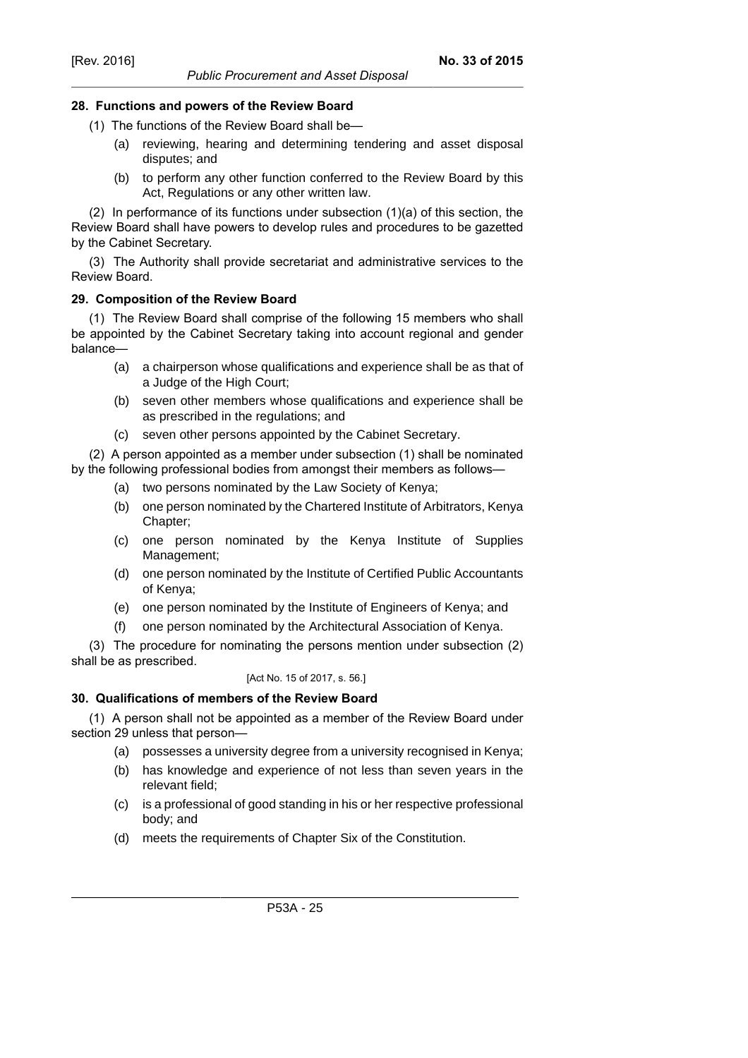### 28. Functions and powers of the Review Board

(1) The functions of the Review Board shall be—

- (a) reviewing, hearing and determining tendering and asset disposal disputes; and
- (b) to perform any other function conferred to the Review Board by this Act, Regulations or any other written law.

(2) In performance of its functions under subsection (1)(a) of this section, the Review Board shall have powers to develop rules and procedures to be gazetted by the Cabinet Secretary.

(3) The Authority shall provide secretariat and administrative services to the Review Board.

### 29. Composition of the Review Board

(1) The Review Board shall comprise of the following 15 members who shall be appointed by the Cabinet Secretary taking into account regional and gender balance—

- (a) a chairperson whose qualifications and experience shall be as that of a Judge of the High Court;
- (b) seven other members whose qualifications and experience shall be as prescribed in the regulations; and
- (c) seven other persons appointed by the Cabinet Secretary.

(2) A person appointed as a member under subsection (1) shall be nominated by the following professional bodies from amongst their members as follows—

- (a) two persons nominated by the Law Society of Kenya;
- (b) one person nominated by the Chartered Institute of Arbitrators, Kenya Chapter;
- (c) one person nominated by the Kenya Institute of Supplies Management;
- (d) one person nominated by the Institute of Certified Public Accountants of Kenya;
- (e) one person nominated by the Institute of Engineers of Kenya; and
- (f) one person nominated by the Architectural Association of Kenya.

(3) The procedure for nominating the persons mention under subsection (2) shall be as prescribed.

[Act No. 15 of 2017, s. 56.]

### 30. Qualifications of members of the Review Board

(1) A person shall not be appointed as a member of the Review Board under section 29 unless that person—

- (a) possesses a university degree from a university recognised in Kenya;
- (b) has knowledge and experience of not less than seven years in the relevant field;
- (c) is a professional of good standing in his or her respective professional body; and
- (d) meets the requirements of Chapter Six of the Constitution.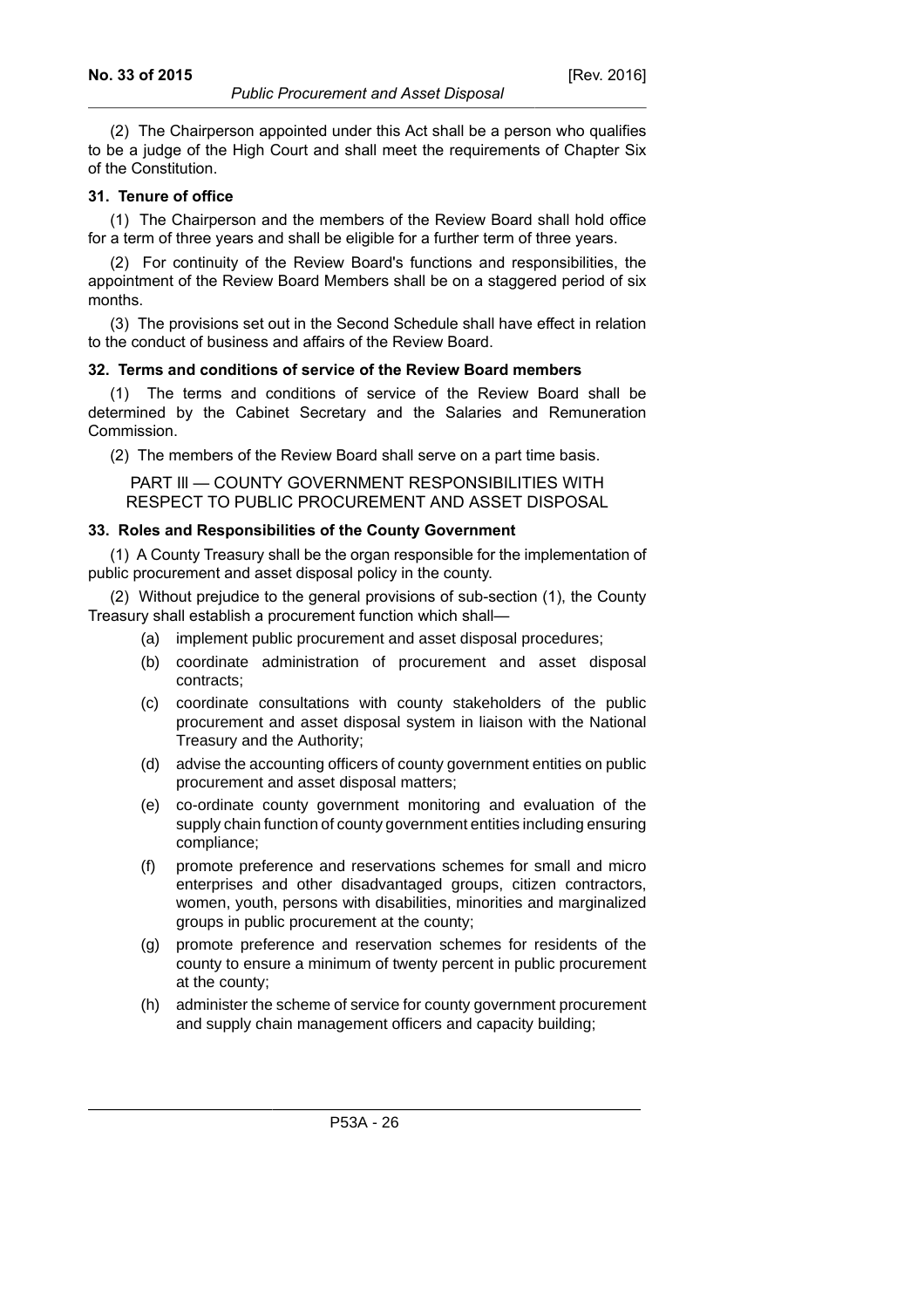(2) The Chairperson appointed under this Act shall be a person who qualifies to be a judge of the High Court and shall meet the requirements of Chapter Six of the Constitution.

**31. Tenure of office**

(1) The Chairperson and the members of the Review Board shall hold office for a term of three years and shall be eligible for a further term of three years.

(2) For continuity of the Review Board's functions and responsibilities, the appointment of the Review Board Members shall be on a staggered period of six months.

(3) The provisions set out in the Second Schedule shall have effect in relation to the conduct of business and affairs of the Review Board.

**32. Terms and conditions of service of the Review Board members**

(1) The terms and conditions of service of the Review Board shall be determined by the Cabinet Secretary and the Salaries and Remuneration Commission.

(2) The members of the Review Board shall serve on a part time basis.

## PART III — COUNTY GOVERNMENT RESPONSIBILITIES WITH RESPECT TO PUBLIC PROCUREMENT AND ASSET DISPOSAL

**33. Roles and Responsibilities of the County Government**

(1) A County Treasury shall be the organ responsible for the implementation of public procurement and asset disposal policy in the county.

(2) Without prejudice to the general provisions of sub-section (1), the County Treasury shall establish a procurement function which shall—

- (a) implement public procurement and asset disposal procedures;
- (b) coordinate administration of procurement and asset disposal contracts;
- (c) coordinate consultations with county stakeholders of the public procurement and asset disposal system in liaison with the National Treasury and the Authority;
- (d) advise the accounting officers of county government entities on public procurement and asset disposal matters;
- (e) co-ordinate county government monitoring and evaluation of the supply chain function of county government entities including ensuring compliance;
- (f) promote preference and reservations schemes for small and micro enterprises and other disadvantaged groups, citizen contractors, women, youth, persons with disabilities, minorities and marginalized groups in public procurement at the county;
- (g) promote preference and reservation schemes for residents of the county to ensure a minimum of twenty percent in public procurement at the county;
- (h) administer the scheme of service for county government procurement and supply chain management officers and capacity building;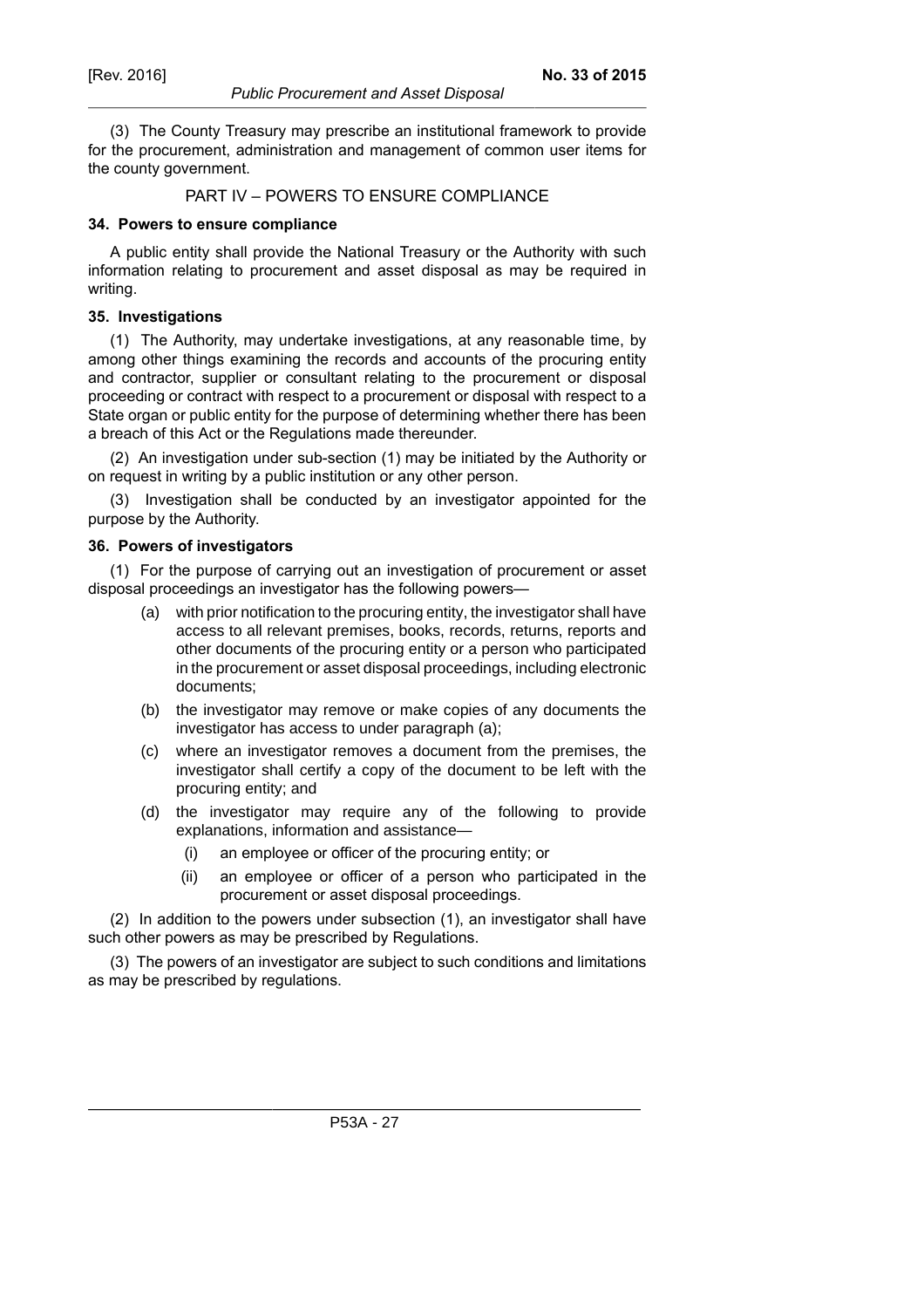(3) The County Treasury may prescribe an institutional framework to provide for the procurement, administration and management of common user items for the county government.

## PART IV – POWERS TO ENSURE COMPLIANCE

### 34. Powers to ensure compliance

A public entity shall provide the National Treasury or the Authority with such information relating to procurement and asset disposal as may be required in writing.

### 35. Investigations

(1) The Authority, may undertake investigations, at any reasonable time, by among other things examining the records and accounts of the procuring entity and contractor, supplier or consultant relating to the procurement or disposal proceeding or contract with respect to a procurement or disposal with respect to a State organ or public entity for the purpose of determining whether there has been a breach of this Act or the Regulations made thereunder.

(2) An investigation under sub-section (1) may be initiated by the Authority or on request in writing by a public institution or any other person.

(3) Investigation shall be conducted by an investigator appointed for the purpose by the Authority.

### 36. Powers of investigators

(1) For the purpose of carrying out an investigation of procurement or asset disposal proceedings an investigator has the following powers—

- (a) with prior notification to the procuring entity, the investigator shall have access to all relevant premises, books, records, returns, reports and other documents of the procuring entity or a person who participated in the procurement or asset disposal proceedings, including electronic documents;
- (b) the investigator may remove or make copies of any documents the investigator has access to under paragraph (a);
- (c) where an investigator removes a document from the premises, the investigator shall certify a copy of the document to be left with the procuring entity; and
- (d) the investigator may require any of the following to provide explanations, information and assistance—
  - (i) an employee or officer of the procuring entity; or
  - (ii) an employee or officer of a person who participated in the procurement or asset disposal proceedings.

(2) In addition to the powers under subsection (1), an investigator shall have such other powers as may be prescribed by Regulations.

(3) The powers of an investigator are subject to such conditions and limitations as may be prescribed by regulations.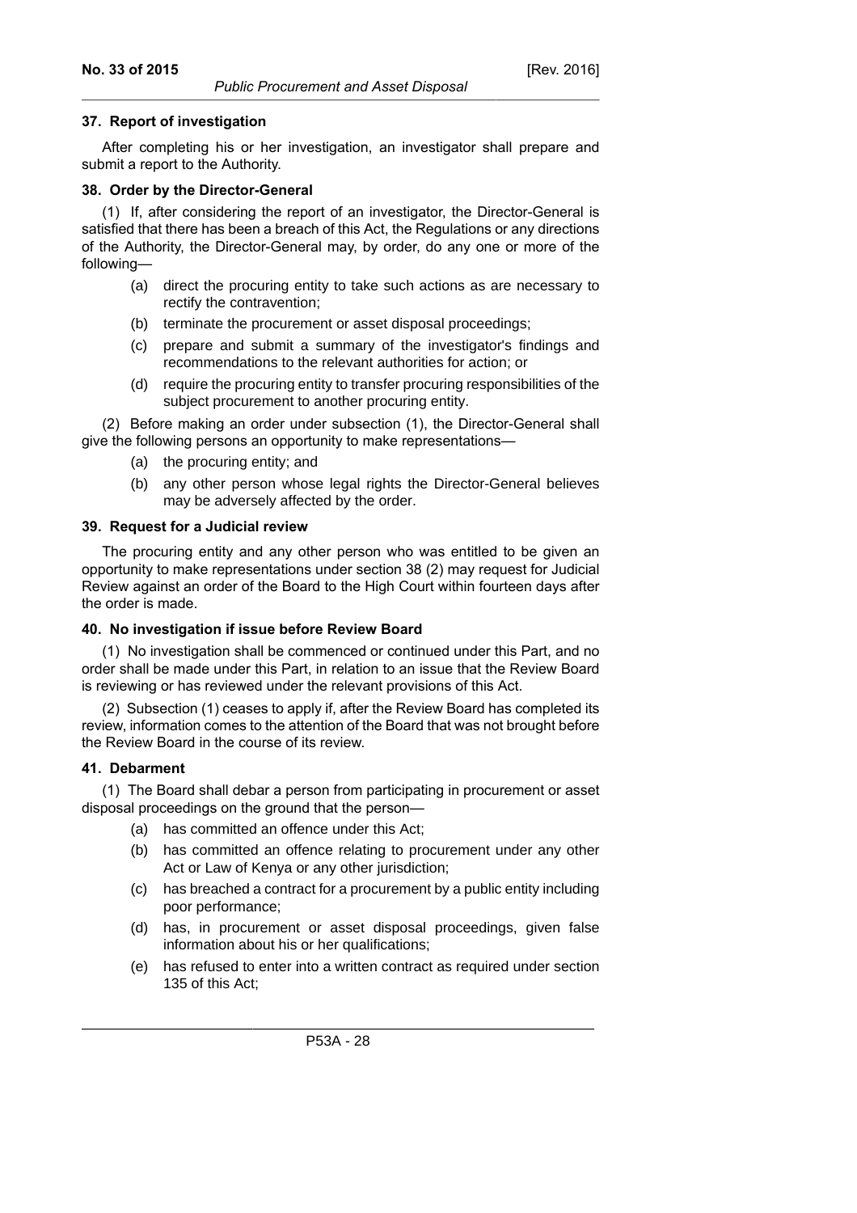### 37. Report of investigation

After completing his or her investigation, an investigator shall prepare and submit a report to the Authority.

### 38. Order by the Director-General

(1) If, after considering the report of an investigator, the Director-General is satisfied that there has been a breach of this Act, the Regulations or any directions of the Authority, the Director-General may, by order, do any one or more of the following—

- (a) direct the procuring entity to take such actions as are necessary to rectify the contravention;
- (b) terminate the procurement or asset disposal proceedings;
- (c) prepare and submit a summary of the investigator's findings and recommendations to the relevant authorities for action; or
- (d) require the procuring entity to transfer procuring responsibilities of the subject procurement to another procuring entity.

(2) Before making an order under subsection (1), the Director-General shall give the following persons an opportunity to make representations—

- (a) the procuring entity; and
- (b) any other person whose legal rights the Director-General believes may be adversely affected by the order.

### 39. Request for a Judicial review

The procuring entity and any other person who was entitled to be given an opportunity to make representations under section 38 (2) may request for Judicial Review against an order of the Board to the High Court within fourteen days after the order is made.

### 40. No investigation if issue before Review Board

(1) No investigation shall be commenced or continued under this Part, and no order shall be made under this Part, in relation to an issue that the Review Board is reviewing or has reviewed under the relevant provisions of this Act.

(2) Subsection (1) ceases to apply if, after the Review Board has completed its review, information comes to the attention of the Board that was not brought before the Review Board in the course of its review.

### 41. Debarment

(1) The Board shall debar a person from participating in procurement or asset disposal proceedings on the ground that the person—

- (a) has committed an offence under this Act;
- (b) has committed an offence relating to procurement under any other Act or Law of Kenya or any other jurisdiction;
- (c) has breached a contract for a procurement by a public entity including poor performance;
- (d) has, in procurement or asset disposal proceedings, given false information about his or her qualifications;
- (e) has refused to enter into a written contract as required under section 135 of this Act;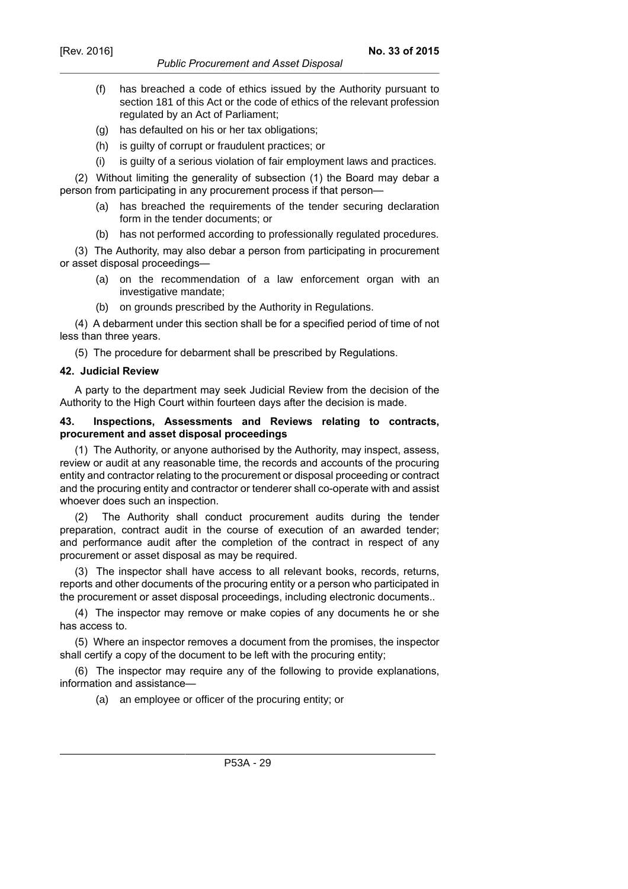(f) has breached a code of ethics issued by the Authority pursuant to section 181 of this Act or the code of ethics of the relevant profession regulated by an Act of Parliament;

(g) has defaulted on his or her tax obligations;

(h) is guilty of corrupt or fraudulent practices; or

(i) is guilty of a serious violation of fair employment laws and practices.

(2) Without limiting the generality of subsection (1) the Board may debar a person from participating in any procurement process if that person—

(a) has breached the requirements of the tender securing declaration form in the tender documents; or

(b) has not performed according to professionally regulated procedures.

(3) The Authority, may also debar a person from participating in procurement or asset disposal proceedings—

(a) on the recommendation of a law enforcement organ with an investigative mandate;

(b) on grounds prescribed by the Authority in Regulations.

(4) A debarment under this section shall be for a specified period of time of not less than three years.

(5) The procedure for debarment shall be prescribed by Regulations.

### 42. Judicial Review

A party to the department may seek Judicial Review from the decision of the Authority to the High Court within fourteen days after the decision is made.

### 43. Inspections, Assessments and Reviews relating to contracts, procurement and asset disposal proceedings

(1) The Authority, or anyone authorised by the Authority, may inspect, assess, review or audit at any reasonable time, the records and accounts of the procuring entity and contractor relating to the procurement or disposal proceeding or contract and the procuring entity and contractor or tenderer shall co-operate with and assist whoever does such an inspection.

(2) The Authority shall conduct procurement audits during the tender preparation, contract audit in the course of execution of an awarded tender; and performance audit after the completion of the contract in respect of any procurement or asset disposal as may be required.

(3) The inspector shall have access to all relevant books, records, returns, reports and other documents of the procuring entity or a person who participated in the procurement or asset disposal proceedings, including electronic documents..

(4) The inspector may remove or make copies of any documents he or she has access to.

(5) Where an inspector removes a document from the promises, the inspector shall certify a copy of the document to be left with the procuring entity;

(6) The inspector may require any of the following to provide explanations, information and assistance—

(a) an employee or officer of the procuring entity; or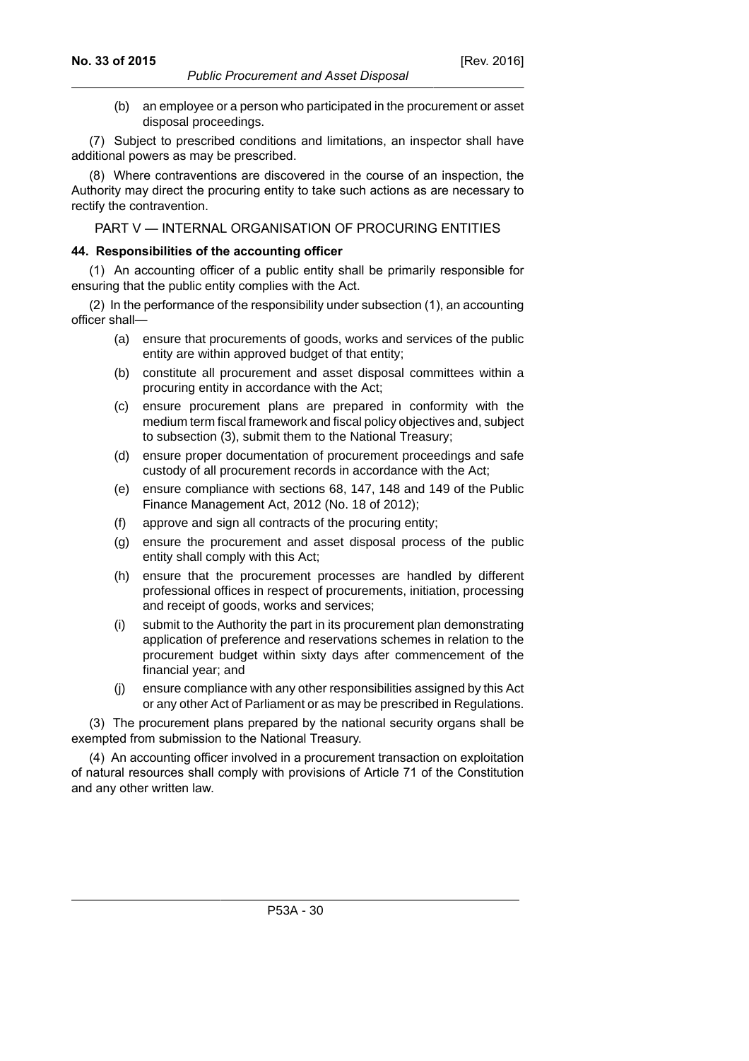(b) an employee or a person who participated in the procurement or asset disposal proceedings.

(7) Subject to prescribed conditions and limitations, an inspector shall have additional powers as may be prescribed.

(8) Where contraventions are discovered in the course of an inspection, the Authority may direct the procuring entity to take such actions as are necessary to rectify the contravention.

## PART V — INTERNAL ORGANISATION OF PROCURING ENTITIES

### 44. Responsibilities of the accounting officer

(1) An accounting officer of a public entity shall be primarily responsible for ensuring that the public entity complies with the Act.

(2) In the performance of the responsibility under subsection (1), an accounting officer shall—

- (a) ensure that procurements of goods, works and services of the public entity are within approved budget of that entity;
- (b) constitute all procurement and asset disposal committees within a procuring entity in accordance with the Act;
- (c) ensure procurement plans are prepared in conformity with the medium term fiscal framework and fiscal policy objectives and, subject to subsection (3), submit them to the National Treasury;
- (d) ensure proper documentation of procurement proceedings and safe custody of all procurement records in accordance with the Act;
- (e) ensure compliance with sections 68, 147, 148 and 149 of the Public Finance Management Act, 2012 (No. 18 of 2012);
- (f) approve and sign all contracts of the procuring entity;
- (g) ensure the procurement and asset disposal process of the public entity shall comply with this Act;
- (h) ensure that the procurement processes are handled by different professional offices in respect of procurements, initiation, processing and receipt of goods, works and services;
- (i) submit to the Authority the part in its procurement plan demonstrating application of preference and reservations schemes in relation to the procurement budget within sixty days after commencement of the financial year; and
- (j) ensure compliance with any other responsibilities assigned by this Act or any other Act of Parliament or as may be prescribed in Regulations.

(3) The procurement plans prepared by the national security organs shall be exempted from submission to the National Treasury.

(4) An accounting officer involved in a procurement transaction on exploitation of natural resources shall comply with provisions of Article 71 of the Constitution and any other written law.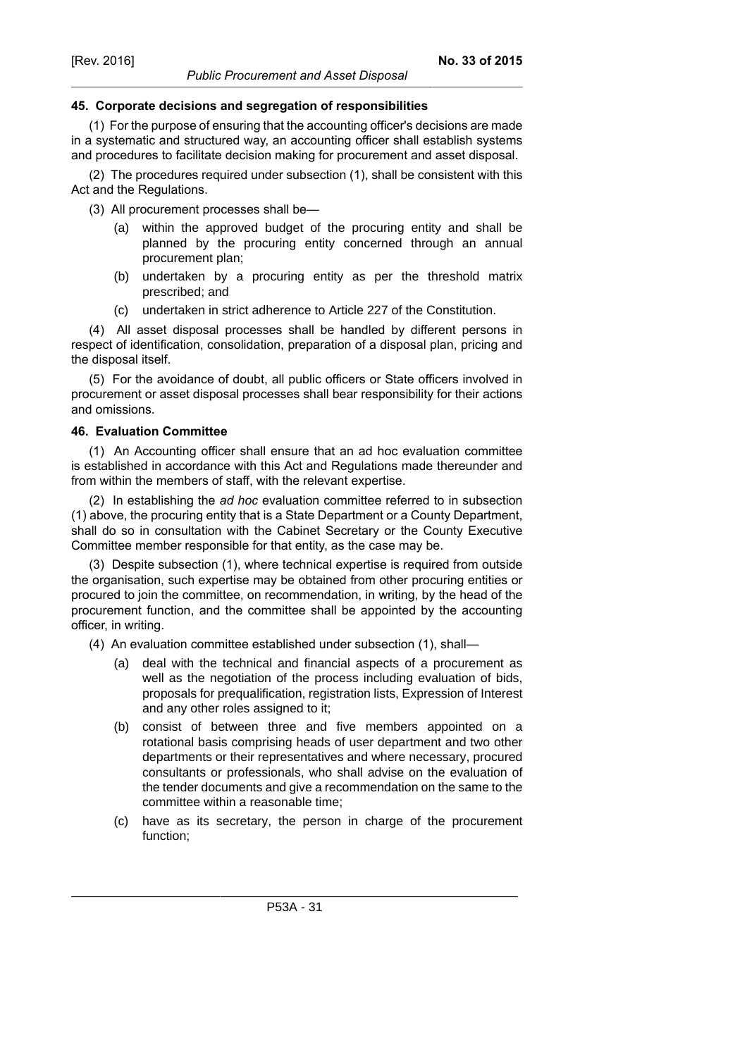### 45. Corporate decisions and segregation of responsibilities

(1) For the purpose of ensuring that the accounting officer's decisions are made in a systematic and structured way, an accounting officer shall establish systems and procedures to facilitate decision making for procurement and asset disposal.

(2) The procedures required under subsection (1), shall be consistent with this Act and the Regulations.

(3) All procurement processes shall be—

- (a) within the approved budget of the procuring entity and shall be planned by the procuring entity concerned through an annual procurement plan;
- (b) undertaken by a procuring entity as per the threshold matrix prescribed; and
- (c) undertaken in strict adherence to Article 227 of the Constitution.

(4) All asset disposal processes shall be handled by different persons in respect of identification, consolidation, preparation of a disposal plan, pricing and the disposal itself.

(5) For the avoidance of doubt, all public officers or State officers involved in procurement or asset disposal processes shall bear responsibility for their actions and omissions.

### 46. Evaluation Committee

(1) An Accounting officer shall ensure that an ad hoc evaluation committee is established in accordance with this Act and Regulations made thereunder and from within the members of staff, with the relevant expertise.

(2) In establishing the *ad hoc* evaluation committee referred to in subsection (1) above, the procuring entity that is a State Department or a County Department, shall do so in consultation with the Cabinet Secretary or the County Executive Committee member responsible for that entity, as the case may be.

(3) Despite subsection (1), where technical expertise is required from outside the organisation, such expertise may be obtained from other procuring entities or procured to join the committee, on recommendation, in writing, by the head of the procurement function, and the committee shall be appointed by the accounting officer, in writing.

(4) An evaluation committee established under subsection (1), shall—

- (a) deal with the technical and financial aspects of a procurement as well as the negotiation of the process including evaluation of bids, proposals for prequalification, registration lists, Expression of Interest and any other roles assigned to it;
- (b) consist of between three and five members appointed on a rotational basis comprising heads of user department and two other departments or their representatives and where necessary, procured consultants or professionals, who shall advise on the evaluation of the tender documents and give a recommendation on the same to the committee within a reasonable time;
- (c) have as its secretary, the person in charge of the procurement function;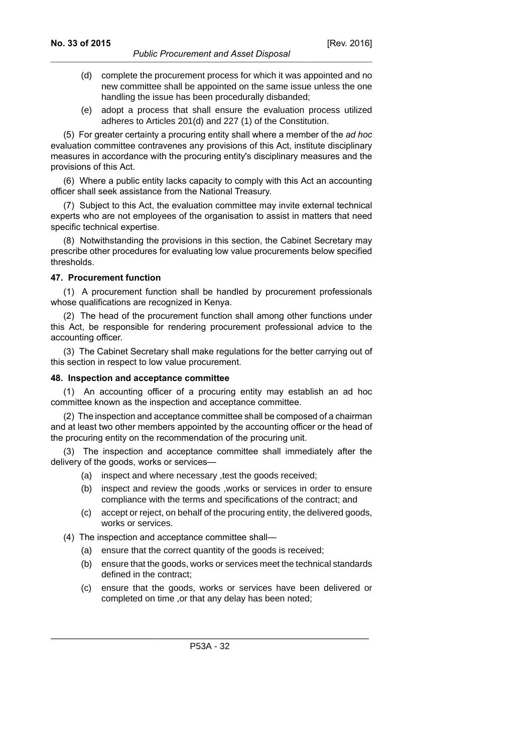(d) complete the procurement process for which it was appointed and no new committee shall be appointed on the same issue unless the one handling the issue has been procedurally disbanded;

(e) adopt a process that shall ensure the evaluation process utilized adheres to Articles 201(d) and 227 (1) of the Constitution.

(5) For greater certainty a procuring entity shall where a member of the *ad hoc* evaluation committee contravenes any provisions of this Act, institute disciplinary measures in accordance with the procuring entity's disciplinary measures and the provisions of this Act.

(6) Where a public entity lacks capacity to comply with this Act an accounting officer shall seek assistance from the National Treasury.

(7) Subject to this Act, the evaluation committee may invite external technical experts who are not employees of the organisation to assist in matters that need specific technical expertise.

(8) Notwithstanding the provisions in this section, the Cabinet Secretary may prescribe other procedures for evaluating low value procurements below specified thresholds.

**47. Procurement function**

(1) A procurement function shall be handled by procurement professionals whose qualifications are recognized in Kenya.

(2) The head of the procurement function shall among other functions under this Act, be responsible for rendering procurement professional advice to the accounting officer.

(3) The Cabinet Secretary shall make regulations for the better carrying out of this section in respect to low value procurement.

**48. Inspection and acceptance committee**

(1) An accounting officer of a procuring entity may establish an ad hoc committee known as the inspection and acceptance committee.

(2) The inspection and acceptance committee shall be composed of a chairman and at least two other members appointed by the accounting officer or the head of the procuring entity on the recommendation of the procuring unit.

(3) The inspection and acceptance committee shall immediately after the delivery of the goods, works or services—

(a) inspect and where necessary ,test the goods received;

(b) inspect and review the goods ,works or services in order to ensure compliance with the terms and specifications of the contract; and

(c) accept or reject, on behalf of the procuring entity, the delivered goods, works or services.

(4) The inspection and acceptance committee shall—

(a) ensure that the correct quantity of the goods is received;

(b) ensure that the goods, works or services meet the technical standards defined in the contract;

(c) ensure that the goods, works or services have been delivered or completed on time ,or that any delay has been noted;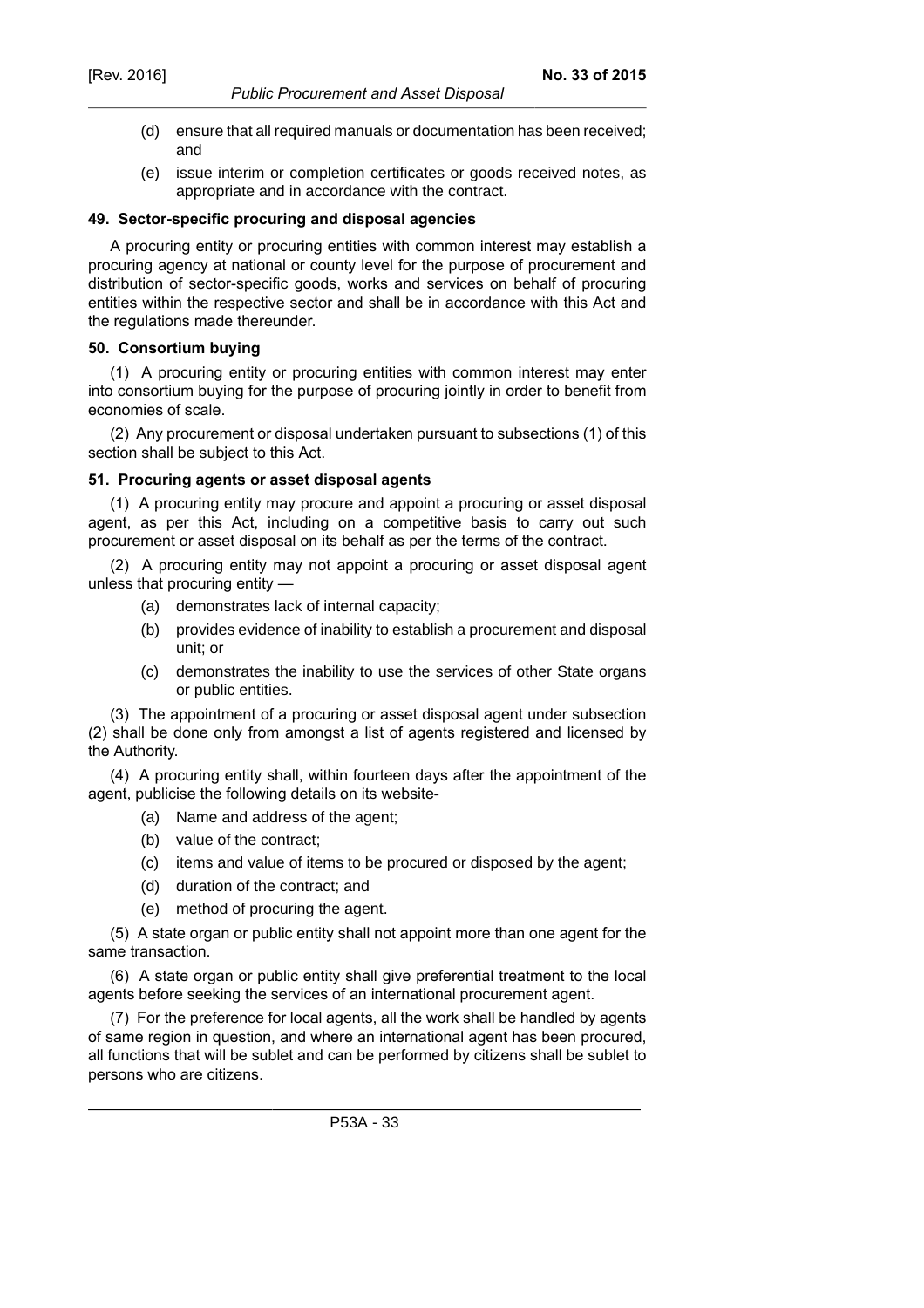(d) ensure that all required manuals or documentation has been received; and

(e) issue interim or completion certificates or goods received notes, as appropriate and in accordance with the contract.

**49. Sector-specific procuring and disposal agencies**

A procuring entity or procuring entities with common interest may establish a procuring agency at national or county level for the purpose of procurement and distribution of sector-specific goods, works and services on behalf of procuring entities within the respective sector and shall be in accordance with this Act and the regulations made thereunder.

**50. Consortium buying**

(1) A procuring entity or procuring entities with common interest may enter into consortium buying for the purpose of procuring jointly in order to benefit from economies of scale.

(2) Any procurement or disposal undertaken pursuant to subsections (1) of this section shall be subject to this Act.

**51. Procuring agents or asset disposal agents**

(1) A procuring entity may procure and appoint a procuring or asset disposal agent, as per this Act, including on a competitive basis to carry out such procurement or asset disposal on its behalf as per the terms of the contract.

(2) A procuring entity may not appoint a procuring or asset disposal agent unless that procuring entity —

(a) demonstrates lack of internal capacity;

(b) provides evidence of inability to establish a procurement and disposal unit; or

(c) demonstrates the inability to use the services of other State organs or public entities.

(3) The appointment of a procuring or asset disposal agent under subsection (2) shall be done only from amongst a list of agents registered and licensed by the Authority.

(4) A procuring entity shall, within fourteen days after the appointment of the agent, publicise the following details on its website-

(a) Name and address of the agent;

(b) value of the contract;

(c) items and value of items to be procured or disposed by the agent;

(d) duration of the contract; and

(e) method of procuring the agent.

(5) A state organ or public entity shall not appoint more than one agent for the same transaction.

(6) A state organ or public entity shall give preferential treatment to the local agents before seeking the services of an international procurement agent.

(7) For the preference for local agents, all the work shall be handled by agents of same region in question, and where an international agent has been procured, all functions that will be sublet and can be performed by citizens shall be sublet to persons who are citizens.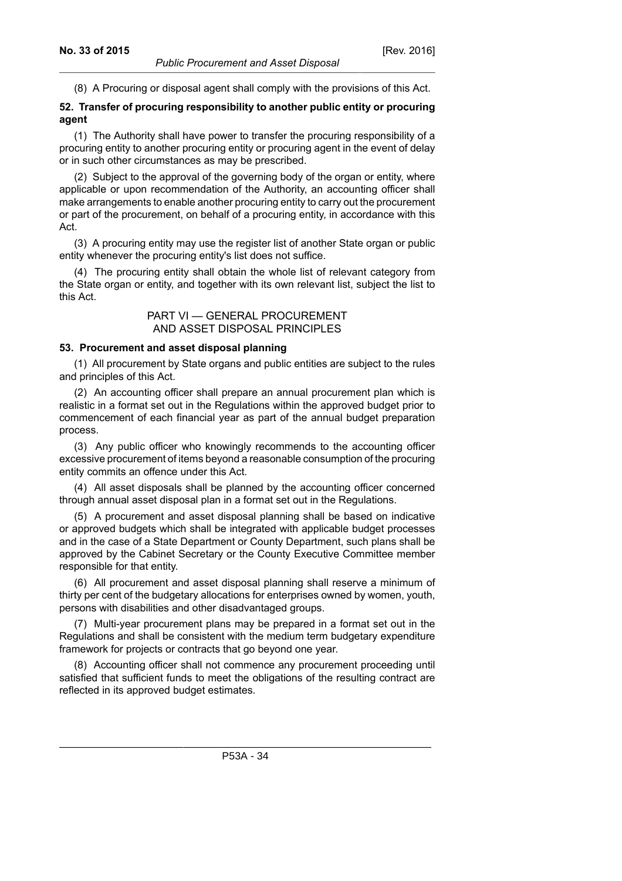(8) A Procuring or disposal agent shall comply with the provisions of this Act.

**52. Transfer of procuring responsibility to another public entity or procuring agent**

(1) The Authority shall have power to transfer the procuring responsibility of a procuring entity to another procuring entity or procuring agent in the event of delay or in such other circumstances as may be prescribed.

(2) Subject to the approval of the governing body of the organ or entity, where applicable or upon recommendation of the Authority, an accounting officer shall make arrangements to enable another procuring entity to carry out the procurement or part of the procurement, on behalf of a procuring entity, in accordance with this Act.

(3) A procuring entity may use the register list of another State organ or public entity whenever the procuring entity's list does not suffice.

(4) The procuring entity shall obtain the whole list of relevant category from the State organ or entity, and together with its own relevant list, subject the list to this Act.

## PART VI — GENERAL PROCUREMENT AND ASSET DISPOSAL PRINCIPLES

**53. Procurement and asset disposal planning**

(1) All procurement by State organs and public entities are subject to the rules and principles of this Act.

(2) An accounting officer shall prepare an annual procurement plan which is realistic in a format set out in the Regulations within the approved budget prior to commencement of each financial year as part of the annual budget preparation process.

(3) Any public officer who knowingly recommends to the accounting officer excessive procurement of items beyond a reasonable consumption of the procuring entity commits an offence under this Act.

(4) All asset disposals shall be planned by the accounting officer concerned through annual asset disposal plan in a format set out in the Regulations.

(5) A procurement and asset disposal planning shall be based on indicative or approved budgets which shall be integrated with applicable budget processes and in the case of a State Department or County Department, such plans shall be approved by the Cabinet Secretary or the County Executive Committee member responsible for that entity.

(6) All procurement and asset disposal planning shall reserve a minimum of thirty per cent of the budgetary allocations for enterprises owned by women, youth, persons with disabilities and other disadvantaged groups.

(7) Multi-year procurement plans may be prepared in a format set out in the Regulations and shall be consistent with the medium term budgetary expenditure framework for projects or contracts that go beyond one year.

(8) Accounting officer shall not commence any procurement proceeding until satisfied that sufficient funds to meet the obligations of the resulting contract are reflected in its approved budget estimates.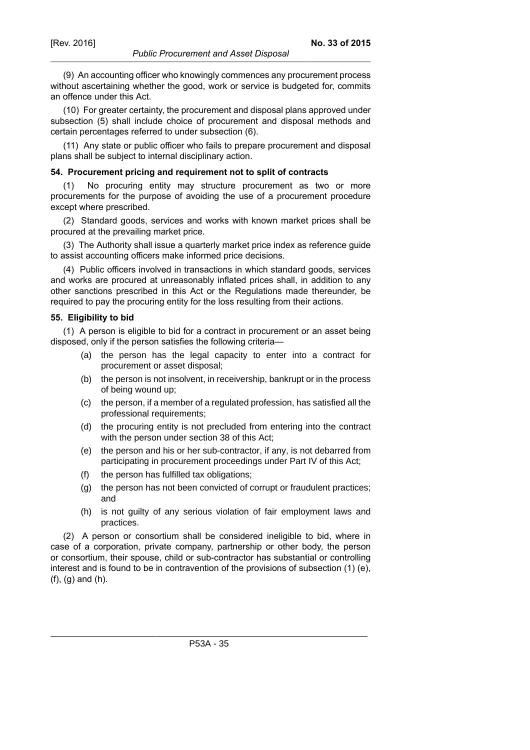(9) An accounting officer who knowingly commences any procurement process without ascertaining whether the good, work or service is budgeted for, commits an offence under this Act.

(10) For greater certainty, the procurement and disposal plans approved under subsection (5) shall include choice of procurement and disposal methods and certain percentages referred to under subsection (6).

(11) Any state or public officer who fails to prepare procurement and disposal plans shall be subject to internal disciplinary action.

**54. Procurement pricing and requirement not to split of contracts**

(1) No procuring entity may structure procurement as two or more procurements for the purpose of avoiding the use of a procurement procedure except where prescribed.

(2) Standard goods, services and works with known market prices shall be procured at the prevailing market price.

(3) The Authority shall issue a quarterly market price index as reference guide to assist accounting officers make informed price decisions.

(4) Public officers involved in transactions in which standard goods, services and works are procured at unreasonably inflated prices shall, in addition to any other sanctions prescribed in this Act or the Regulations made thereunder, be required to pay the procuring entity for the loss resulting from their actions.

**55. Eligibility to bid**

(1) A person is eligible to bid for a contract in procurement or an asset being disposed, only if the person satisfies the following criteria—

(a) the person has the legal capacity to enter into a contract for procurement or asset disposal;

(b) the person is not insolvent, in receivership, bankrupt or in the process of being wound up;

(c) the person, if a member of a regulated profession, has satisfied all the professional requirements;

(d) the procuring entity is not precluded from entering into the contract with the person under section 38 of this Act;

(e) the person and his or her sub-contractor, if any, is not debarred from participating in procurement proceedings under Part IV of this Act;

(f) the person has fulfilled tax obligations;

(g) the person has not been convicted of corrupt or fraudulent practices; and

(h) is not guilty of any serious violation of fair employment laws and practices.

(2) A person or consortium shall be considered ineligible to bid, where in case of a corporation, private company, partnership or other body, the person or consortium, their spouse, child or sub-contractor has substantial or controlling interest and is found to be in contravention of the provisions of subsection (1) (e), (f), (g) and (h).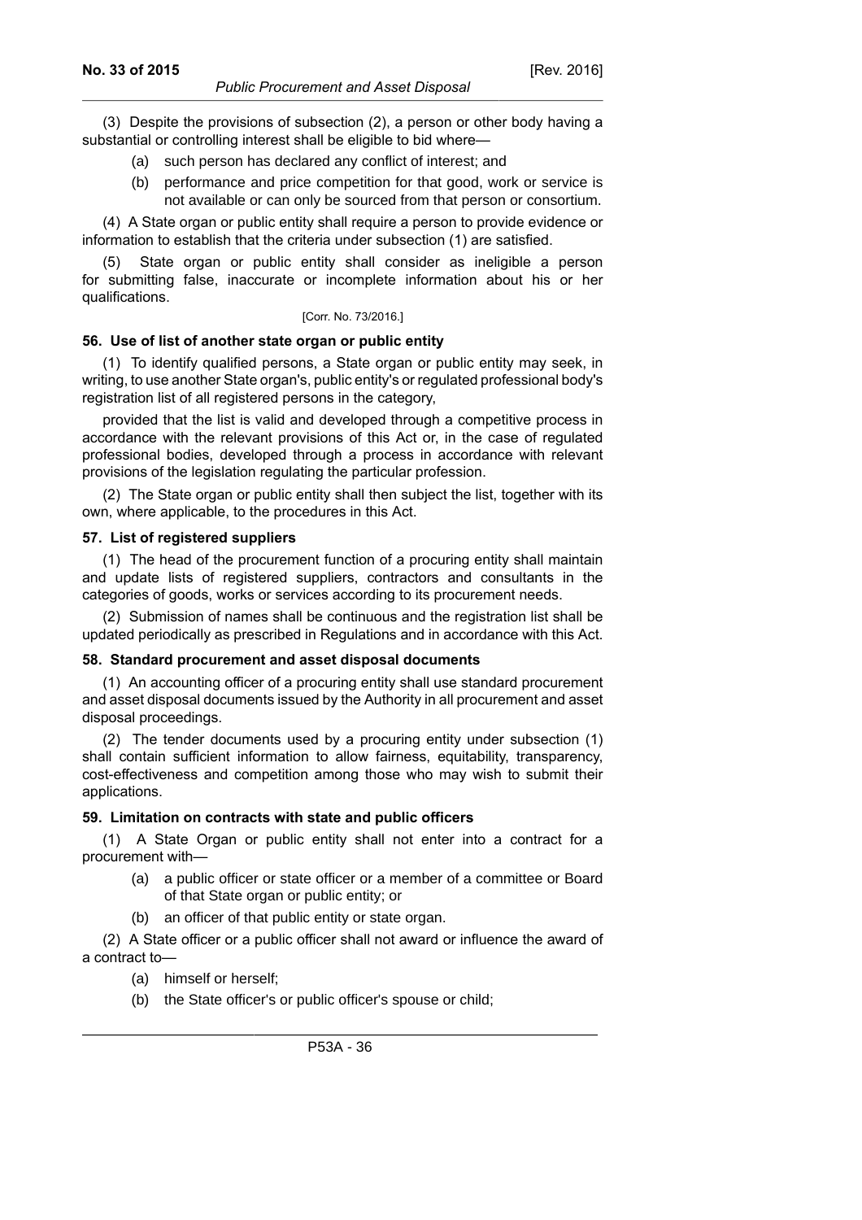(3) Despite the provisions of subsection (2), a person or other body having a substantial or controlling interest shall be eligible to bid where—

(a) such person has declared any conflict of interest; and

(b) performance and price competition for that good, work or service is not available or can only be sourced from that person or consortium.

(4) A State organ or public entity shall require a person to provide evidence or information to establish that the criteria under subsection (1) are satisfied.

(5) State organ or public entity shall consider as ineligible a person for submitting false, inaccurate or incomplete information about his or her qualifications.

[Corr. No. 73/2016.]

**56. Use of list of another state organ or public entity**

(1) To identify qualified persons, a State organ or public entity may seek, in writing, to use another State organ's, public entity's or regulated professional body's registration list of all registered persons in the category,

provided that the list is valid and developed through a competitive process in accordance with the relevant provisions of this Act or, in the case of regulated professional bodies, developed through a process in accordance with relevant provisions of the legislation regulating the particular profession.

(2) The State organ or public entity shall then subject the list, together with its own, where applicable, to the procedures in this Act.

**57. List of registered suppliers**

(1) The head of the procurement function of a procuring entity shall maintain and update lists of registered suppliers, contractors and consultants in the categories of goods, works or services according to its procurement needs.

(2) Submission of names shall be continuous and the registration list shall be updated periodically as prescribed in Regulations and in accordance with this Act.

**58. Standard procurement and asset disposal documents**

(1) An accounting officer of a procuring entity shall use standard procurement and asset disposal documents issued by the Authority in all procurement and asset disposal proceedings.

(2) The tender documents used by a procuring entity under subsection (1) shall contain sufficient information to allow fairness, equitability, transparency, cost-effectiveness and competition among those who may wish to submit their applications.

**59. Limitation on contracts with state and public officers**

(1) A State Organ or public entity shall not enter into a contract for a procurement with—

(a) a public officer or state officer or a member of a committee or Board of that State organ or public entity; or

(b) an officer of that public entity or state organ.

(2) A State officer or a public officer shall not award or influence the award of a contract to—

(a) himself or herself;

(b) the State officer's or public officer's spouse or child;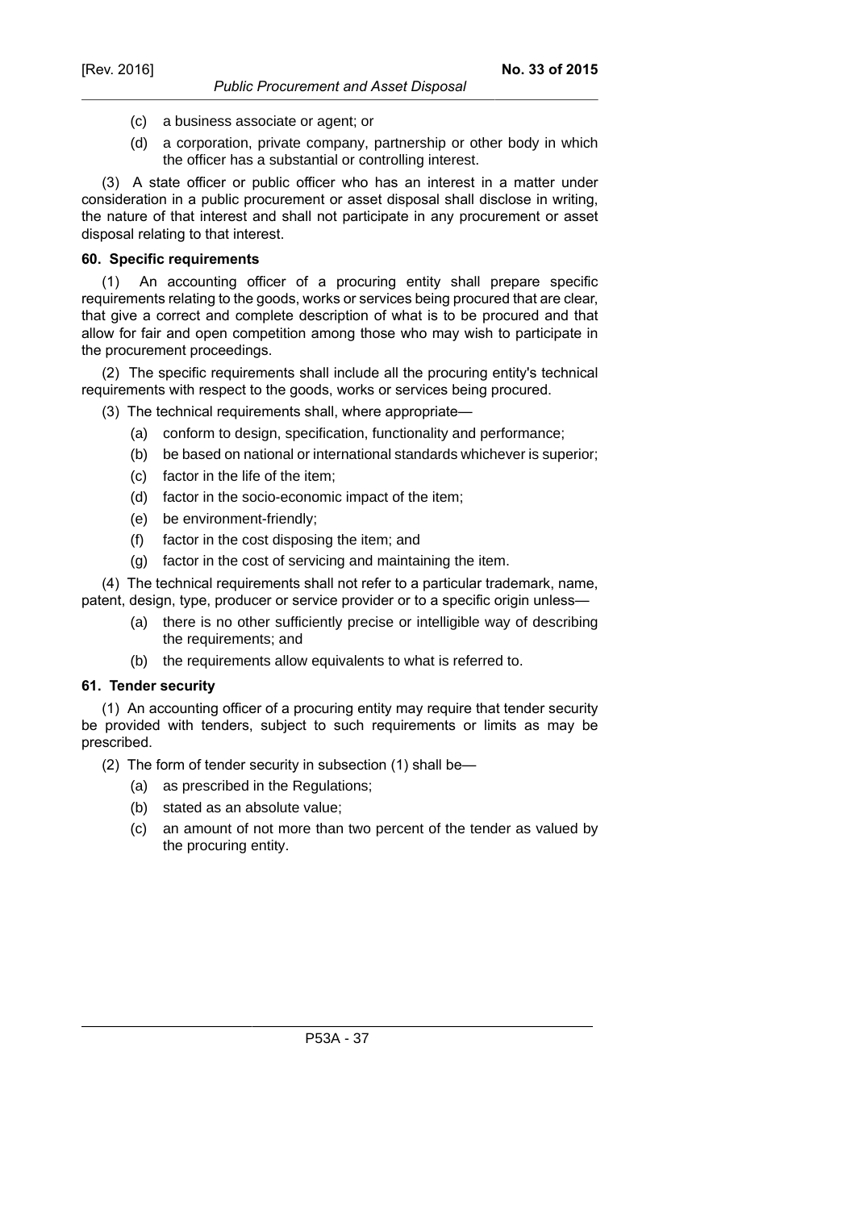(c) a business associate or agent; or

(d) a corporation, private company, partnership or other body in which the officer has a substantial or controlling interest.

(3) A state officer or public officer who has an interest in a matter under consideration in a public procurement or asset disposal shall disclose in writing, the nature of that interest and shall not participate in any procurement or asset disposal relating to that interest.

**60. Specific requirements**

(1) An accounting officer of a procuring entity shall prepare specific requirements relating to the goods, works or services being procured that are clear, that give a correct and complete description of what is to be procured and that allow for fair and open competition among those who may wish to participate in the procurement proceedings.

(2) The specific requirements shall include all the procuring entity's technical requirements with respect to the goods, works or services being procured.

(3) The technical requirements shall, where appropriate—

(a) conform to design, specification, functionality and performance;

(b) be based on national or international standards whichever is superior;

(c) factor in the life of the item;

(d) factor in the socio-economic impact of the item;

(e) be environment-friendly;

(f) factor in the cost disposing the item; and

(g) factor in the cost of servicing and maintaining the item.

(4) The technical requirements shall not refer to a particular trademark, name, patent, design, type, producer or service provider or to a specific origin unless—

(a) there is no other sufficiently precise or intelligible way of describing the requirements; and

(b) the requirements allow equivalents to what is referred to.

**61. Tender security**

(1) An accounting officer of a procuring entity may require that tender security be provided with tenders, subject to such requirements or limits as may be prescribed.

(2) The form of tender security in subsection (1) shall be—

(a) as prescribed in the Regulations;

(b) stated as an absolute value;

(c) an amount of not more than two percent of the tender as valued by the procuring entity.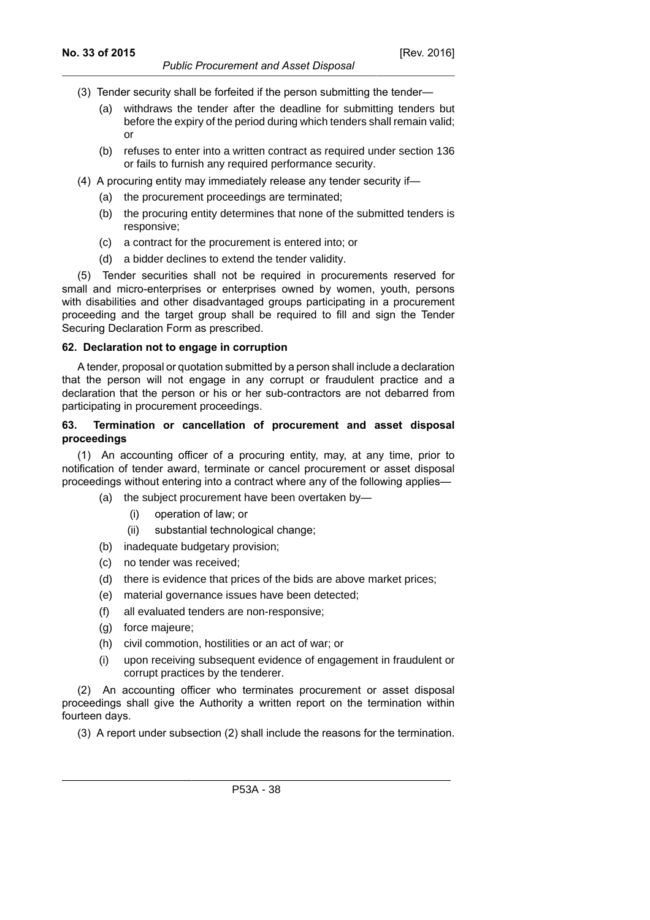(3) Tender security shall be forfeited if the person submitting the tender—

(a) withdraws the tender after the deadline for submitting tenders but before the expiry of the period during which tenders shall remain valid; or

(b) refuses to enter into a written contract as required under section 136 or fails to furnish any required performance security.

(4) A procuring entity may immediately release any tender security if—

(a) the procurement proceedings are terminated;

(b) the procuring entity determines that none of the submitted tenders is responsive;

(c) a contract for the procurement is entered into; or

(d) a bidder declines to extend the tender validity.

(5) Tender securities shall not be required in procurements reserved for small and micro-enterprises or enterprises owned by women, youth, persons with disabilities and other disadvantaged groups participating in a procurement proceeding and the target group shall be required to fill and sign the Tender Securing Declaration Form as prescribed.

**62. Declaration not to engage in corruption**

A tender, proposal or quotation submitted by a person shall include a declaration that the person will not engage in any corrupt or fraudulent practice and a declaration that the person or his or her sub-contractors are not debarred from participating in procurement proceedings.

**63. Termination or cancellation of procurement and asset disposal proceedings**

(1) An accounting officer of a procuring entity, may, at any time, prior to notification of tender award, terminate or cancel procurement or asset disposal proceedings without entering into a contract where any of the following applies—

(a) the subject procurement have been overtaken by—

(i) operation of law; or

(ii) substantial technological change;

(b) inadequate budgetary provision;

(c) no tender was received;

(d) there is evidence that prices of the bids are above market prices;

(e) material governance issues have been detected;

(f) all evaluated tenders are non-responsive;

(g) force majeure;

(h) civil commotion, hostilities or an act of war; or

(i) upon receiving subsequent evidence of engagement in fraudulent or corrupt practices by the tenderer.

(2) An accounting officer who terminates procurement or asset disposal proceedings shall give the Authority a written report on the termination within fourteen days.

(3) A report under subsection (2) shall include the reasons for the termination.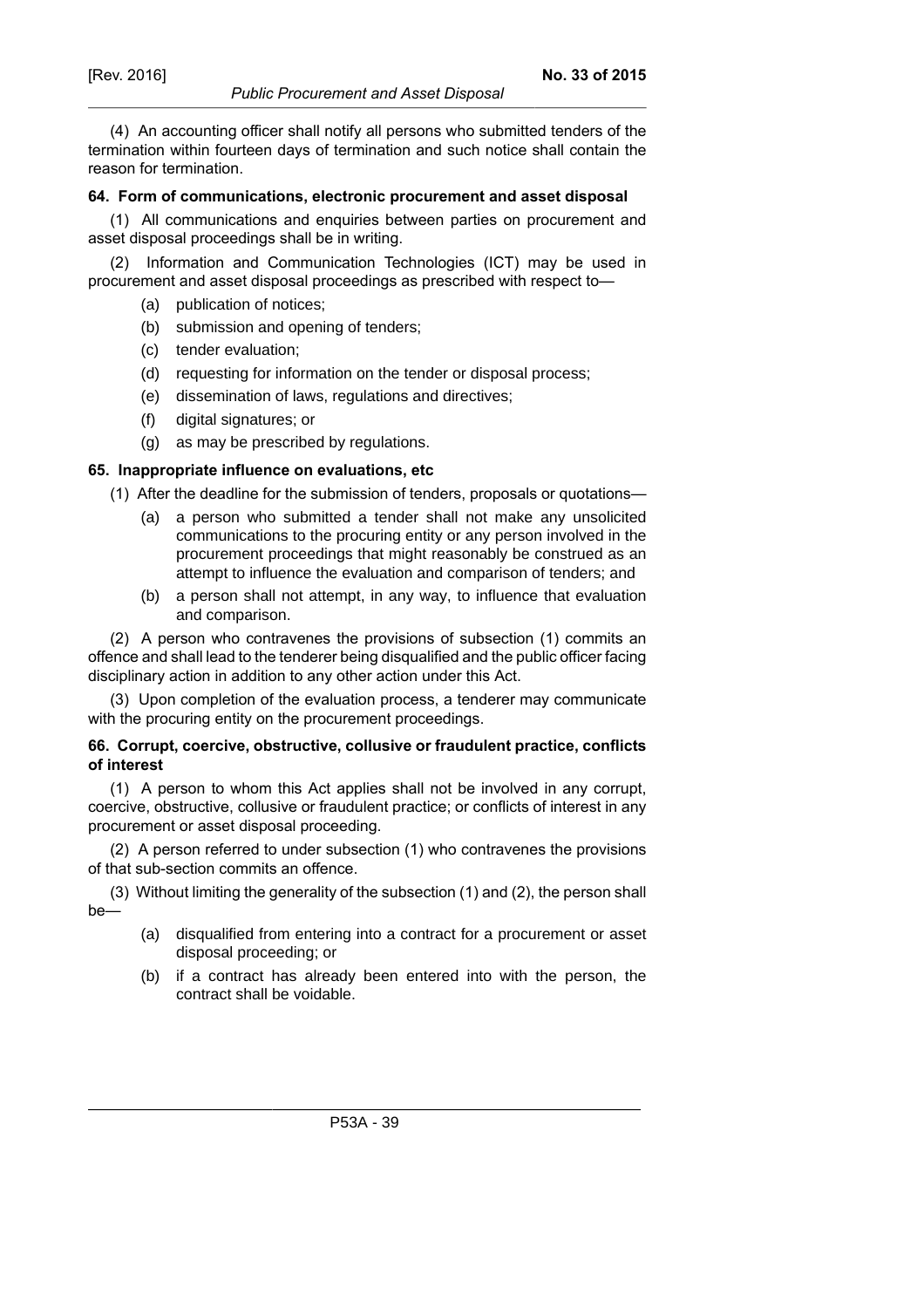(4) An accounting officer shall notify all persons who submitted tenders of the termination within fourteen days of termination and such notice shall contain the reason for termination.

### 64. Form of communications, electronic procurement and asset disposal

(1) All communications and enquiries between parties on procurement and asset disposal proceedings shall be in writing.

(2) Information and Communication Technologies (ICT) may be used in procurement and asset disposal proceedings as prescribed with respect to—

- (a) publication of notices;
- (b) submission and opening of tenders;
- (c) tender evaluation;
- (d) requesting for information on the tender or disposal process;
- (e) dissemination of laws, regulations and directives;
- (f) digital signatures; or
- (g) as may be prescribed by regulations.

### 65. Inappropriate influence on evaluations, etc

(1) After the deadline for the submission of tenders, proposals or quotations—

- (a) a person who submitted a tender shall not make any unsolicited communications to the procuring entity or any person involved in the procurement proceedings that might reasonably be construed as an attempt to influence the evaluation and comparison of tenders; and
- (b) a person shall not attempt, in any way, to influence that evaluation and comparison.

(2) A person who contravenes the provisions of subsection (1) commits an offence and shall lead to the tenderer being disqualified and the public officer facing disciplinary action in addition to any other action under this Act.

(3) Upon completion of the evaluation process, a tenderer may communicate with the procuring entity on the procurement proceedings.

### 66. Corrupt, coercive, obstructive, collusive or fraudulent practice, conflicts of interest

(1) A person to whom this Act applies shall not be involved in any corrupt, coercive, obstructive, collusive or fraudulent practice; or conflicts of interest in any procurement or asset disposal proceeding.

(2) A person referred to under subsection (1) who contravenes the provisions of that sub-section commits an offence.

(3) Without limiting the generality of the subsection (1) and (2), the person shall be—

- (a) disqualified from entering into a contract for a procurement or asset disposal proceeding; or
- (b) if a contract has already been entered into with the person, the contract shall be voidable.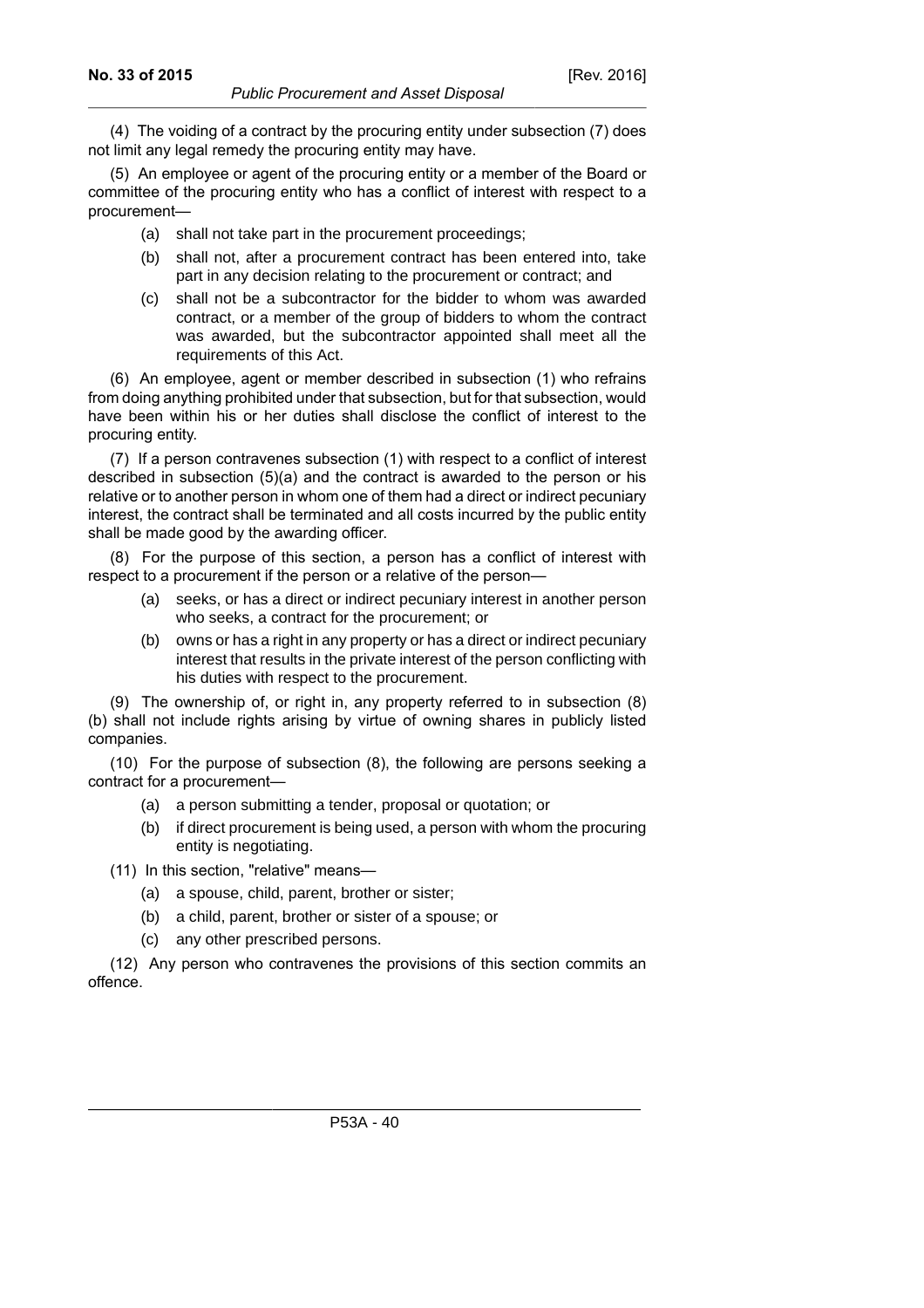(4) The voiding of a contract by the procuring entity under subsection (7) does not limit any legal remedy the procuring entity may have.

(5) An employee or agent of the procuring entity or a member of the Board or committee of the procuring entity who has a conflict of interest with respect to a procurement—

(a) shall not take part in the procurement proceedings;

(b) shall not, after a procurement contract has been entered into, take part in any decision relating to the procurement or contract; and

(c) shall not be a subcontractor for the bidder to whom was awarded contract, or a member of the group of bidders to whom the contract was awarded, but the subcontractor appointed shall meet all the requirements of this Act.

(6) An employee, agent or member described in subsection (1) who refrains from doing anything prohibited under that subsection, but for that subsection, would have been within his or her duties shall disclose the conflict of interest to the procuring entity.

(7) If a person contravenes subsection (1) with respect to a conflict of interest described in subsection (5)(a) and the contract is awarded to the person or his relative or to another person in whom one of them had a direct or indirect pecuniary interest, the contract shall be terminated and all costs incurred by the public entity shall be made good by the awarding officer.

(8) For the purpose of this section, a person has a conflict of interest with respect to a procurement if the person or a relative of the person—

(a) seeks, or has a direct or indirect pecuniary interest in another person who seeks, a contract for the procurement; or

(b) owns or has a right in any property or has a direct or indirect pecuniary interest that results in the private interest of the person conflicting with his duties with respect to the procurement.

(9) The ownership of, or right in, any property referred to in subsection (8)(b) shall not include rights arising by virtue of owning shares in publicly listed companies.

(10) For the purpose of subsection (8), the following are persons seeking a contract for a procurement—

(a) a person submitting a tender, proposal or quotation; or

(b) if direct procurement is being used, a person with whom the procuring entity is negotiating.

(11) In this section, "relative" means—

(a) a spouse, child, parent, brother or sister;

(b) a child, parent, brother or sister of a spouse; or

(c) any other prescribed persons.

(12) Any person who contravenes the provisions of this section commits an offence.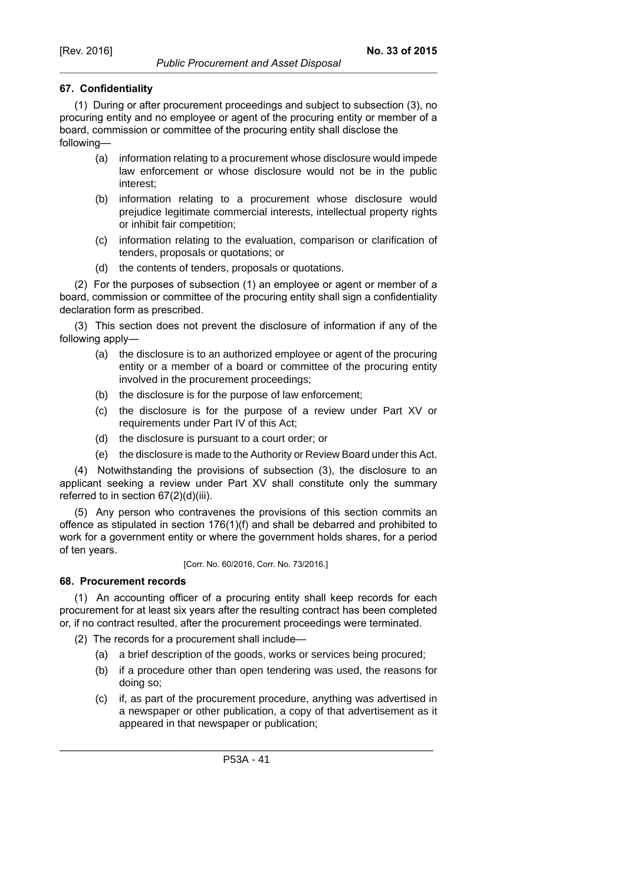### 67. Confidentiality

(1) During or after procurement proceedings and subject to subsection (3), no procuring entity and no employee or agent of the procuring entity or member of a board, commission or committee of the procuring entity shall disclose the following—

- (a) information relating to a procurement whose disclosure would impede law enforcement or whose disclosure would not be in the public interest;
- (b) information relating to a procurement whose disclosure would prejudice legitimate commercial interests, intellectual property rights or inhibit fair competition;
- (c) information relating to the evaluation, comparison or clarification of tenders, proposals or quotations; or
- (d) the contents of tenders, proposals or quotations.

(2) For the purposes of subsection (1) an employee or agent or member of a board, commission or committee of the procuring entity shall sign a confidentiality declaration form as prescribed.

(3) This section does not prevent the disclosure of information if any of the following apply—

- (a) the disclosure is to an authorized employee or agent of the procuring entity or a member of a board or committee of the procuring entity involved in the procurement proceedings;
- (b) the disclosure is for the purpose of law enforcement;
- (c) the disclosure is for the purpose of a review under Part XV or requirements under Part IV of this Act;
- (d) the disclosure is pursuant to a court order; or
- (e) the disclosure is made to the Authority or Review Board under this Act.

(4) Notwithstanding the provisions of subsection (3), the disclosure to an applicant seeking a review under Part XV shall constitute only the summary referred to in section 67(2)(d)(iii).

(5) Any person who contravenes the provisions of this section commits an offence as stipulated in section 176(1)(f) and shall be debarred and prohibited to work for a government entity or where the government holds shares, for a period of ten years.

[Corr. No. 60/2016, Corr. No. 73/2016.]

### 68. Procurement records

(1) An accounting officer of a procuring entity shall keep records for each procurement for at least six years after the resulting contract has been completed or, if no contract resulted, after the procurement proceedings were terminated.

(2) The records for a procurement shall include—

- (a) a brief description of the goods, works or services being procured;
- (b) if a procedure other than open tendering was used, the reasons for doing so;
- (c) if, as part of the procurement procedure, anything was advertised in a newspaper or other publication, a copy of that advertisement as it appeared in that newspaper or publication;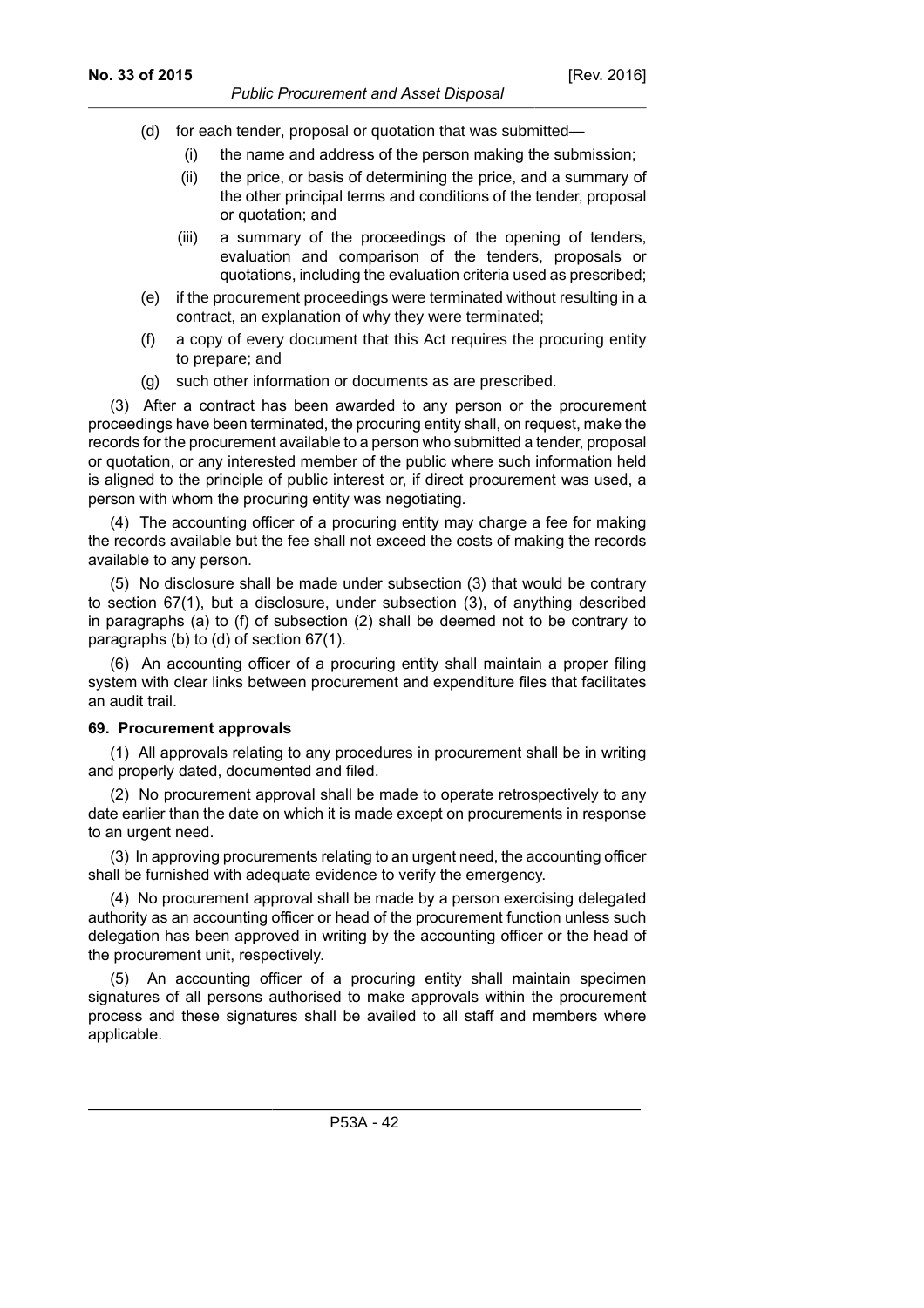(d) for each tender, proposal or quotation that was submitted—

  (i) the name and address of the person making the submission;

  (ii) the price, or basis of determining the price, and a summary of the other principal terms and conditions of the tender, proposal or quotation; and

  (iii) a summary of the proceedings of the opening of tenders, evaluation and comparison of the tenders, proposals or quotations, including the evaluation criteria used as prescribed;

(e) if the procurement proceedings were terminated without resulting in a contract, an explanation of why they were terminated;

(f) a copy of every document that this Act requires the procuring entity to prepare; and

(g) such other information or documents as are prescribed.

(3) After a contract has been awarded to any person or the procurement proceedings have been terminated, the procuring entity shall, on request, make the records for the procurement available to a person who submitted a tender, proposal or quotation, or any interested member of the public where such information held is aligned to the principle of public interest or, if direct procurement was used, a person with whom the procuring entity was negotiating.

(4) The accounting officer of a procuring entity may charge a fee for making the records available but the fee shall not exceed the costs of making the records available to any person.

(5) No disclosure shall be made under subsection (3) that would be contrary to section 67(1), but a disclosure, under subsection (3), of anything described in paragraphs (a) to (f) of subsection (2) shall be deemed not to be contrary to paragraphs (b) to (d) of section 67(1).

(6) An accounting officer of a procuring entity shall maintain a proper filing system with clear links between procurement and expenditure files that facilitates an audit trail.

**69. Procurement approvals**

(1) All approvals relating to any procedures in procurement shall be in writing and properly dated, documented and filed.

(2) No procurement approval shall be made to operate retrospectively to any date earlier than the date on which it is made except on procurements in response to an urgent need.

(3) In approving procurements relating to an urgent need, the accounting officer shall be furnished with adequate evidence to verify the emergency.

(4) No procurement approval shall be made by a person exercising delegated authority as an accounting officer or head of the procurement function unless such delegation has been approved in writing by the accounting officer or the head of the procurement unit, respectively.

(5) An accounting officer of a procuring entity shall maintain specimen signatures of all persons authorised to make approvals within the procurement process and these signatures shall be availed to all staff and members where applicable.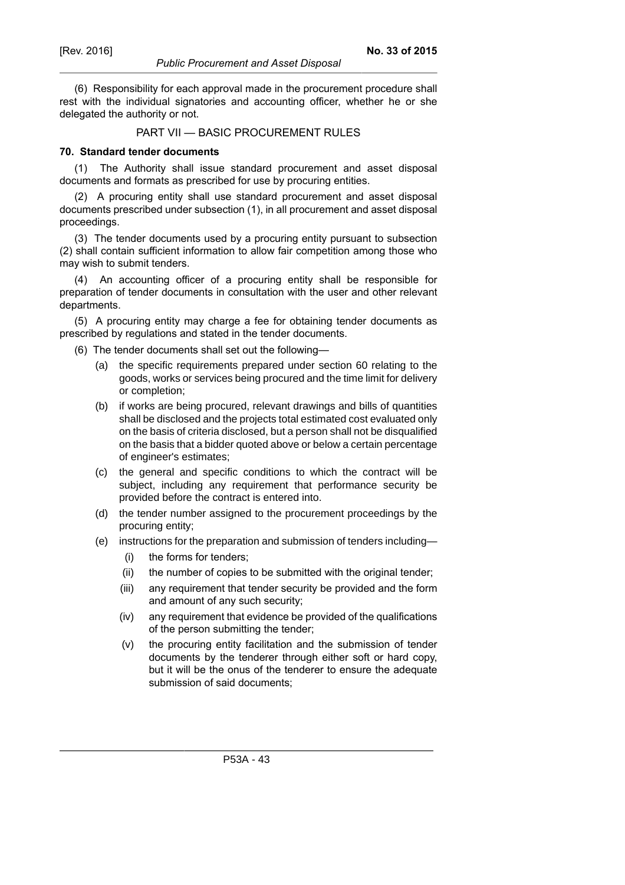(6) Responsibility for each approval made in the procurement procedure shall rest with the individual signatories and accounting officer, whether he or she delegated the authority or not.

## PART VII — BASIC PROCUREMENT RULES

### 70. Standard tender documents

(1) The Authority shall issue standard procurement and asset disposal documents and formats as prescribed for use by procuring entities.

(2) A procuring entity shall use standard procurement and asset disposal documents prescribed under subsection (1), in all procurement and asset disposal proceedings.

(3) The tender documents used by a procuring entity pursuant to subsection (2) shall contain sufficient information to allow fair competition among those who may wish to submit tenders.

(4) An accounting officer of a procuring entity shall be responsible for preparation of tender documents in consultation with the user and other relevant departments.

(5) A procuring entity may charge a fee for obtaining tender documents as prescribed by regulations and stated in the tender documents.

(6) The tender documents shall set out the following—

- (a) the specific requirements prepared under section 60 relating to the goods, works or services being procured and the time limit for delivery or completion;
- (b) if works are being procured, relevant drawings and bills of quantities shall be disclosed and the projects total estimated cost evaluated only on the basis of criteria disclosed, but a person shall not be disqualified on the basis that a bidder quoted above or below a certain percentage of engineer's estimates;
- (c) the general and specific conditions to which the contract will be subject, including any requirement that performance security be provided before the contract is entered into.
- (d) the tender number assigned to the procurement proceedings by the procuring entity;
- (e) instructions for the preparation and submission of tenders including—
  - (i) the forms for tenders;
  - (ii) the number of copies to be submitted with the original tender;
  - (iii) any requirement that tender security be provided and the form and amount of any such security;
  - (iv) any requirement that evidence be provided of the qualifications of the person submitting the tender;
  - (v) the procuring entity facilitation and the submission of tender documents by the tenderer through either soft or hard copy, but it will be the onus of the tenderer to ensure the adequate submission of said documents;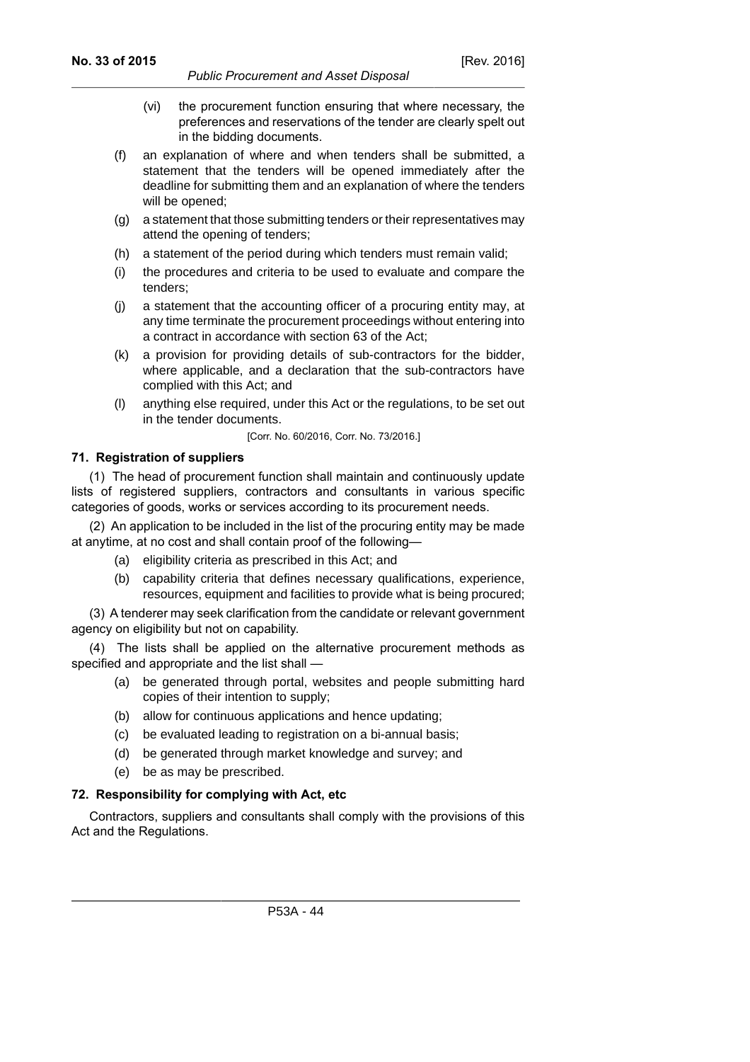(vi) the procurement function ensuring that where necessary, the preferences and reservations of the tender are clearly spelt out in the bidding documents.

(f) an explanation of where and when tenders shall be submitted, a statement that the tenders will be opened immediately after the deadline for submitting them and an explanation of where the tenders will be opened;

(g) a statement that those submitting tenders or their representatives may attend the opening of tenders;

(h) a statement of the period during which tenders must remain valid;

(i) the procedures and criteria to be used to evaluate and compare the tenders;

(j) a statement that the accounting officer of a procuring entity may, at any time terminate the procurement proceedings without entering into a contract in accordance with section 63 of the Act;

(k) a provision for providing details of sub-contractors for the bidder, where applicable, and a declaration that the sub-contractors have complied with this Act; and

(l) anything else required, under this Act or the regulations, to be set out in the tender documents.

[Corr. No. 60/2016, Corr. No. 73/2016.]

**71. Registration of suppliers**

(1) The head of procurement function shall maintain and continuously update lists of registered suppliers, contractors and consultants in various specific categories of goods, works or services according to its procurement needs.

(2) An application to be included in the list of the procuring entity may be made at anytime, at no cost and shall contain proof of the following—

(a) eligibility criteria as prescribed in this Act; and

(b) capability criteria that defines necessary qualifications, experience, resources, equipment and facilities to provide what is being procured;

(3) A tenderer may seek clarification from the candidate or relevant government agency on eligibility but not on capability.

(4) The lists shall be applied on the alternative procurement methods as specified and appropriate and the list shall —

(a) be generated through portal, websites and people submitting hard copies of their intention to supply;

(b) allow for continuous applications and hence updating;

(c) be evaluated leading to registration on a bi-annual basis;

(d) be generated through market knowledge and survey; and

(e) be as may be prescribed.

**72. Responsibility for complying with Act, etc**

Contractors, suppliers and consultants shall comply with the provisions of this Act and the Regulations.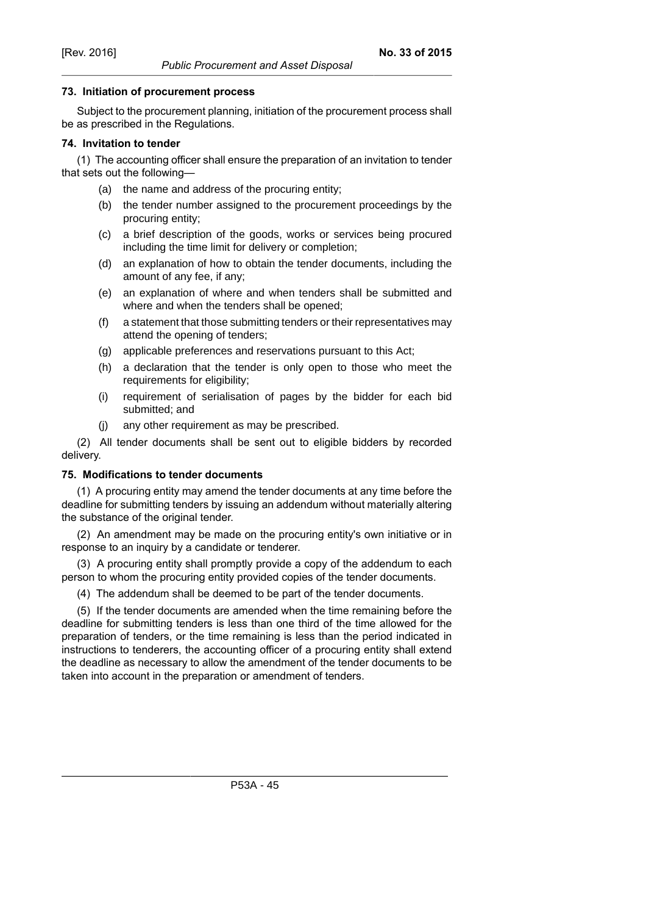### 73. Initiation of procurement process

Subject to the procurement planning, initiation of the procurement process shall be as prescribed in the Regulations.

### 74. Invitation to tender

(1) The accounting officer shall ensure the preparation of an invitation to tender that sets out the following—

- (a) the name and address of the procuring entity;
- (b) the tender number assigned to the procurement proceedings by the procuring entity;
- (c) a brief description of the goods, works or services being procured including the time limit for delivery or completion;
- (d) an explanation of how to obtain the tender documents, including the amount of any fee, if any;
- (e) an explanation of where and when tenders shall be submitted and where and when the tenders shall be opened;
- (f) a statement that those submitting tenders or their representatives may attend the opening of tenders;
- (g) applicable preferences and reservations pursuant to this Act;
- (h) a declaration that the tender is only open to those who meet the requirements for eligibility;
- (i) requirement of serialisation of pages by the bidder for each bid submitted; and
- (j) any other requirement as may be prescribed.

(2) All tender documents shall be sent out to eligible bidders by recorded delivery.

### 75. Modifications to tender documents

(1) A procuring entity may amend the tender documents at any time before the deadline for submitting tenders by issuing an addendum without materially altering the substance of the original tender.

(2) An amendment may be made on the procuring entity's own initiative or in response to an inquiry by a candidate or tenderer.

(3) A procuring entity shall promptly provide a copy of the addendum to each person to whom the procuring entity provided copies of the tender documents.

(4) The addendum shall be deemed to be part of the tender documents.

(5) If the tender documents are amended when the time remaining before the deadline for submitting tenders is less than one third of the time allowed for the preparation of tenders, or the time remaining is less than the period indicated in instructions to tenderers, the accounting officer of a procuring entity shall extend the deadline as necessary to allow the amendment of the tender documents to be taken into account in the preparation or amendment of tenders.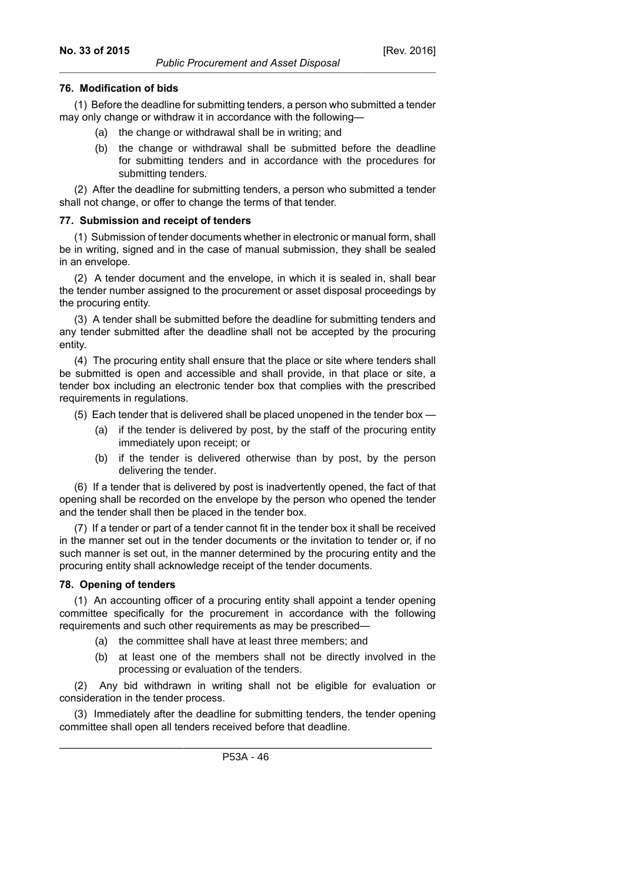### 76. Modification of bids

(1) Before the deadline for submitting tenders, a person who submitted a tender may only change or withdraw it in accordance with the following—

(a) the change or withdrawal shall be in writing; and

(b) the change or withdrawal shall be submitted before the deadline for submitting tenders and in accordance with the procedures for submitting tenders.

(2) After the deadline for submitting tenders, a person who submitted a tender shall not change, or offer to change the terms of that tender.

### 77. Submission and receipt of tenders

(1) Submission of tender documents whether in electronic or manual form, shall be in writing, signed and in the case of manual submission, they shall be sealed in an envelope.

(2) A tender document and the envelope, in which it is sealed in, shall bear the tender number assigned to the procurement or asset disposal proceedings by the procuring entity.

(3) A tender shall be submitted before the deadline for submitting tenders and any tender submitted after the deadline shall not be accepted by the procuring entity.

(4) The procuring entity shall ensure that the place or site where tenders shall be submitted is open and accessible and shall provide, in that place or site, a tender box including an electronic tender box that complies with the prescribed requirements in regulations.

(5) Each tender that is delivered shall be placed unopened in the tender box —

(a) if the tender is delivered by post, by the staff of the procuring entity immediately upon receipt; or

(b) if the tender is delivered otherwise than by post, by the person delivering the tender.

(6) If a tender that is delivered by post is inadvertently opened, the fact of that opening shall be recorded on the envelope by the person who opened the tender and the tender shall then be placed in the tender box.

(7) If a tender or part of a tender cannot fit in the tender box it shall be received in the manner set out in the tender documents or the invitation to tender or, if no such manner is set out, in the manner determined by the procuring entity and the procuring entity shall acknowledge receipt of the tender documents.

### 78. Opening of tenders

(1) An accounting officer of a procuring entity shall appoint a tender opening committee specifically for the procurement in accordance with the following requirements and such other requirements as may be prescribed—

(a) the committee shall have at least three members; and

(b) at least one of the members shall not be directly involved in the processing or evaluation of the tenders.

(2) Any bid withdrawn in writing shall not be eligible for evaluation or consideration in the tender process.

(3) Immediately after the deadline for submitting tenders, the tender opening committee shall open all tenders received before that deadline.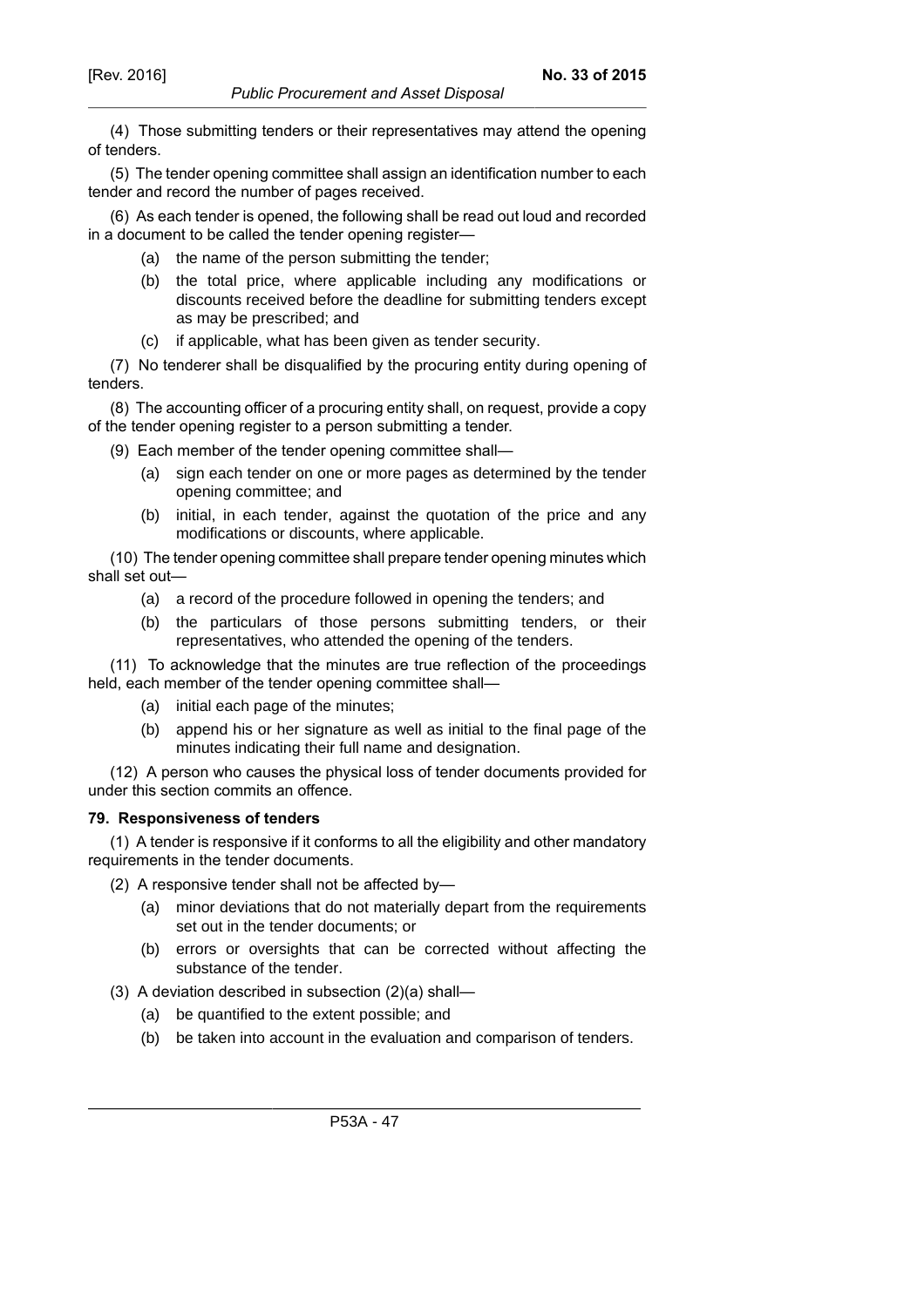(4) Those submitting tenders or their representatives may attend the opening of tenders.

(5) The tender opening committee shall assign an identification number to each tender and record the number of pages received.

(6) As each tender is opened, the following shall be read out loud and recorded in a document to be called the tender opening register—

- (a) the name of the person submitting the tender;
- (b) the total price, where applicable including any modifications or discounts received before the deadline for submitting tenders except as may be prescribed; and
- (c) if applicable, what has been given as tender security.

(7) No tenderer shall be disqualified by the procuring entity during opening of tenders.

(8) The accounting officer of a procuring entity shall, on request, provide a copy of the tender opening register to a person submitting a tender.

(9) Each member of the tender opening committee shall—

- (a) sign each tender on one or more pages as determined by the tender opening committee; and
- (b) initial, in each tender, against the quotation of the price and any modifications or discounts, where applicable.

(10) The tender opening committee shall prepare tender opening minutes which shall set out—

- (a) a record of the procedure followed in opening the tenders; and
- (b) the particulars of those persons submitting tenders, or their representatives, who attended the opening of the tenders.

(11) To acknowledge that the minutes are true reflection of the proceedings held, each member of the tender opening committee shall—

- (a) initial each page of the minutes;
- (b) append his or her signature as well as initial to the final page of the minutes indicating their full name and designation.

(12) A person who causes the physical loss of tender documents provided for under this section commits an offence.

**79. Responsiveness of tenders**

(1) A tender is responsive if it conforms to all the eligibility and other mandatory requirements in the tender documents.

(2) A responsive tender shall not be affected by—

- (a) minor deviations that do not materially depart from the requirements set out in the tender documents; or
- (b) errors or oversights that can be corrected without affecting the substance of the tender.

(3) A deviation described in subsection (2)(a) shall—

- (a) be quantified to the extent possible; and
- (b) be taken into account in the evaluation and comparison of tenders.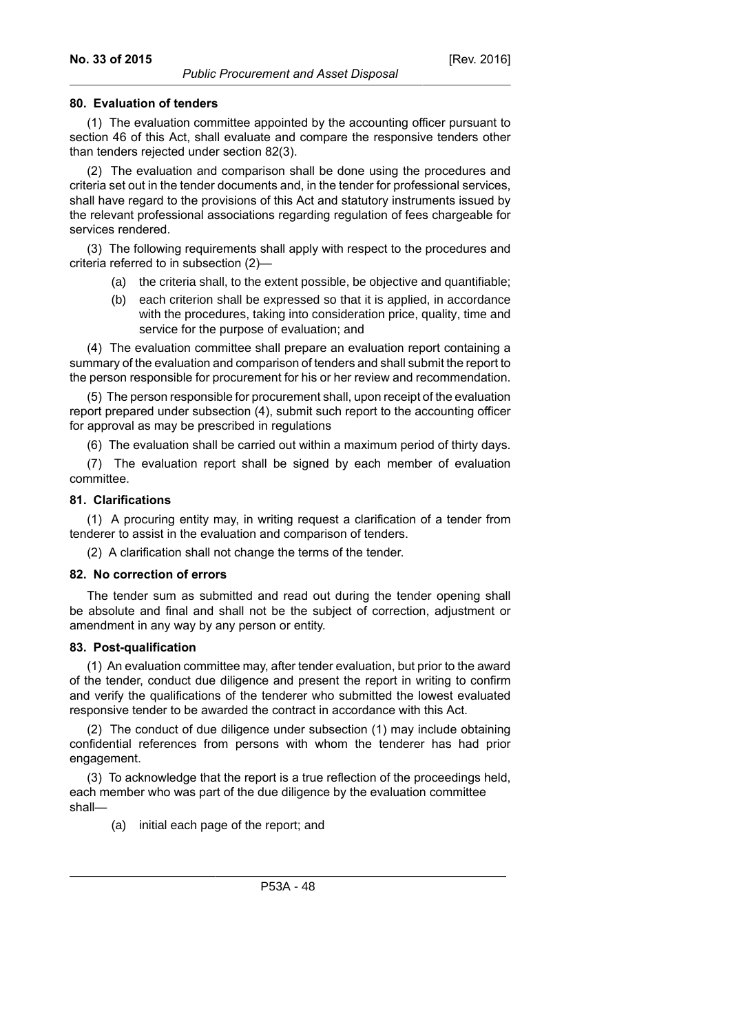#### 80. Evaluation of tenders

(1) The evaluation committee appointed by the accounting officer pursuant to section 46 of this Act, shall evaluate and compare the responsive tenders other than tenders rejected under section 82(3).

(2) The evaluation and comparison shall be done using the procedures and criteria set out in the tender documents and, in the tender for professional services, shall have regard to the provisions of this Act and statutory instruments issued by the relevant professional associations regarding regulation of fees chargeable for services rendered.

(3) The following requirements shall apply with respect to the procedures and criteria referred to in subsection (2)—

- (a) the criteria shall, to the extent possible, be objective and quantifiable;
- (b) each criterion shall be expressed so that it is applied, in accordance with the procedures, taking into consideration price, quality, time and service for the purpose of evaluation; and

(4) The evaluation committee shall prepare an evaluation report containing a summary of the evaluation and comparison of tenders and shall submit the report to the person responsible for procurement for his or her review and recommendation.

(5) The person responsible for procurement shall, upon receipt of the evaluation report prepared under subsection (4), submit such report to the accounting officer for approval as may be prescribed in regulations

(6) The evaluation shall be carried out within a maximum period of thirty days.

(7) The evaluation report shall be signed by each member of evaluation committee.

#### 81. Clarifications

(1) A procuring entity may, in writing request a clarification of a tender from tenderer to assist in the evaluation and comparison of tenders.

(2) A clarification shall not change the terms of the tender.

#### 82. No correction of errors

The tender sum as submitted and read out during the tender opening shall be absolute and final and shall not be the subject of correction, adjustment or amendment in any way by any person or entity.

#### 83. Post-qualification

(1) An evaluation committee may, after tender evaluation, but prior to the award of the tender, conduct due diligence and present the report in writing to confirm and verify the qualifications of the tenderer who submitted the lowest evaluated responsive tender to be awarded the contract in accordance with this Act.

(2) The conduct of due diligence under subsection (1) may include obtaining confidential references from persons with whom the tenderer has had prior engagement.

(3) To acknowledge that the report is a true reflection of the proceedings held, each member who was part of the due diligence by the evaluation committee shall—

- (a) initial each page of the report; and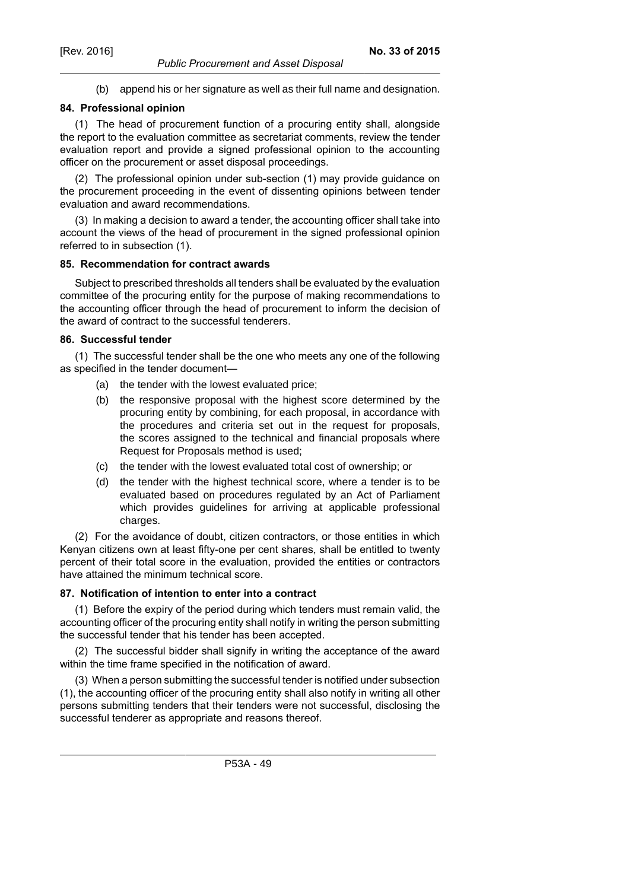(b) append his or her signature as well as their full name and designation.

**84. Professional opinion**

(1) The head of procurement function of a procuring entity shall, alongside the report to the evaluation committee as secretariat comments, review the tender evaluation report and provide a signed professional opinion to the accounting officer on the procurement or asset disposal proceedings.

(2) The professional opinion under sub-section (1) may provide guidance on the procurement proceeding in the event of dissenting opinions between tender evaluation and award recommendations.

(3) In making a decision to award a tender, the accounting officer shall take into account the views of the head of procurement in the signed professional opinion referred to in subsection (1).

**85. Recommendation for contract awards**

Subject to prescribed thresholds all tenders shall be evaluated by the evaluation committee of the procuring entity for the purpose of making recommendations to the accounting officer through the head of procurement to inform the decision of the award of contract to the successful tenderers.

**86. Successful tender**

(1) The successful tender shall be the one who meets any one of the following as specified in the tender document—

(a) the tender with the lowest evaluated price;

(b) the responsive proposal with the highest score determined by the procuring entity by combining, for each proposal, in accordance with the procedures and criteria set out in the request for proposals, the scores assigned to the technical and financial proposals where Request for Proposals method is used;

(c) the tender with the lowest evaluated total cost of ownership; or

(d) the tender with the highest technical score, where a tender is to be evaluated based on procedures regulated by an Act of Parliament which provides guidelines for arriving at applicable professional charges.

(2) For the avoidance of doubt, citizen contractors, or those entities in which Kenyan citizens own at least fifty-one per cent shares, shall be entitled to twenty percent of their total score in the evaluation, provided the entities or contractors have attained the minimum technical score.

**87. Notification of intention to enter into a contract**

(1) Before the expiry of the period during which tenders must remain valid, the accounting officer of the procuring entity shall notify in writing the person submitting the successful tender that his tender has been accepted.

(2) The successful bidder shall signify in writing the acceptance of the award within the time frame specified in the notification of award.

(3) When a person submitting the successful tender is notified under subsection (1), the accounting officer of the procuring entity shall also notify in writing all other persons submitting tenders that their tenders were not successful, disclosing the successful tenderer as appropriate and reasons thereof.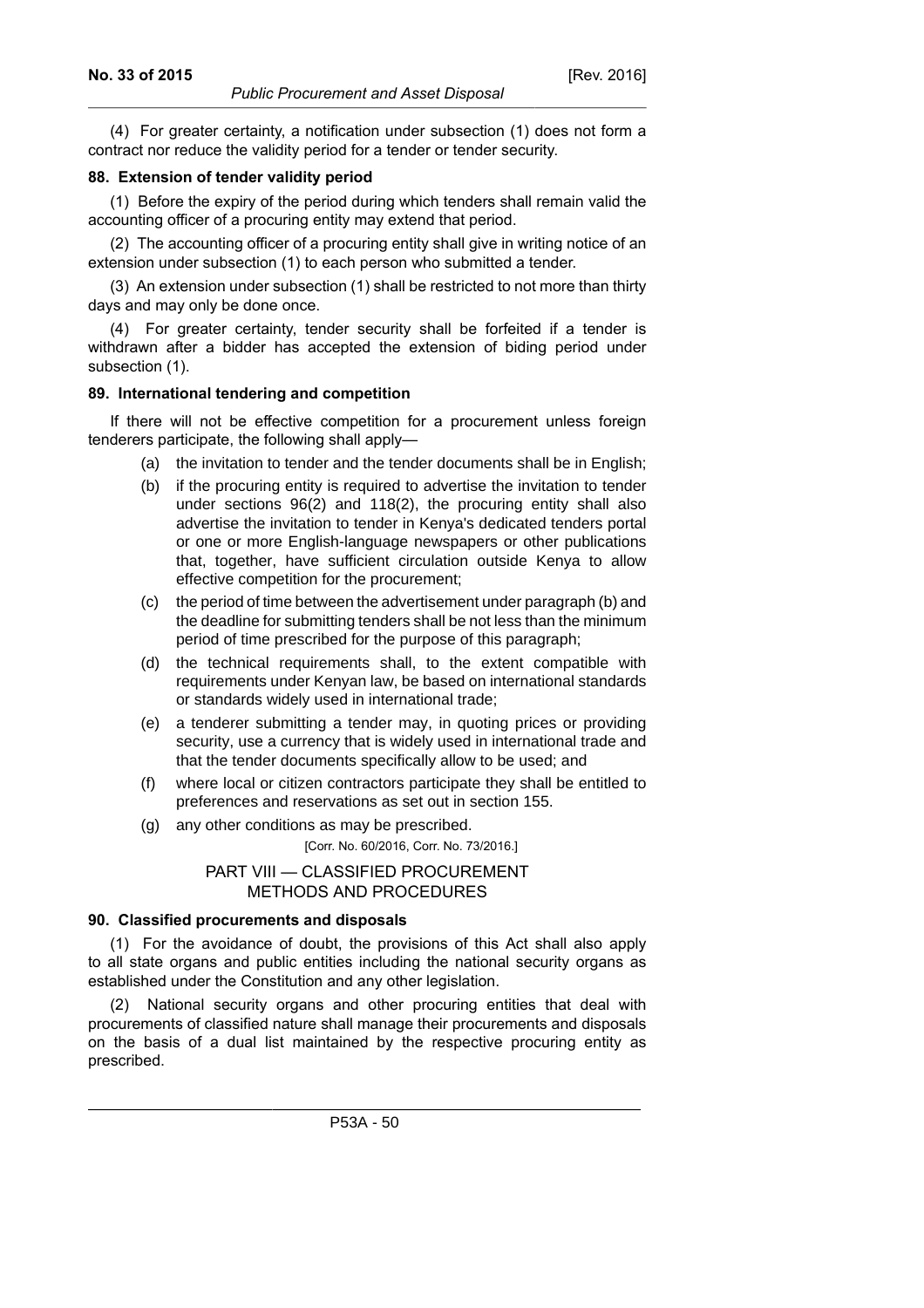(4) For greater certainty, a notification under subsection (1) does not form a contract nor reduce the validity period for a tender or tender security.

**88. Extension of tender validity period**

(1) Before the expiry of the period during which tenders shall remain valid the accounting officer of a procuring entity may extend that period.

(2) The accounting officer of a procuring entity shall give in writing notice of an extension under subsection (1) to each person who submitted a tender.

(3) An extension under subsection (1) shall be restricted to not more than thirty days and may only be done once.

(4) For greater certainty, tender security shall be forfeited if a tender is withdrawn after a bidder has accepted the extension of biding period under subsection (1).

**89. International tendering and competition**

If there will not be effective competition for a procurement unless foreign tenderers participate, the following shall apply—

(a) the invitation to tender and the tender documents shall be in English;

(b) if the procuring entity is required to advertise the invitation to tender under sections 96(2) and 118(2), the procuring entity shall also advertise the invitation to tender in Kenya's dedicated tenders portal or one or more English-language newspapers or other publications that, together, have sufficient circulation outside Kenya to allow effective competition for the procurement;

(c) the period of time between the advertisement under paragraph (b) and the deadline for submitting tenders shall be not less than the minimum period of time prescribed for the purpose of this paragraph;

(d) the technical requirements shall, to the extent compatible with requirements under Kenyan law, be based on international standards or standards widely used in international trade;

(e) a tenderer submitting a tender may, in quoting prices or providing security, use a currency that is widely used in international trade and that the tender documents specifically allow to be used; and

(f) where local or citizen contractors participate they shall be entitled to preferences and reservations as set out in section 155.

(g) any other conditions as may be prescribed.

[Corr. No. 60/2016, Corr. No. 73/2016.]

## PART VIII — CLASSIFIED PROCUREMENT METHODS AND PROCEDURES

**90. Classified procurements and disposals**

(1) For the avoidance of doubt, the provisions of this Act shall also apply to all state organs and public entities including the national security organs as established under the Constitution and any other legislation.

(2) National security organs and other procuring entities that deal with procurements of classified nature shall manage their procurements and disposals on the basis of a dual list maintained by the respective procuring entity as prescribed.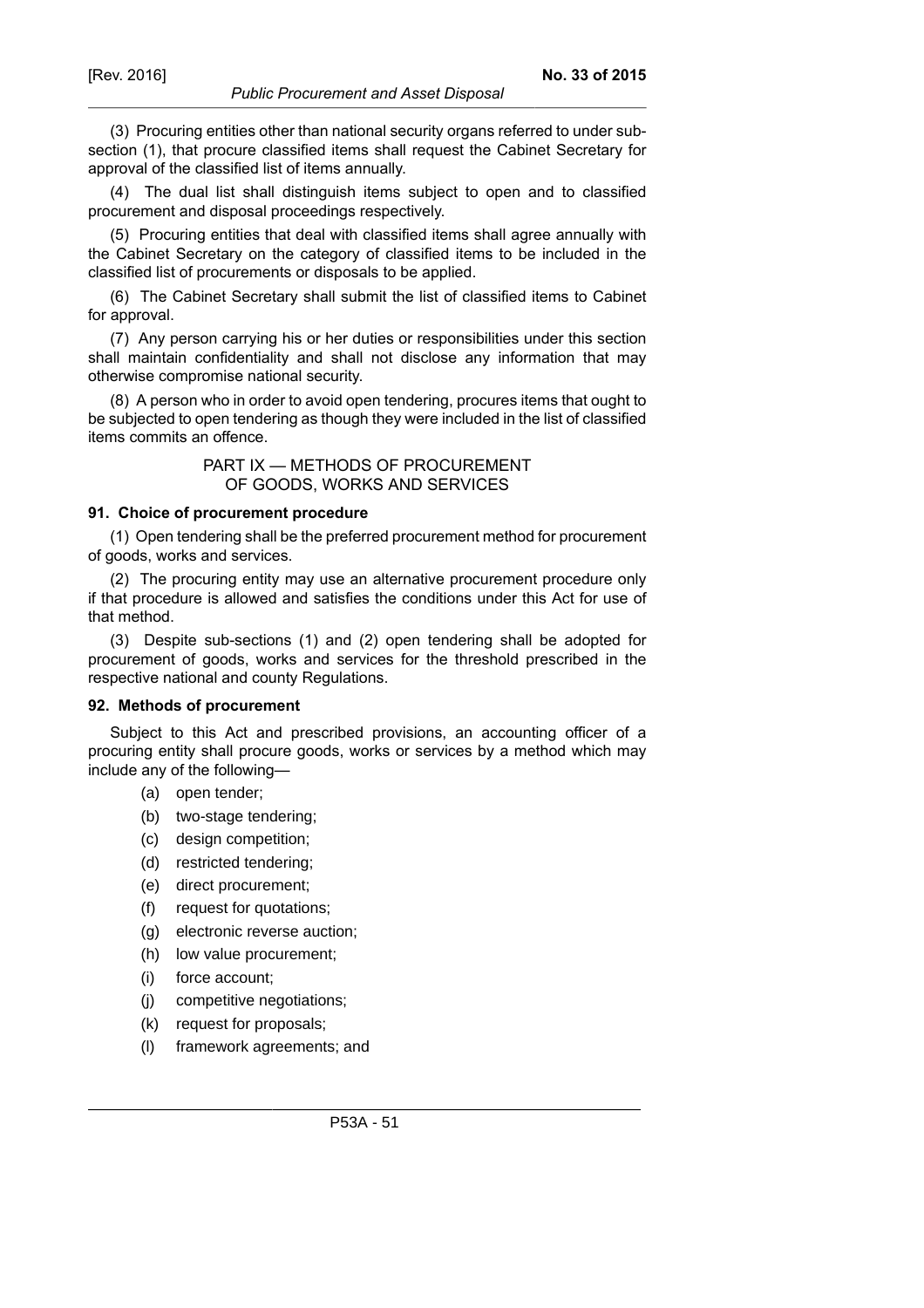(3) Procuring entities other than national security organs referred to under sub-section (1), that procure classified items shall request the Cabinet Secretary for approval of the classified list of items annually.

(4) The dual list shall distinguish items subject to open and to classified procurement and disposal proceedings respectively.

(5) Procuring entities that deal with classified items shall agree annually with the Cabinet Secretary on the category of classified items to be included in the classified list of procurements or disposals to be applied.

(6) The Cabinet Secretary shall submit the list of classified items to Cabinet for approval.

(7) Any person carrying his or her duties or responsibilities under this section shall maintain confidentiality and shall not disclose any information that may otherwise compromise national security.

(8) A person who in order to avoid open tendering, procures items that ought to be subjected to open tendering as though they were included in the list of classified items commits an offence.

## PART IX — METHODS OF PROCUREMENT OF GOODS, WORKS AND SERVICES

### 91. Choice of procurement procedure

(1) Open tendering shall be the preferred procurement method for procurement of goods, works and services.

(2) The procuring entity may use an alternative procurement procedure only if that procedure is allowed and satisfies the conditions under this Act for use of that method.

(3) Despite sub-sections (1) and (2) open tendering shall be adopted for procurement of goods, works and services for the threshold prescribed in the respective national and county Regulations.

### 92. Methods of procurement

Subject to this Act and prescribed provisions, an accounting officer of a procuring entity shall procure goods, works or services by a method which may include any of the following—

(a) open tender;

(b) two-stage tendering;

(c) design competition;

(d) restricted tendering;

(e) direct procurement;

(f) request for quotations;

(g) electronic reverse auction;

(h) low value procurement;

(i) force account;

(j) competitive negotiations;

(k) request for proposals;

(l) framework agreements; and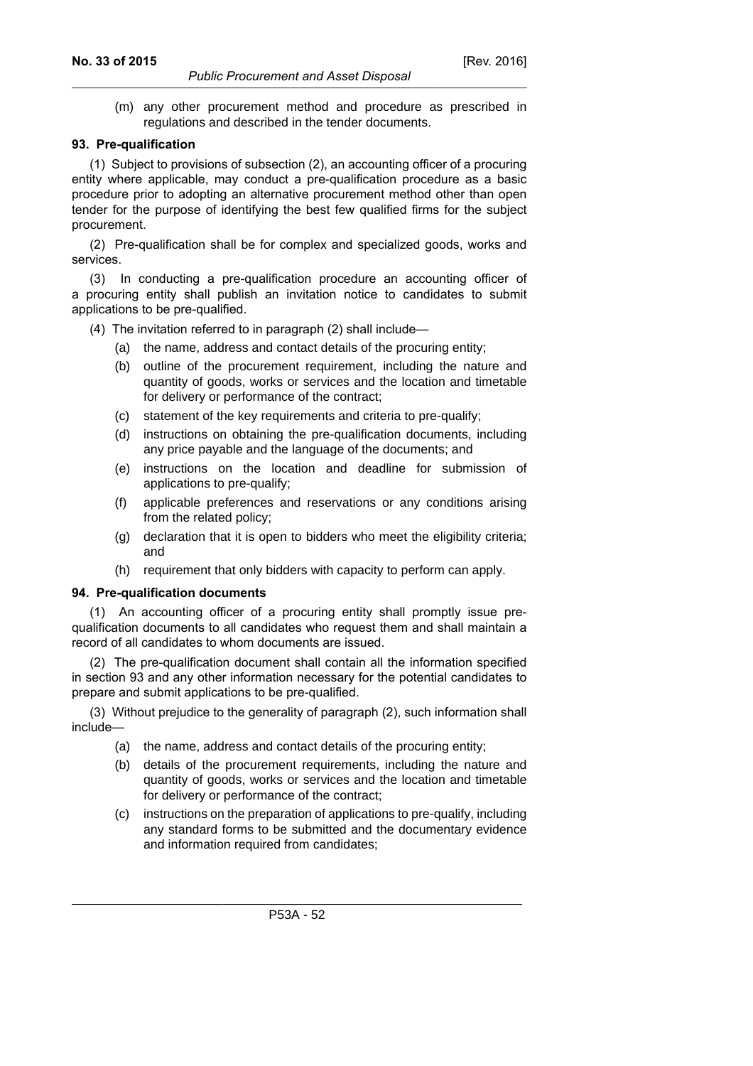(m) any other procurement method and procedure as prescribed in regulations and described in the tender documents.

**93. Pre-qualification**

(1) Subject to provisions of subsection (2), an accounting officer of a procuring entity where applicable, may conduct a pre-qualification procedure as a basic procedure prior to adopting an alternative procurement method other than open tender for the purpose of identifying the best few qualified firms for the subject procurement.

(2) Pre-qualification shall be for complex and specialized goods, works and services.

(3) In conducting a pre-qualification procedure an accounting officer of a procuring entity shall publish an invitation notice to candidates to submit applications to be pre-qualified.

(4) The invitation referred to in paragraph (2) shall include—

- (a) the name, address and contact details of the procuring entity;
- (b) outline of the procurement requirement, including the nature and quantity of goods, works or services and the location and timetable for delivery or performance of the contract;
- (c) statement of the key requirements and criteria to pre-qualify;
- (d) instructions on obtaining the pre-qualification documents, including any price payable and the language of the documents; and
- (e) instructions on the location and deadline for submission of applications to pre-qualify;
- (f) applicable preferences and reservations or any conditions arising from the related policy;
- (g) declaration that it is open to bidders who meet the eligibility criteria; and
- (h) requirement that only bidders with capacity to perform can apply.

**94. Pre-qualification documents**

(1) An accounting officer of a procuring entity shall promptly issue pre-qualification documents to all candidates who request them and shall maintain a record of all candidates to whom documents are issued.

(2) The pre-qualification document shall contain all the information specified in section 93 and any other information necessary for the potential candidates to prepare and submit applications to be pre-qualified.

(3) Without prejudice to the generality of paragraph (2), such information shall include—

- (a) the name, address and contact details of the procuring entity;
- (b) details of the procurement requirements, including the nature and quantity of goods, works or services and the location and timetable for delivery or performance of the contract;
- (c) instructions on the preparation of applications to pre-qualify, including any standard forms to be submitted and the documentary evidence and information required from candidates;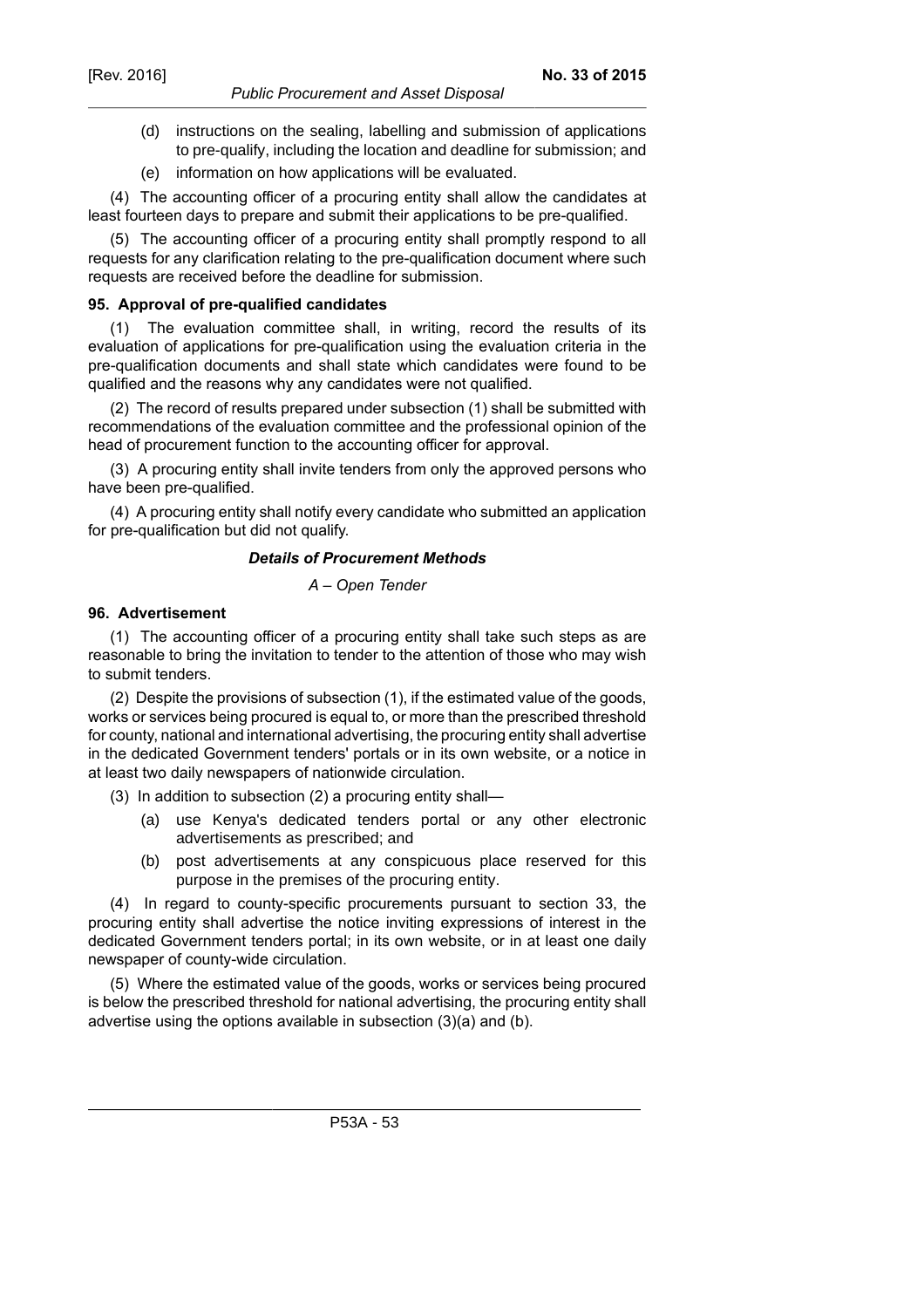(d) instructions on the sealing, labelling and submission of applications to pre-qualify, including the location and deadline for submission; and

(e) information on how applications will be evaluated.

(4) The accounting officer of a procuring entity shall allow the candidates at least fourteen days to prepare and submit their applications to be pre-qualified.

(5) The accounting officer of a procuring entity shall promptly respond to all requests for any clarification relating to the pre-qualification document where such requests are received before the deadline for submission.

**95. Approval of pre-qualified candidates**

(1) The evaluation committee shall, in writing, record the results of its evaluation of applications for pre-qualification using the evaluation criteria in the pre-qualification documents and shall state which candidates were found to be qualified and the reasons why any candidates were not qualified.

(2) The record of results prepared under subsection (1) shall be submitted with recommendations of the evaluation committee and the professional opinion of the head of procurement function to the accounting officer for approval.

(3) A procuring entity shall invite tenders from only the approved persons who have been pre-qualified.

(4) A procuring entity shall notify every candidate who submitted an application for pre-qualification but did not qualify.

***Details of Procurement Methods***

*A – Open Tender*

**96. Advertisement**

(1) The accounting officer of a procuring entity shall take such steps as are reasonable to bring the invitation to tender to the attention of those who may wish to submit tenders.

(2) Despite the provisions of subsection (1), if the estimated value of the goods, works or services being procured is equal to, or more than the prescribed threshold for county, national and international advertising, the procuring entity shall advertise in the dedicated Government tenders' portals or in its own website, or a notice in at least two daily newspapers of nationwide circulation.

(3) In addition to subsection (2) a procuring entity shall—

(a) use Kenya's dedicated tenders portal or any other electronic advertisements as prescribed; and

(b) post advertisements at any conspicuous place reserved for this purpose in the premises of the procuring entity.

(4) In regard to county-specific procurements pursuant to section 33, the procuring entity shall advertise the notice inviting expressions of interest in the dedicated Government tenders portal; in its own website, or in at least one daily newspaper of county-wide circulation.

(5) Where the estimated value of the goods, works or services being procured is below the prescribed threshold for national advertising, the procuring entity shall advertise using the options available in subsection (3)(a) and (b).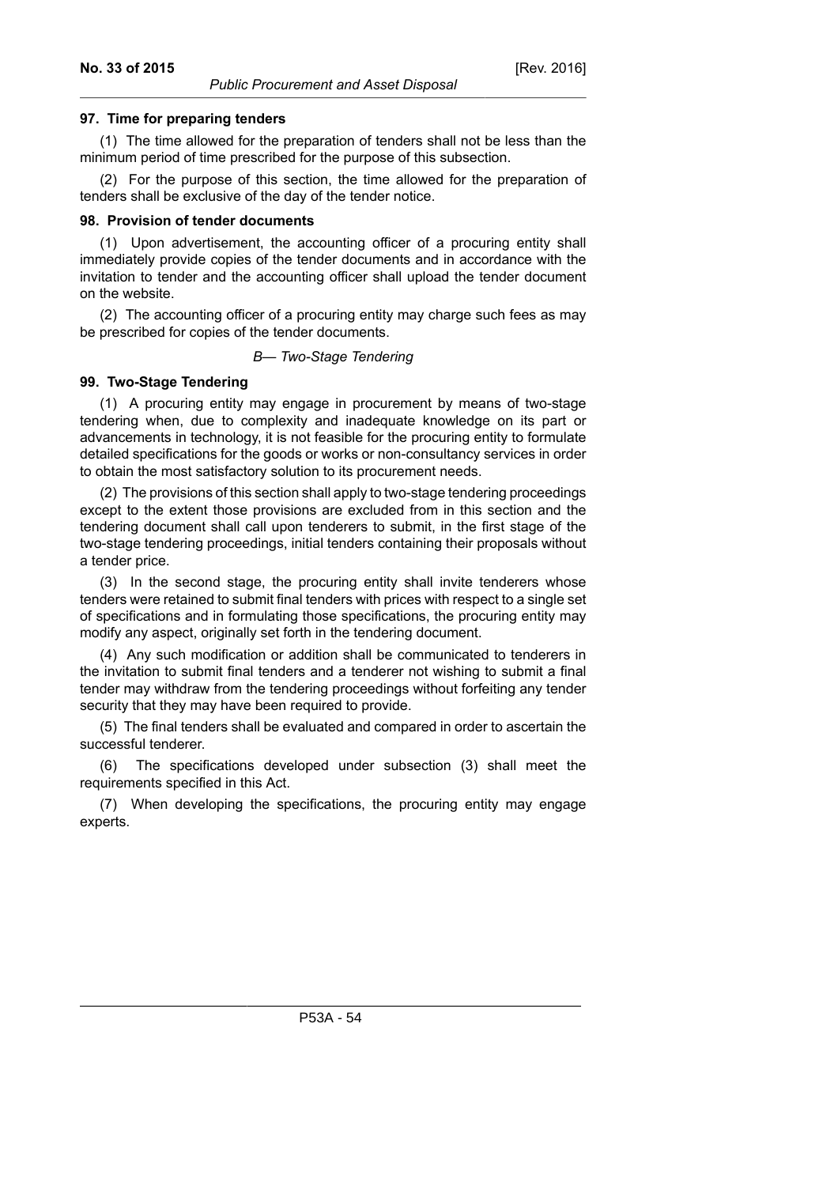**97. Time for preparing tenders**

(1) The time allowed for the preparation of tenders shall not be less than the minimum period of time prescribed for the purpose of this subsection.

(2) For the purpose of this section, the time allowed for the preparation of tenders shall be exclusive of the day of the tender notice.

**98. Provision of tender documents**

(1) Upon advertisement, the accounting officer of a procuring entity shall immediately provide copies of the tender documents and in accordance with the invitation to tender and the accounting officer shall upload the tender document on the website.

(2) The accounting officer of a procuring entity may charge such fees as may be prescribed for copies of the tender documents.

*B— Two-Stage Tendering*

**99. Two-Stage Tendering**

(1) A procuring entity may engage in procurement by means of two-stage tendering when, due to complexity and inadequate knowledge on its part or advancements in technology, it is not feasible for the procuring entity to formulate detailed specifications for the goods or works or non-consultancy services in order to obtain the most satisfactory solution to its procurement needs.

(2) The provisions of this section shall apply to two-stage tendering proceedings except to the extent those provisions are excluded from in this section and the tendering document shall call upon tenderers to submit, in the first stage of the two-stage tendering proceedings, initial tenders containing their proposals without a tender price.

(3) In the second stage, the procuring entity shall invite tenderers whose tenders were retained to submit final tenders with prices with respect to a single set of specifications and in formulating those specifications, the procuring entity may modify any aspect, originally set forth in the tendering document.

(4) Any such modification or addition shall be communicated to tenderers in the invitation to submit final tenders and a tenderer not wishing to submit a final tender may withdraw from the tendering proceedings without forfeiting any tender security that they may have been required to provide.

(5) The final tenders shall be evaluated and compared in order to ascertain the successful tenderer.

(6) The specifications developed under subsection (3) shall meet the requirements specified in this Act.

(7) When developing the specifications, the procuring entity may engage experts.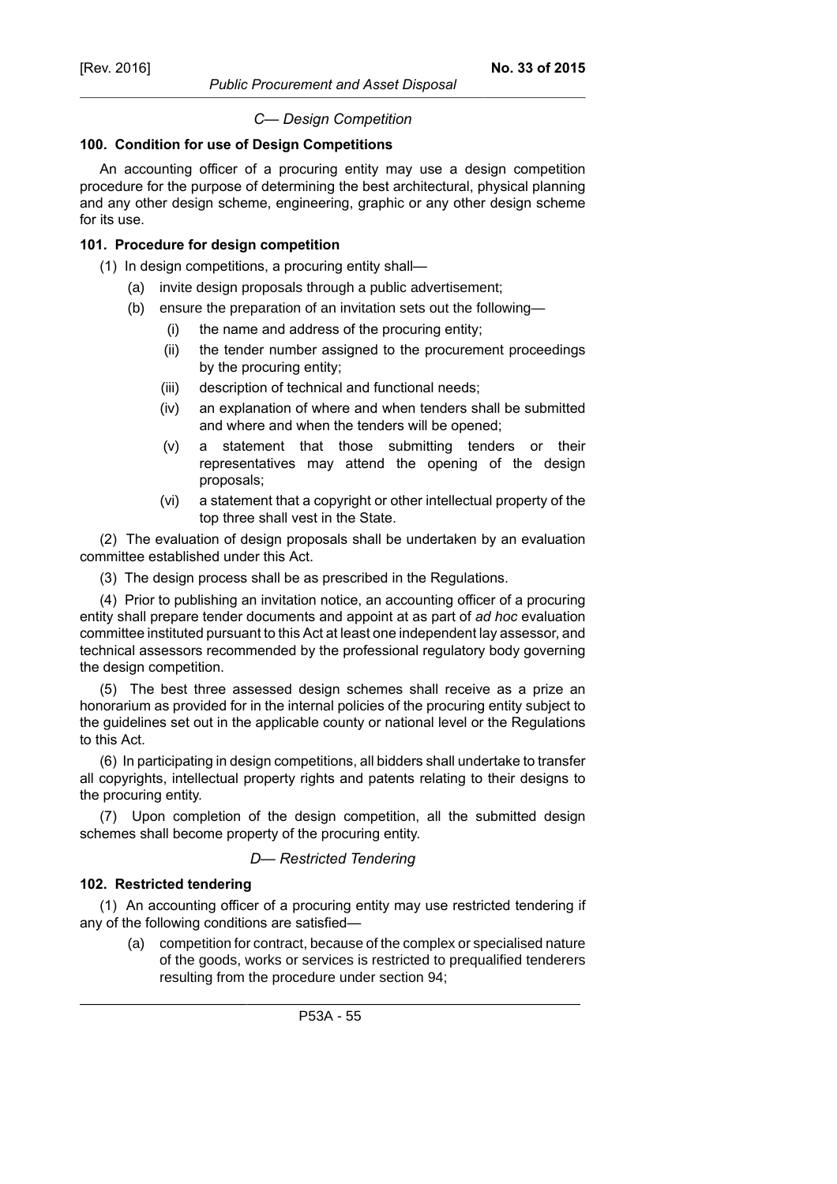### *C— Design Competition*

**100. Condition for use of Design Competitions**

An accounting officer of a procuring entity may use a design competition procedure for the purpose of determining the best architectural, physical planning and any other design scheme, engineering, graphic or any other design scheme for its use.

**101. Procedure for design competition**

(1) In design competitions, a procuring entity shall—

- (a) invite design proposals through a public advertisement;
- (b) ensure the preparation of an invitation sets out the following—
  - (i) the name and address of the procuring entity;
  - (ii) the tender number assigned to the procurement proceedings by the procuring entity;
  - (iii) description of technical and functional needs;
  - (iv) an explanation of where and when tenders shall be submitted and where and when the tenders will be opened;
  - (v) a statement that those submitting tenders or their representatives may attend the opening of the design proposals;
  - (vi) a statement that a copyright or other intellectual property of the top three shall vest in the State.

(2) The evaluation of design proposals shall be undertaken by an evaluation committee established under this Act.

(3) The design process shall be as prescribed in the Regulations.

(4) Prior to publishing an invitation notice, an accounting officer of a procuring entity shall prepare tender documents and appoint at as part of *ad hoc* evaluation committee instituted pursuant to this Act at least one independent lay assessor, and technical assessors recommended by the professional regulatory body governing the design competition.

(5) The best three assessed design schemes shall receive as a prize an honorarium as provided for in the internal policies of the procuring entity subject to the guidelines set out in the applicable county or national level or the Regulations to this Act.

(6) In participating in design competitions, all bidders shall undertake to transfer all copyrights, intellectual property rights and patents relating to their designs to the procuring entity.

(7) Upon completion of the design competition, all the submitted design schemes shall become property of the procuring entity.

### *D— Restricted Tendering*

**102. Restricted tendering**

(1) An accounting officer of a procuring entity may use restricted tendering if any of the following conditions are satisfied—

- (a) competition for contract, because of the complex or specialised nature of the goods, works or services is restricted to prequalified tenderers resulting from the procedure under section 94;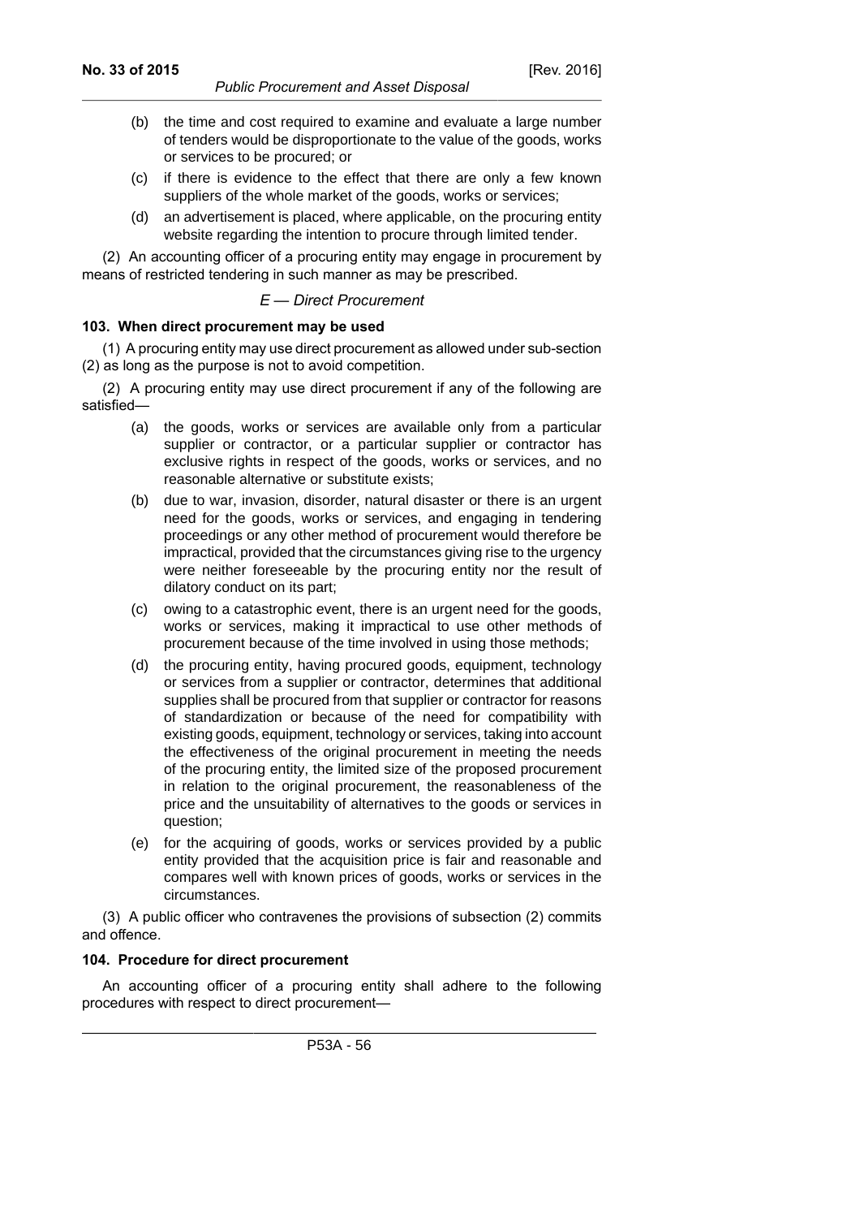(b) the time and cost required to examine and evaluate a large number of tenders would be disproportionate to the value of the goods, works or services to be procured; or

(c) if there is evidence to the effect that there are only a few known suppliers of the whole market of the goods, works or services;

(d) an advertisement is placed, where applicable, on the procuring entity website regarding the intention to procure through limited tender.

(2) An accounting officer of a procuring entity may engage in procurement by means of restricted tendering in such manner as may be prescribed.

*E — Direct Procurement*

**103. When direct procurement may be used**

(1) A procuring entity may use direct procurement as allowed under sub-section (2) as long as the purpose is not to avoid competition.

(2) A procuring entity may use direct procurement if any of the following are satisfied—

(a) the goods, works or services are available only from a particular supplier or contractor, or a particular supplier or contractor has exclusive rights in respect of the goods, works or services, and no reasonable alternative or substitute exists;

(b) due to war, invasion, disorder, natural disaster or there is an urgent need for the goods, works or services, and engaging in tendering proceedings or any other method of procurement would therefore be impractical, provided that the circumstances giving rise to the urgency were neither foreseeable by the procuring entity nor the result of dilatory conduct on its part;

(c) owing to a catastrophic event, there is an urgent need for the goods, works or services, making it impractical to use other methods of procurement because of the time involved in using those methods;

(d) the procuring entity, having procured goods, equipment, technology or services from a supplier or contractor, determines that additional supplies shall be procured from that supplier or contractor for reasons of standardization or because of the need for compatibility with existing goods, equipment, technology or services, taking into account the effectiveness of the original procurement in meeting the needs of the procuring entity, the limited size of the proposed procurement in relation to the original procurement, the reasonableness of the price and the unsuitability of alternatives to the goods or services in question;

(e) for the acquiring of goods, works or services provided by a public entity provided that the acquisition price is fair and reasonable and compares well with known prices of goods, works or services in the circumstances.

(3) A public officer who contravenes the provisions of subsection (2) commits and offence.

**104. Procedure for direct procurement**

An accounting officer of a procuring entity shall adhere to the following procedures with respect to direct procurement—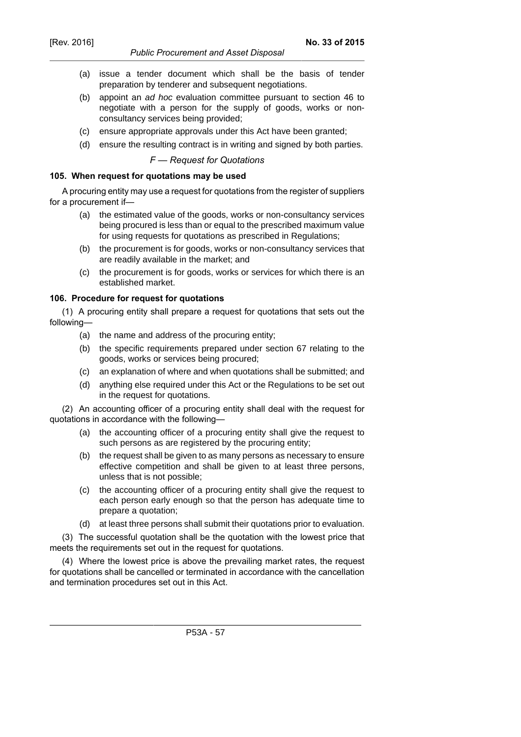(a) issue a tender document which shall be the basis of tender preparation by tenderer and subsequent negotiations.

(b) appoint an *ad hoc* evaluation committee pursuant to section 46 to negotiate with a person for the supply of goods, works or non-consultancy services being provided;

(c) ensure appropriate approvals under this Act have been granted;

(d) ensure the resulting contract is in writing and signed by both parties.

*F — Request for Quotations*

**105. When request for quotations may be used**

A procuring entity may use a request for quotations from the register of suppliers for a procurement if—

(a) the estimated value of the goods, works or non-consultancy services being procured is less than or equal to the prescribed maximum value for using requests for quotations as prescribed in Regulations;

(b) the procurement is for goods, works or non-consultancy services that are readily available in the market; and

(c) the procurement is for goods, works or services for which there is an established market.

**106. Procedure for request for quotations**

(1) A procuring entity shall prepare a request for quotations that sets out the following—

(a) the name and address of the procuring entity;

(b) the specific requirements prepared under section 67 relating to the goods, works or services being procured;

(c) an explanation of where and when quotations shall be submitted; and

(d) anything else required under this Act or the Regulations to be set out in the request for quotations.

(2) An accounting officer of a procuring entity shall deal with the request for quotations in accordance with the following—

(a) the accounting officer of a procuring entity shall give the request to such persons as are registered by the procuring entity;

(b) the request shall be given to as many persons as necessary to ensure effective competition and shall be given to at least three persons, unless that is not possible;

(c) the accounting officer of a procuring entity shall give the request to each person early enough so that the person has adequate time to prepare a quotation;

(d) at least three persons shall submit their quotations prior to evaluation.

(3) The successful quotation shall be the quotation with the lowest price that meets the requirements set out in the request for quotations.

(4) Where the lowest price is above the prevailing market rates, the request for quotations shall be cancelled or terminated in accordance with the cancellation and termination procedures set out in this Act.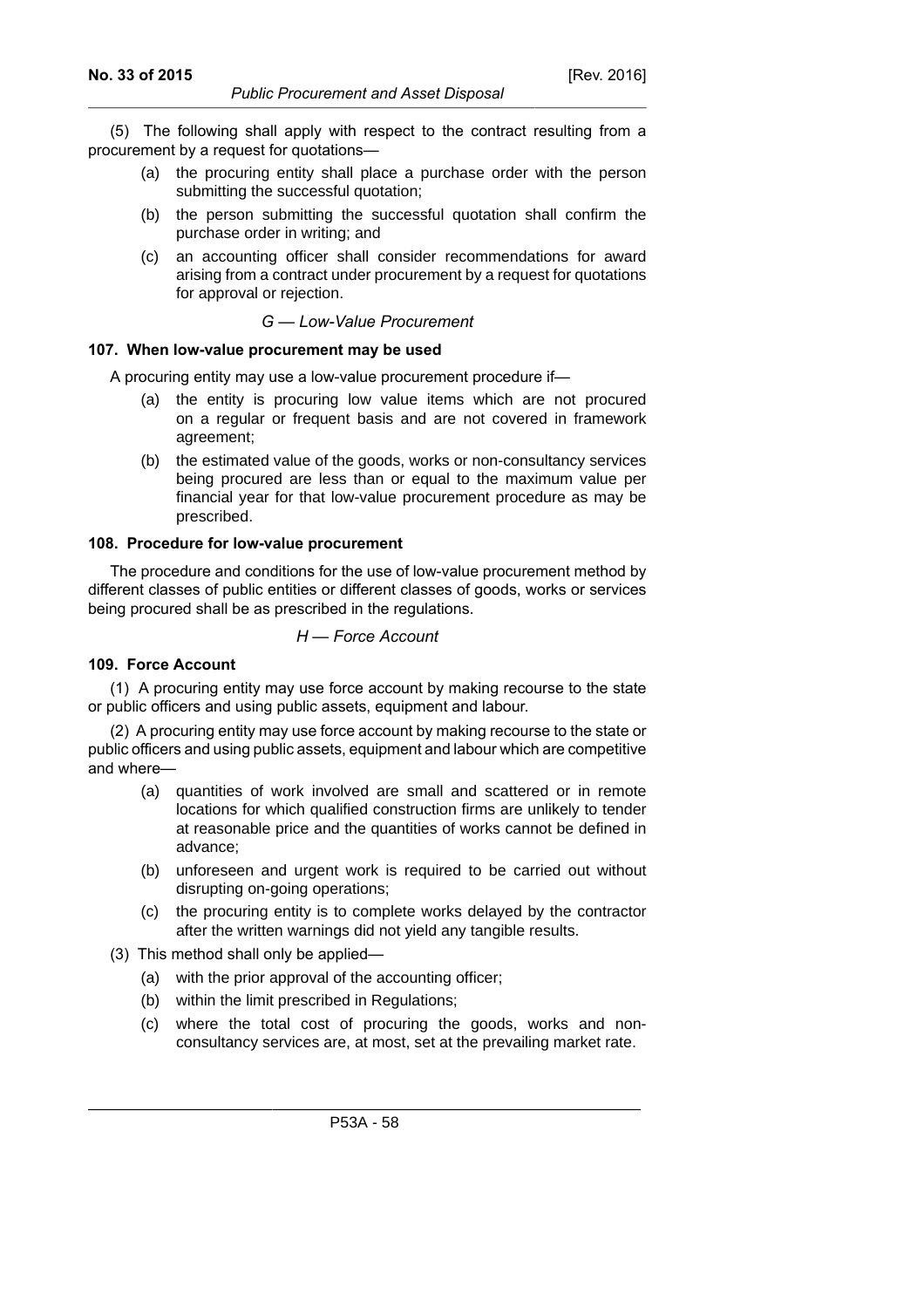(5) The following shall apply with respect to the contract resulting from a procurement by a request for quotations—

(a) the procuring entity shall place a purchase order with the person submitting the successful quotation;

(b) the person submitting the successful quotation shall confirm the purchase order in writing; and

(c) an accounting officer shall consider recommendations for award arising from a contract under procurement by a request for quotations for approval or rejection.

*G — Low-Value Procurement*

**107. When low-value procurement may be used**

A procuring entity may use a low-value procurement procedure if—

(a) the entity is procuring low value items which are not procured on a regular or frequent basis and are not covered in framework agreement;

(b) the estimated value of the goods, works or non-consultancy services being procured are less than or equal to the maximum value per financial year for that low-value procurement procedure as may be prescribed.

**108. Procedure for low-value procurement**

The procedure and conditions for the use of low-value procurement method by different classes of public entities or different classes of goods, works or services being procured shall be as prescribed in the regulations.

*H — Force Account*

**109. Force Account**

(1) A procuring entity may use force account by making recourse to the state or public officers and using public assets, equipment and labour.

(2) A procuring entity may use force account by making recourse to the state or public officers and using public assets, equipment and labour which are competitive and where—

(a) quantities of work involved are small and scattered or in remote locations for which qualified construction firms are unlikely to tender at reasonable price and the quantities of works cannot be defined in advance;

(b) unforeseen and urgent work is required to be carried out without disrupting on-going operations;

(c) the procuring entity is to complete works delayed by the contractor after the written warnings did not yield any tangible results.

(3) This method shall only be applied—

(a) with the prior approval of the accounting officer;

(b) within the limit prescribed in Regulations;

(c) where the total cost of procuring the goods, works and non-consultancy services are, at most, set at the prevailing market rate.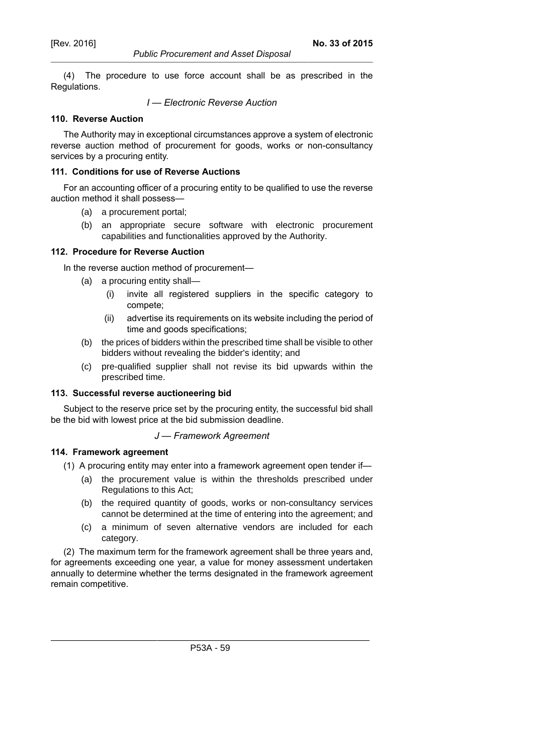(4) The procedure to use force account shall be as prescribed in the Regulations.

*I — Electronic Reverse Auction*

**110. Reverse Auction**

The Authority may in exceptional circumstances approve a system of electronic reverse auction method of procurement for goods, works or non-consultancy services by a procuring entity.

**111. Conditions for use of Reverse Auctions**

For an accounting officer of a procuring entity to be qualified to use the reverse auction method it shall possess—

- (a) a procurement portal;
- (b) an appropriate secure software with electronic procurement capabilities and functionalities approved by the Authority.

**112. Procedure for Reverse Auction**

In the reverse auction method of procurement—

- (a) a procuring entity shall—
  - (i) invite all registered suppliers in the specific category to compete;
  - (ii) advertise its requirements on its website including the period of time and goods specifications;
- (b) the prices of bidders within the prescribed time shall be visible to other bidders without revealing the bidder's identity; and
- (c) pre-qualified supplier shall not revise its bid upwards within the prescribed time.

**113. Successful reverse auctioneering bid**

Subject to the reserve price set by the procuring entity, the successful bid shall be the bid with lowest price at the bid submission deadline.

*J — Framework Agreement*

**114. Framework agreement**

(1) A procuring entity may enter into a framework agreement open tender if—

- (a) the procurement value is within the thresholds prescribed under Regulations to this Act;
- (b) the required quantity of goods, works or non-consultancy services cannot be determined at the time of entering into the agreement; and
- (c) a minimum of seven alternative vendors are included for each category.

(2) The maximum term for the framework agreement shall be three years and, for agreements exceeding one year, a value for money assessment undertaken annually to determine whether the terms designated in the framework agreement remain competitive.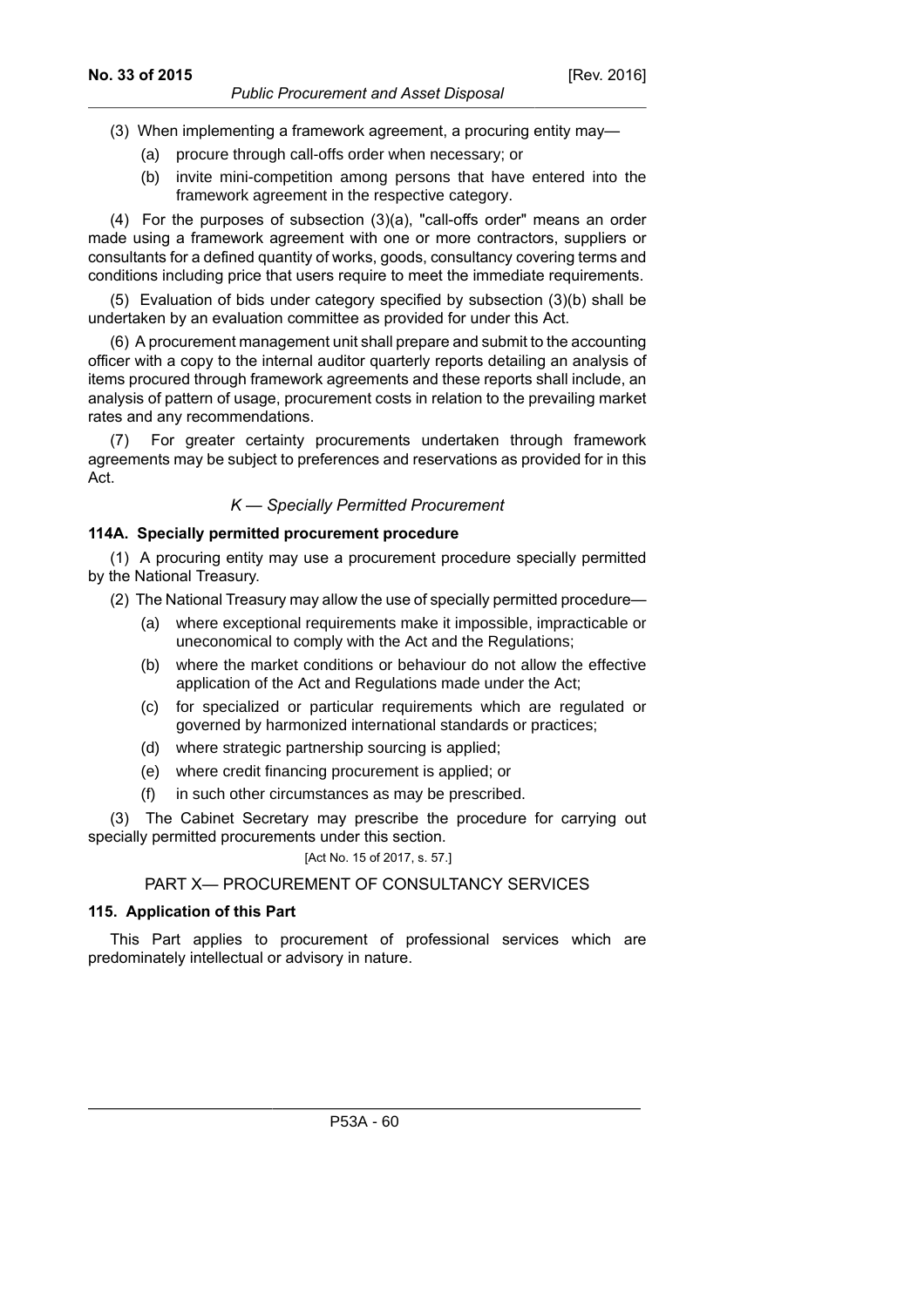(3) When implementing a framework agreement, a procuring entity may—

(a) procure through call-offs order when necessary; or

(b) invite mini-competition among persons that have entered into the framework agreement in the respective category.

(4) For the purposes of subsection (3)(a), "call-offs order" means an order made using a framework agreement with one or more contractors, suppliers or consultants for a defined quantity of works, goods, consultancy covering terms and conditions including price that users require to meet the immediate requirements.

(5) Evaluation of bids under category specified by subsection (3)(b) shall be undertaken by an evaluation committee as provided for under this Act.

(6) A procurement management unit shall prepare and submit to the accounting officer with a copy to the internal auditor quarterly reports detailing an analysis of items procured through framework agreements and these reports shall include, an analysis of pattern of usage, procurement costs in relation to the prevailing market rates and any recommendations.

(7) For greater certainty procurements undertaken through framework agreements may be subject to preferences and reservations as provided for in this Act.

### *K — Specially Permitted Procurement*

**114A. Specially permitted procurement procedure**

(1) A procuring entity may use a procurement procedure specially permitted by the National Treasury.

(2) The National Treasury may allow the use of specially permitted procedure—

(a) where exceptional requirements make it impossible, impracticable or uneconomical to comply with the Act and the Regulations;

(b) where the market conditions or behaviour do not allow the effective application of the Act and Regulations made under the Act;

(c) for specialized or particular requirements which are regulated or governed by harmonized international standards or practices;

(d) where strategic partnership sourcing is applied;

(e) where credit financing procurement is applied; or

(f) in such other circumstances as may be prescribed.

(3) The Cabinet Secretary may prescribe the procedure for carrying out specially permitted procurements under this section.

[Act No. 15 of 2017, s. 57.]

## PART X— PROCUREMENT OF CONSULTANCY SERVICES

**115. Application of this Part**

This Part applies to procurement of professional services which are predominately intellectual or advisory in nature.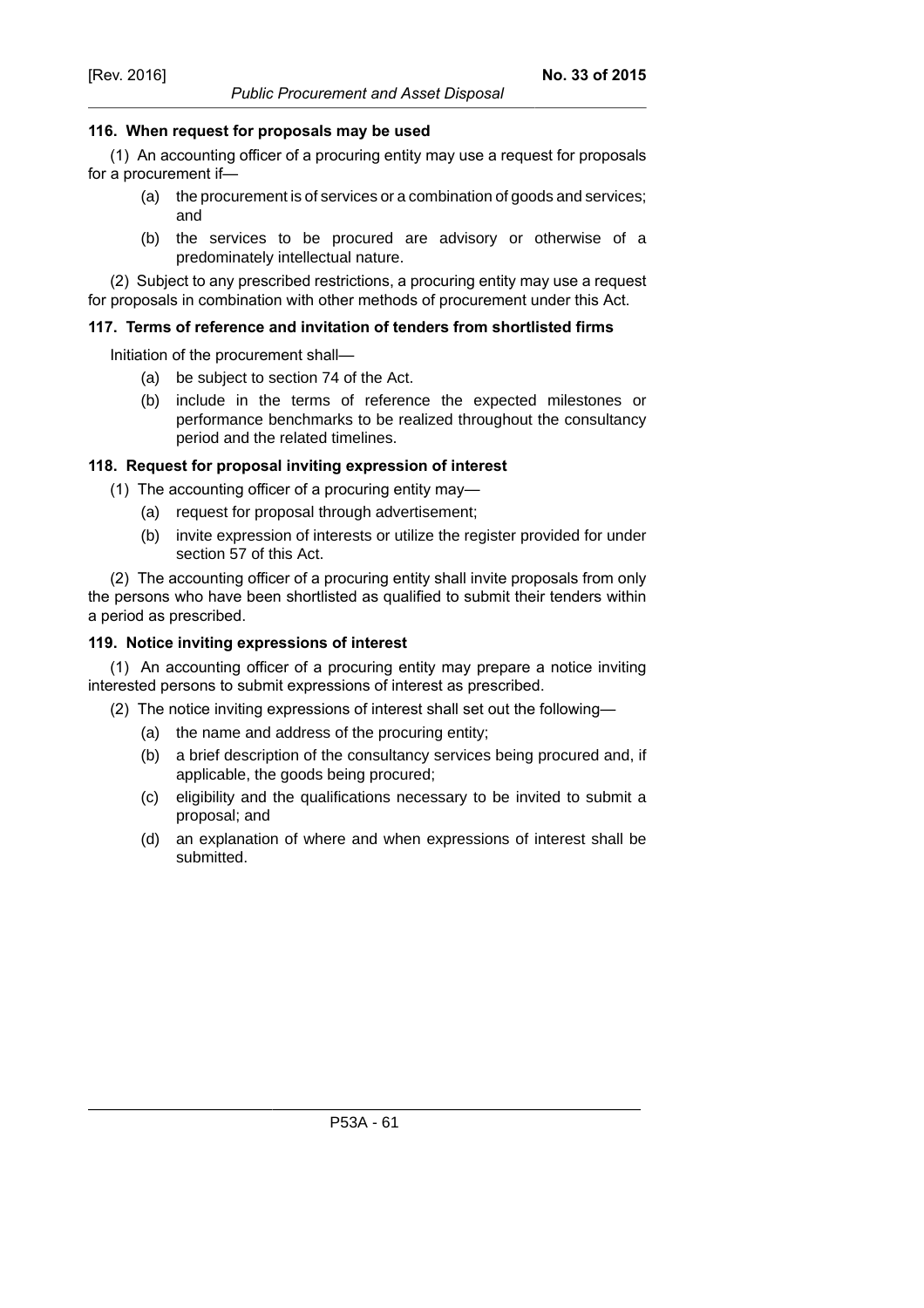**116. When request for proposals may be used**

(1) An accounting officer of a procuring entity may use a request for proposals for a procurement if—

- (a) the procurement is of services or a combination of goods and services; and
- (b) the services to be procured are advisory or otherwise of a predominately intellectual nature.

(2) Subject to any prescribed restrictions, a procuring entity may use a request for proposals in combination with other methods of procurement under this Act.

**117. Terms of reference and invitation of tenders from shortlisted firms**

Initiation of the procurement shall—

- (a) be subject to section 74 of the Act.
- (b) include in the terms of reference the expected milestones or performance benchmarks to be realized throughout the consultancy period and the related timelines.

**118. Request for proposal inviting expression of interest**

(1) The accounting officer of a procuring entity may—

- (a) request for proposal through advertisement;
- (b) invite expression of interests or utilize the register provided for under section 57 of this Act.

(2) The accounting officer of a procuring entity shall invite proposals from only the persons who have been shortlisted as qualified to submit their tenders within a period as prescribed.

**119. Notice inviting expressions of interest**

(1) An accounting officer of a procuring entity may prepare a notice inviting interested persons to submit expressions of interest as prescribed.

(2) The notice inviting expressions of interest shall set out the following—

- (a) the name and address of the procuring entity;
- (b) a brief description of the consultancy services being procured and, if applicable, the goods being procured;
- (c) eligibility and the qualifications necessary to be invited to submit a proposal; and
- (d) an explanation of where and when expressions of interest shall be submitted.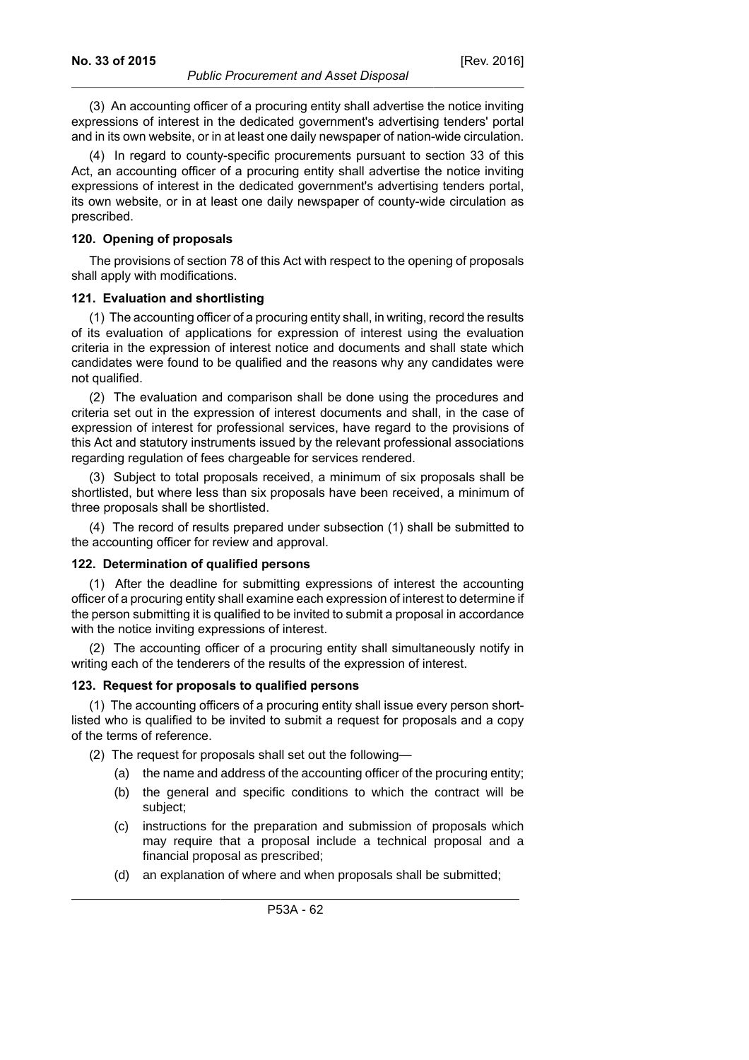(3) An accounting officer of a procuring entity shall advertise the notice inviting expressions of interest in the dedicated government's advertising tenders' portal and in its own website, or in at least one daily newspaper of nation-wide circulation.

(4) In regard to county-specific procurements pursuant to section 33 of this Act, an accounting officer of a procuring entity shall advertise the notice inviting expressions of interest in the dedicated government's advertising tenders portal, its own website, or in at least one daily newspaper of county-wide circulation as prescribed.

**120. Opening of proposals**

The provisions of section 78 of this Act with respect to the opening of proposals shall apply with modifications.

**121. Evaluation and shortlisting**

(1) The accounting officer of a procuring entity shall, in writing, record the results of its evaluation of applications for expression of interest using the evaluation criteria in the expression of interest notice and documents and shall state which candidates were found to be qualified and the reasons why any candidates were not qualified.

(2) The evaluation and comparison shall be done using the procedures and criteria set out in the expression of interest documents and shall, in the case of expression of interest for professional services, have regard to the provisions of this Act and statutory instruments issued by the relevant professional associations regarding regulation of fees chargeable for services rendered.

(3) Subject to total proposals received, a minimum of six proposals shall be shortlisted, but where less than six proposals have been received, a minimum of three proposals shall be shortlisted.

(4) The record of results prepared under subsection (1) shall be submitted to the accounting officer for review and approval.

**122. Determination of qualified persons**

(1) After the deadline for submitting expressions of interest the accounting officer of a procuring entity shall examine each expression of interest to determine if the person submitting it is qualified to be invited to submit a proposal in accordance with the notice inviting expressions of interest.

(2) The accounting officer of a procuring entity shall simultaneously notify in writing each of the tenderers of the results of the expression of interest.

**123. Request for proposals to qualified persons**

(1) The accounting officers of a procuring entity shall issue every person short-listed who is qualified to be invited to submit a request for proposals and a copy of the terms of reference.

(2) The request for proposals shall set out the following—

- (a) the name and address of the accounting officer of the procuring entity;
- (b) the general and specific conditions to which the contract will be subject;
- (c) instructions for the preparation and submission of proposals which may require that a proposal include a technical proposal and a financial proposal as prescribed;
- (d) an explanation of where and when proposals shall be submitted;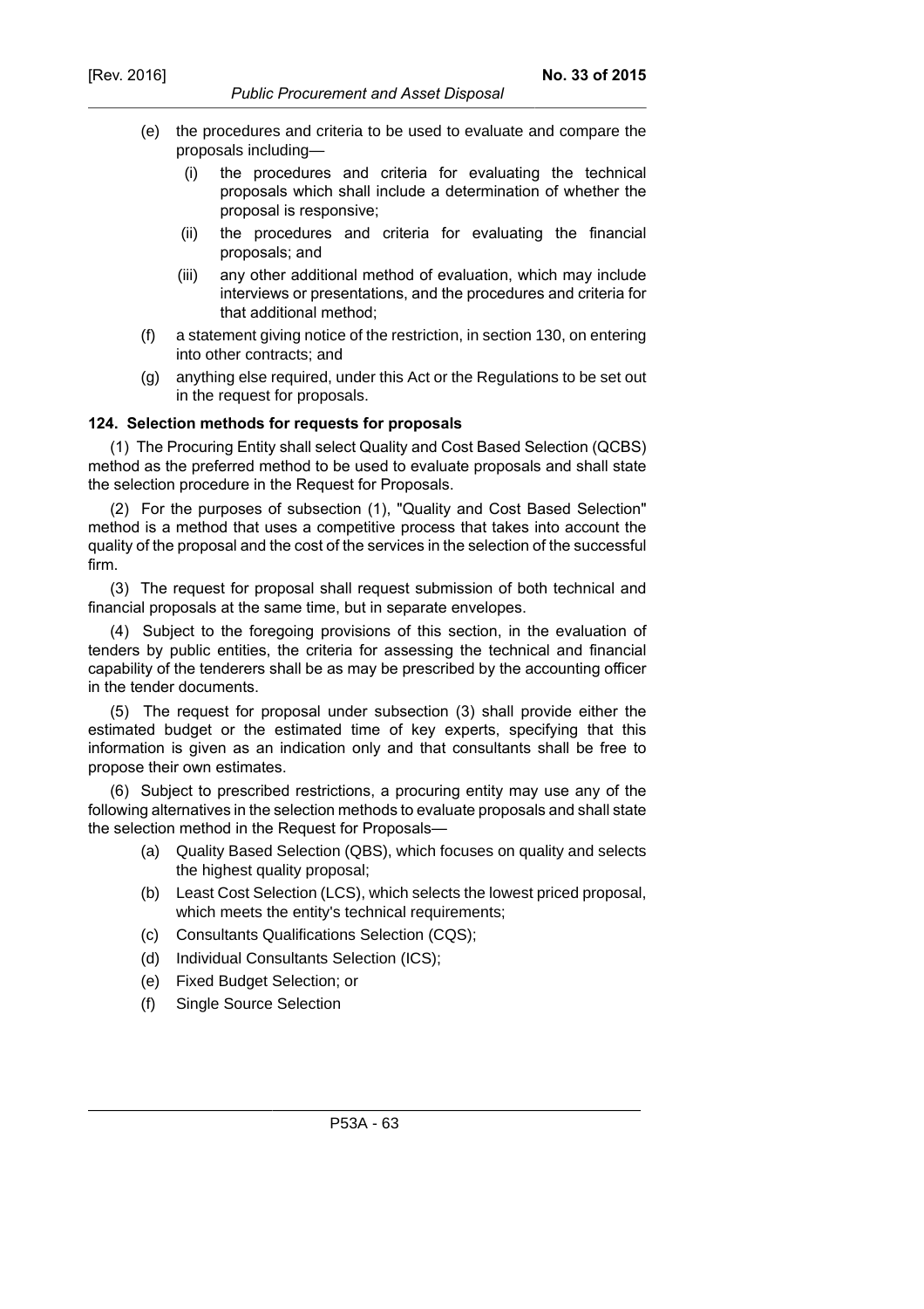(e) the procedures and criteria to be used to evaluate and compare the proposals including—

  (i) the procedures and criteria for evaluating the technical proposals which shall include a determination of whether the proposal is responsive;

  (ii) the procedures and criteria for evaluating the financial proposals; and

  (iii) any other additional method of evaluation, which may include interviews or presentations, and the procedures and criteria for that additional method;

(f) a statement giving notice of the restriction, in section 130, on entering into other contracts; and

(g) anything else required, under this Act or the Regulations to be set out in the request for proposals.

**124. Selection methods for requests for proposals**

(1) The Procuring Entity shall select Quality and Cost Based Selection (QCBS) method as the preferred method to be used to evaluate proposals and shall state the selection procedure in the Request for Proposals.

(2) For the purposes of subsection (1), "Quality and Cost Based Selection" method is a method that uses a competitive process that takes into account the quality of the proposal and the cost of the services in the selection of the successful firm.

(3) The request for proposal shall request submission of both technical and financial proposals at the same time, but in separate envelopes.

(4) Subject to the foregoing provisions of this section, in the evaluation of tenders by public entities, the criteria for assessing the technical and financial capability of the tenderers shall be as may be prescribed by the accounting officer in the tender documents.

(5) The request for proposal under subsection (3) shall provide either the estimated budget or the estimated time of key experts, specifying that this information is given as an indication only and that consultants shall be free to propose their own estimates.

(6) Subject to prescribed restrictions, a procuring entity may use any of the following alternatives in the selection methods to evaluate proposals and shall state the selection method in the Request for Proposals—

(a) Quality Based Selection (QBS), which focuses on quality and selects the highest quality proposal;

(b) Least Cost Selection (LCS), which selects the lowest priced proposal, which meets the entity's technical requirements;

(c) Consultants Qualifications Selection (CQS);

(d) Individual Consultants Selection (ICS);

(e) Fixed Budget Selection; or

(f) Single Source Selection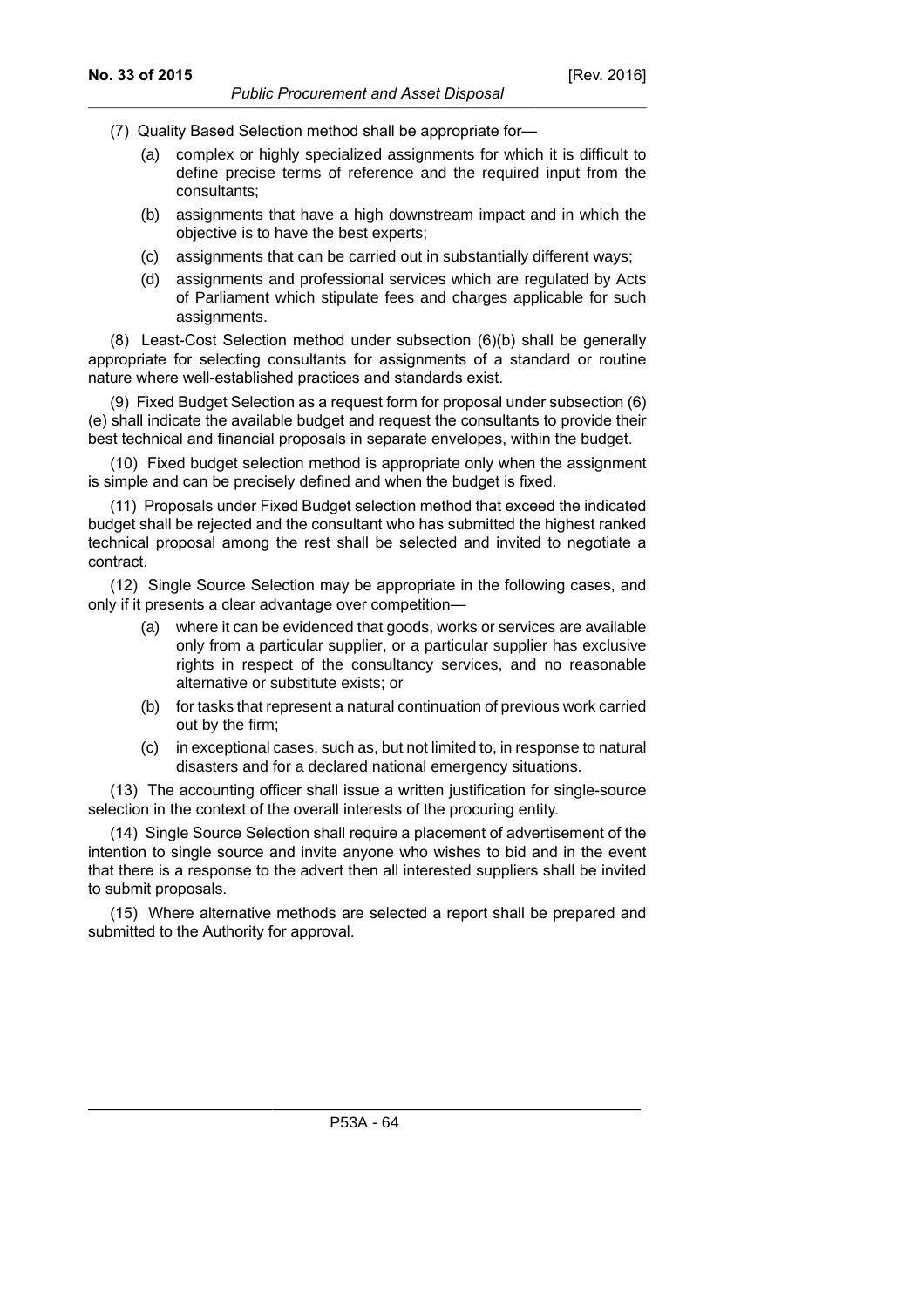(7) Quality Based Selection method shall be appropriate for—

(a) complex or highly specialized assignments for which it is difficult to define precise terms of reference and the required input from the consultants;

(b) assignments that have a high downstream impact and in which the objective is to have the best experts;

(c) assignments that can be carried out in substantially different ways;

(d) assignments and professional services which are regulated by Acts of Parliament which stipulate fees and charges applicable for such assignments.

(8) Least-Cost Selection method under subsection (6)(b) shall be generally appropriate for selecting consultants for assignments of a standard or routine nature where well-established practices and standards exist.

(9) Fixed Budget Selection as a request form for proposal under subsection (6)(e) shall indicate the available budget and request the consultants to provide their best technical and financial proposals in separate envelopes, within the budget.

(10) Fixed budget selection method is appropriate only when the assignment is simple and can be precisely defined and when the budget is fixed.

(11) Proposals under Fixed Budget selection method that exceed the indicated budget shall be rejected and the consultant who has submitted the highest ranked technical proposal among the rest shall be selected and invited to negotiate a contract.

(12) Single Source Selection may be appropriate in the following cases, and only if it presents a clear advantage over competition—

(a) where it can be evidenced that goods, works or services are available only from a particular supplier, or a particular supplier has exclusive rights in respect of the consultancy services, and no reasonable alternative or substitute exists; or

(b) for tasks that represent a natural continuation of previous work carried out by the firm;

(c) in exceptional cases, such as, but not limited to, in response to natural disasters and for a declared national emergency situations.

(13) The accounting officer shall issue a written justification for single-source selection in the context of the overall interests of the procuring entity.

(14) Single Source Selection shall require a placement of advertisement of the intention to single source and invite anyone who wishes to bid and in the event that there is a response to the advert then all interested suppliers shall be invited to submit proposals.

(15) Where alternative methods are selected a report shall be prepared and submitted to the Authority for approval.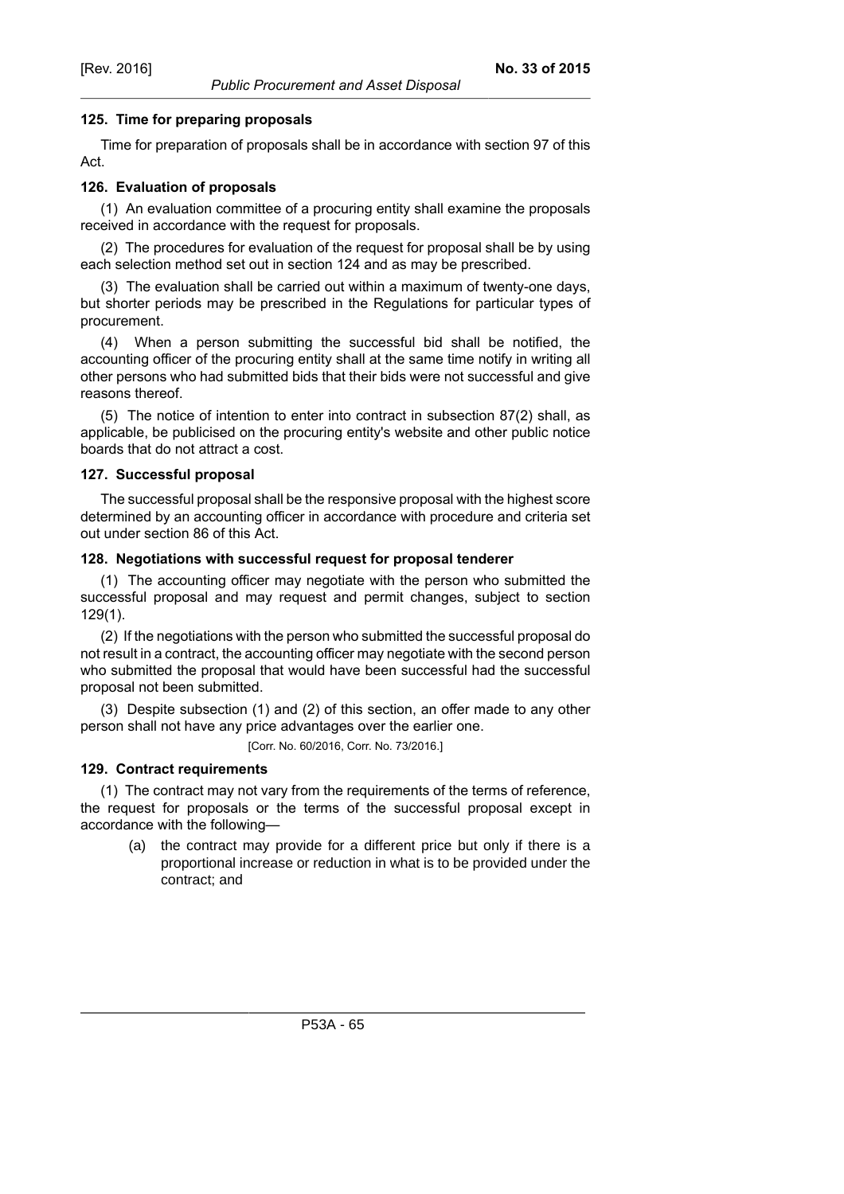### 125. Time for preparing proposals

Time for preparation of proposals shall be in accordance with section 97 of this Act.

### 126. Evaluation of proposals

(1) An evaluation committee of a procuring entity shall examine the proposals received in accordance with the request for proposals.

(2) The procedures for evaluation of the request for proposal shall be by using each selection method set out in section 124 and as may be prescribed.

(3) The evaluation shall be carried out within a maximum of twenty-one days, but shorter periods may be prescribed in the Regulations for particular types of procurement.

(4) When a person submitting the successful bid shall be notified, the accounting officer of the procuring entity shall at the same time notify in writing all other persons who had submitted bids that their bids were not successful and give reasons thereof.

(5) The notice of intention to enter into contract in subsection 87(2) shall, as applicable, be publicised on the procuring entity's website and other public notice boards that do not attract a cost.

### 127. Successful proposal

The successful proposal shall be the responsive proposal with the highest score determined by an accounting officer in accordance with procedure and criteria set out under section 86 of this Act.

### 128. Negotiations with successful request for proposal tenderer

(1) The accounting officer may negotiate with the person who submitted the successful proposal and may request and permit changes, subject to section 129(1).

(2) If the negotiations with the person who submitted the successful proposal do not result in a contract, the accounting officer may negotiate with the second person who submitted the proposal that would have been successful had the successful proposal not been submitted.

(3) Despite subsection (1) and (2) of this section, an offer made to any other person shall not have any price advantages over the earlier one.

[Corr. No. 60/2016, Corr. No. 73/2016.]

### 129. Contract requirements

(1) The contract may not vary from the requirements of the terms of reference, the request for proposals or the terms of the successful proposal except in accordance with the following—

(a) the contract may provide for a different price but only if there is a proportional increase or reduction in what is to be provided under the contract; and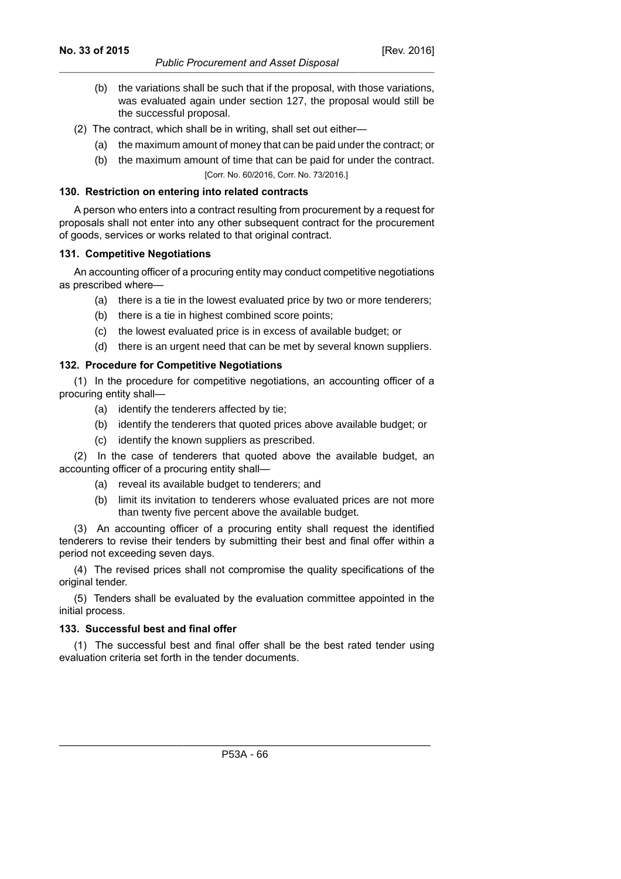(b) the variations shall be such that if the proposal, with those variations, was evaluated again under section 127, the proposal would still be the successful proposal.

(2) The contract, which shall be in writing, shall set out either—

(a) the maximum amount of money that can be paid under the contract; or

(b) the maximum amount of time that can be paid for under the contract.

[Corr. No. 60/2016, Corr. No. 73/2016.]

**130. Restriction on entering into related contracts**

A person who enters into a contract resulting from procurement by a request for proposals shall not enter into any other subsequent contract for the procurement of goods, services or works related to that original contract.

**131. Competitive Negotiations**

An accounting officer of a procuring entity may conduct competitive negotiations as prescribed where—

(a) there is a tie in the lowest evaluated price by two or more tenderers;

(b) there is a tie in highest combined score points;

(c) the lowest evaluated price is in excess of available budget; or

(d) there is an urgent need that can be met by several known suppliers.

**132. Procedure for Competitive Negotiations**

(1) In the procedure for competitive negotiations, an accounting officer of a procuring entity shall—

(a) identify the tenderers affected by tie;

(b) identify the tenderers that quoted prices above available budget; or

(c) identify the known suppliers as prescribed.

(2) In the case of tenderers that quoted above the available budget, an accounting officer of a procuring entity shall—

(a) reveal its available budget to tenderers; and

(b) limit its invitation to tenderers whose evaluated prices are not more than twenty five percent above the available budget.

(3) An accounting officer of a procuring entity shall request the identified tenderers to revise their tenders by submitting their best and final offer within a period not exceeding seven days.

(4) The revised prices shall not compromise the quality specifications of the original tender.

(5) Tenders shall be evaluated by the evaluation committee appointed in the initial process.

**133. Successful best and final offer**

(1) The successful best and final offer shall be the best rated tender using evaluation criteria set forth in the tender documents.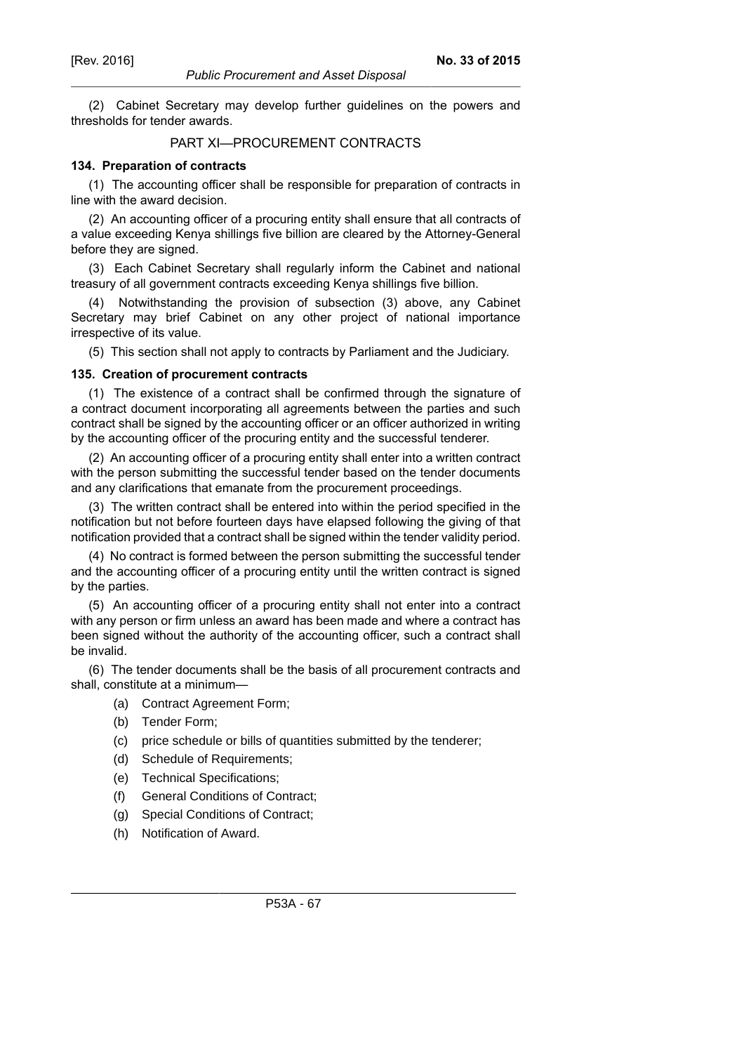(2) Cabinet Secretary may develop further guidelines on the powers and thresholds for tender awards.

## PART XI—PROCUREMENT CONTRACTS

### 134. Preparation of contracts

(1) The accounting officer shall be responsible for preparation of contracts in line with the award decision.

(2) An accounting officer of a procuring entity shall ensure that all contracts of a value exceeding Kenya shillings five billion are cleared by the Attorney-General before they are signed.

(3) Each Cabinet Secretary shall regularly inform the Cabinet and national treasury of all government contracts exceeding Kenya shillings five billion.

(4) Notwithstanding the provision of subsection (3) above, any Cabinet Secretary may brief Cabinet on any other project of national importance irrespective of its value.

(5) This section shall not apply to contracts by Parliament and the Judiciary.

### 135. Creation of procurement contracts

(1) The existence of a contract shall be confirmed through the signature of a contract document incorporating all agreements between the parties and such contract shall be signed by the accounting officer or an officer authorized in writing by the accounting officer of the procuring entity and the successful tenderer.

(2) An accounting officer of a procuring entity shall enter into a written contract with the person submitting the successful tender based on the tender documents and any clarifications that emanate from the procurement proceedings.

(3) The written contract shall be entered into within the period specified in the notification but not before fourteen days have elapsed following the giving of that notification provided that a contract shall be signed within the tender validity period.

(4) No contract is formed between the person submitting the successful tender and the accounting officer of a procuring entity until the written contract is signed by the parties.

(5) An accounting officer of a procuring entity shall not enter into a contract with any person or firm unless an award has been made and where a contract has been signed without the authority of the accounting officer, such a contract shall be invalid.

(6) The tender documents shall be the basis of all procurement contracts and shall, constitute at a minimum—

- (a) Contract Agreement Form;
- (b) Tender Form;
- (c) price schedule or bills of quantities submitted by the tenderer;
- (d) Schedule of Requirements;
- (e) Technical Specifications;
- (f) General Conditions of Contract;
- (g) Special Conditions of Contract;
- (h) Notification of Award.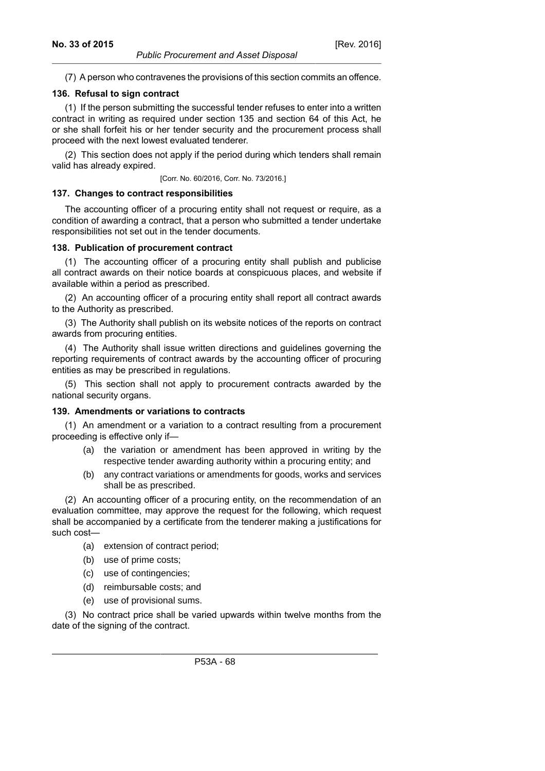(7) A person who contravenes the provisions of this section commits an offence.

**136. Refusal to sign contract**

(1) If the person submitting the successful tender refuses to enter into a written contract in writing as required under section 135 and section 64 of this Act, he or she shall forfeit his or her tender security and the procurement process shall proceed with the next lowest evaluated tenderer.

(2) This section does not apply if the period during which tenders shall remain valid has already expired.

[Corr. No. 60/2016, Corr. No. 73/2016.]

**137. Changes to contract responsibilities**

The accounting officer of a procuring entity shall not request or require, as a condition of awarding a contract, that a person who submitted a tender undertake responsibilities not set out in the tender documents.

**138. Publication of procurement contract**

(1) The accounting officer of a procuring entity shall publish and publicise all contract awards on their notice boards at conspicuous places, and website if available within a period as prescribed.

(2) An accounting officer of a procuring entity shall report all contract awards to the Authority as prescribed.

(3) The Authority shall publish on its website notices of the reports on contract awards from procuring entities.

(4) The Authority shall issue written directions and guidelines governing the reporting requirements of contract awards by the accounting officer of procuring entities as may be prescribed in regulations.

(5) This section shall not apply to procurement contracts awarded by the national security organs.

**139. Amendments or variations to contracts**

(1) An amendment or a variation to a contract resulting from a procurement proceeding is effective only if—

- (a) the variation or amendment has been approved in writing by the respective tender awarding authority within a procuring entity; and
- (b) any contract variations or amendments for goods, works and services shall be as prescribed.

(2) An accounting officer of a procuring entity, on the recommendation of an evaluation committee, may approve the request for the following, which request shall be accompanied by a certificate from the tenderer making a justifications for such cost—

- (a) extension of contract period;
- (b) use of prime costs;
- (c) use of contingencies;
- (d) reimbursable costs; and
- (e) use of provisional sums.

(3) No contract price shall be varied upwards within twelve months from the date of the signing of the contract.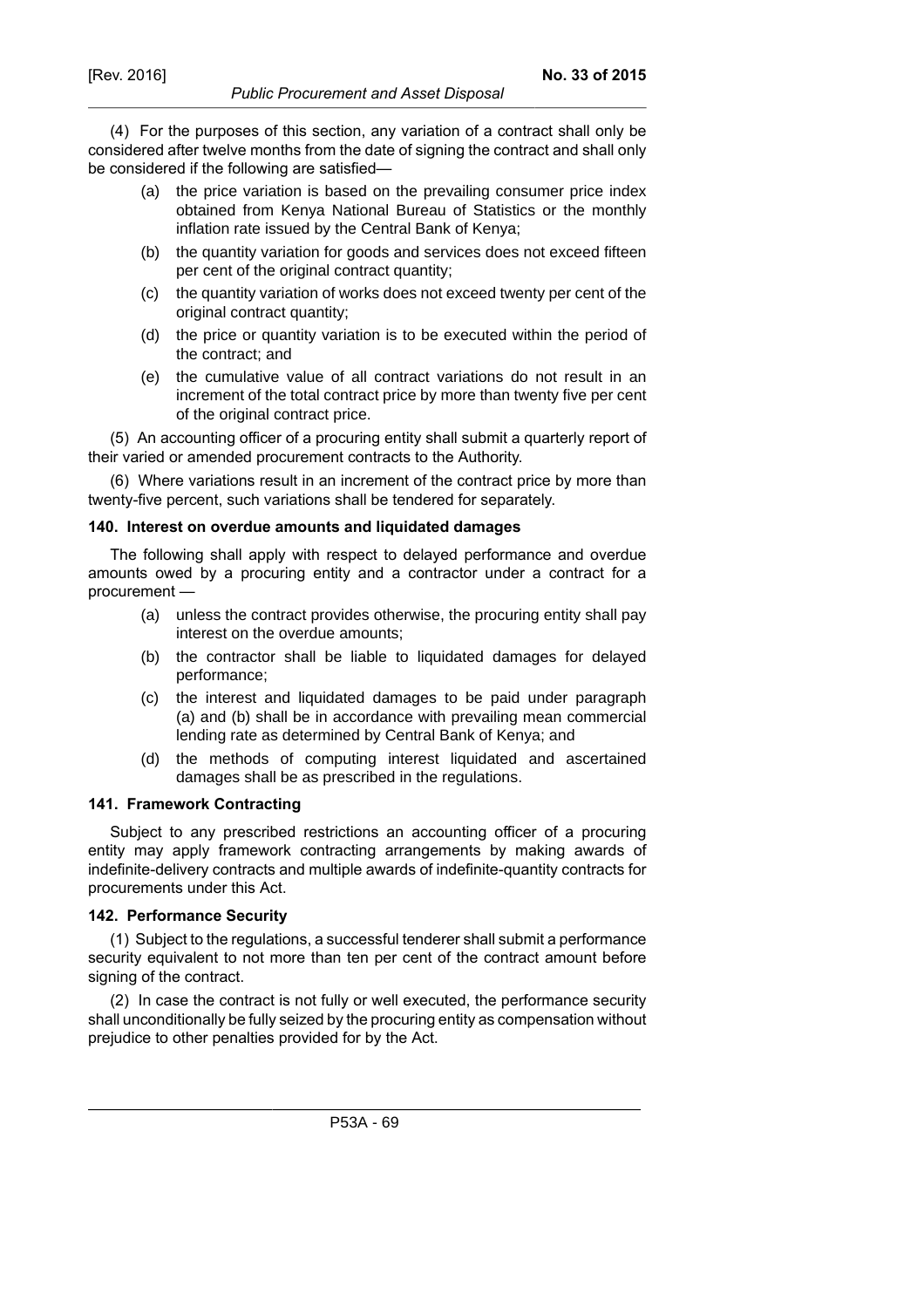(4) For the purposes of this section, any variation of a contract shall only be considered after twelve months from the date of signing the contract and shall only be considered if the following are satisfied—

- (a) the price variation is based on the prevailing consumer price index obtained from Kenya National Bureau of Statistics or the monthly inflation rate issued by the Central Bank of Kenya;
- (b) the quantity variation for goods and services does not exceed fifteen per cent of the original contract quantity;
- (c) the quantity variation of works does not exceed twenty per cent of the original contract quantity;
- (d) the price or quantity variation is to be executed within the period of the contract; and
- (e) the cumulative value of all contract variations do not result in an increment of the total contract price by more than twenty five per cent of the original contract price.

(5) An accounting officer of a procuring entity shall submit a quarterly report of their varied or amended procurement contracts to the Authority.

(6) Where variations result in an increment of the contract price by more than twenty-five percent, such variations shall be tendered for separately.

**140. Interest on overdue amounts and liquidated damages**

The following shall apply with respect to delayed performance and overdue amounts owed by a procuring entity and a contractor under a contract for a procurement —

- (a) unless the contract provides otherwise, the procuring entity shall pay interest on the overdue amounts;
- (b) the contractor shall be liable to liquidated damages for delayed performance;
- (c) the interest and liquidated damages to be paid under paragraph (a) and (b) shall be in accordance with prevailing mean commercial lending rate as determined by Central Bank of Kenya; and
- (d) the methods of computing interest liquidated and ascertained damages shall be as prescribed in the regulations.

**141. Framework Contracting**

Subject to any prescribed restrictions an accounting officer of a procuring entity may apply framework contracting arrangements by making awards of indefinite-delivery contracts and multiple awards of indefinite-quantity contracts for procurements under this Act.

**142. Performance Security**

(1) Subject to the regulations, a successful tenderer shall submit a performance security equivalent to not more than ten per cent of the contract amount before signing of the contract.

(2) In case the contract is not fully or well executed, the performance security shall unconditionally be fully seized by the procuring entity as compensation without prejudice to other penalties provided for by the Act.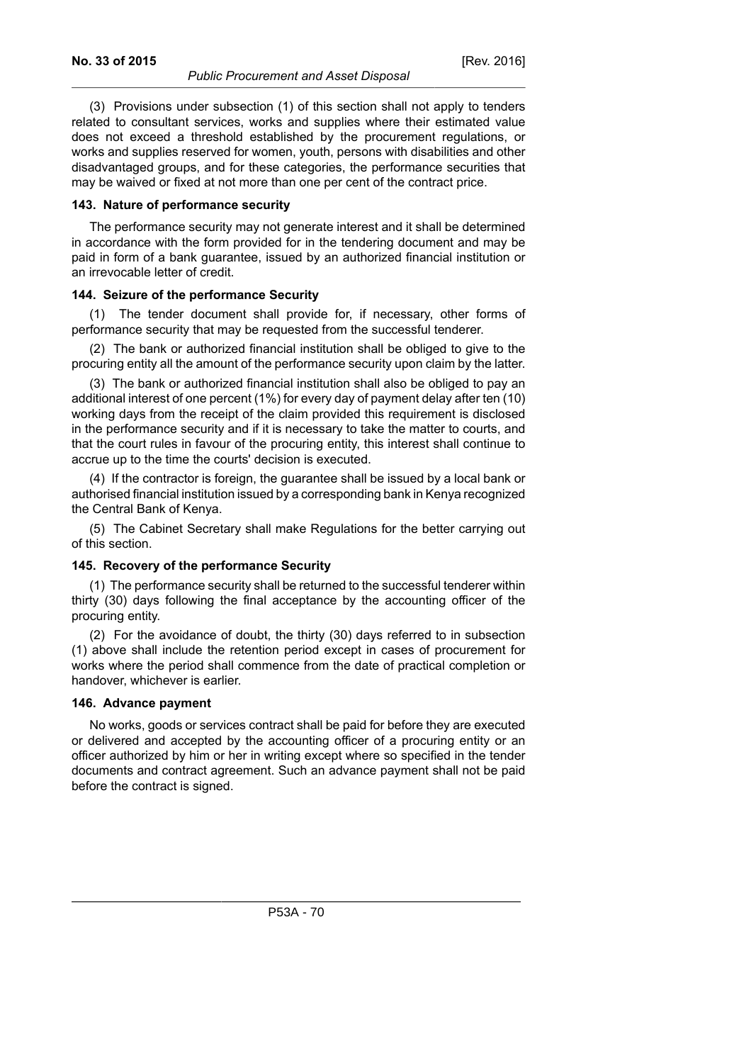(3) Provisions under subsection (1) of this section shall not apply to tenders related to consultant services, works and supplies where their estimated value does not exceed a threshold established by the procurement regulations, or works and supplies reserved for women, youth, persons with disabilities and other disadvantaged groups, and for these categories, the performance securities that may be waived or fixed at not more than one per cent of the contract price.

### 143. Nature of performance security

The performance security may not generate interest and it shall be determined in accordance with the form provided for in the tendering document and may be paid in form of a bank guarantee, issued by an authorized financial institution or an irrevocable letter of credit.

### 144. Seizure of the performance Security

(1) The tender document shall provide for, if necessary, other forms of performance security that may be requested from the successful tenderer.

(2) The bank or authorized financial institution shall be obliged to give to the procuring entity all the amount of the performance security upon claim by the latter.

(3) The bank or authorized financial institution shall also be obliged to pay an additional interest of one percent (1%) for every day of payment delay after ten (10) working days from the receipt of the claim provided this requirement is disclosed in the performance security and if it is necessary to take the matter to courts, and that the court rules in favour of the procuring entity, this interest shall continue to accrue up to the time the courts' decision is executed.

(4) If the contractor is foreign, the guarantee shall be issued by a local bank or authorised financial institution issued by a corresponding bank in Kenya recognized the Central Bank of Kenya.

(5) The Cabinet Secretary shall make Regulations for the better carrying out of this section.

### 145. Recovery of the performance Security

(1) The performance security shall be returned to the successful tenderer within thirty (30) days following the final acceptance by the accounting officer of the procuring entity.

(2) For the avoidance of doubt, the thirty (30) days referred to in subsection (1) above shall include the retention period except in cases of procurement for works where the period shall commence from the date of practical completion or handover, whichever is earlier.

### 146. Advance payment

No works, goods or services contract shall be paid for before they are executed or delivered and accepted by the accounting officer of a procuring entity or an officer authorized by him or her in writing except where so specified in the tender documents and contract agreement. Such an advance payment shall not be paid before the contract is signed.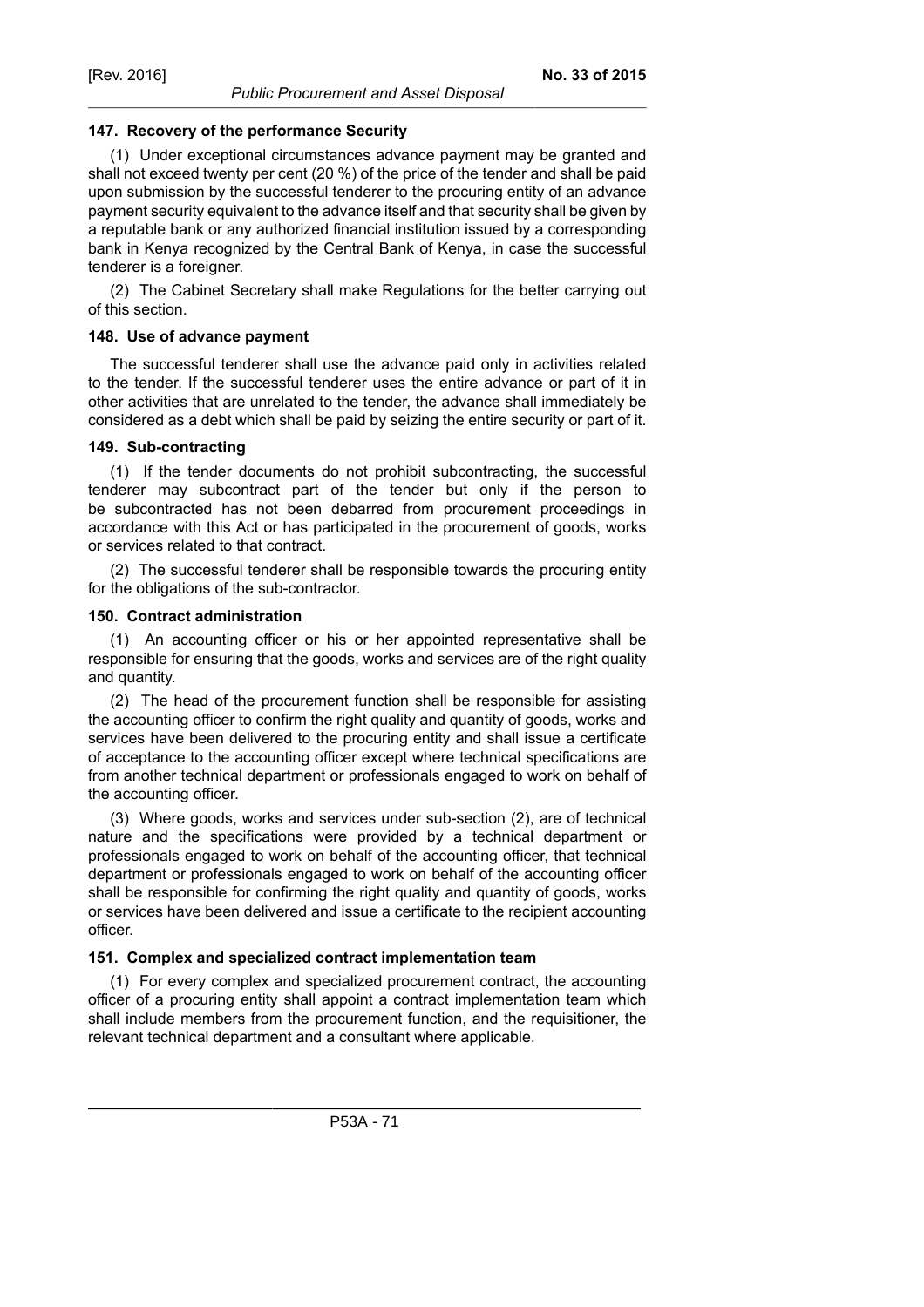### 147. Recovery of the performance Security

(1) Under exceptional circumstances advance payment may be granted and shall not exceed twenty per cent (20 %) of the price of the tender and shall be paid upon submission by the successful tenderer to the procuring entity of an advance payment security equivalent to the advance itself and that security shall be given by a reputable bank or any authorized financial institution issued by a corresponding bank in Kenya recognized by the Central Bank of Kenya, in case the successful tenderer is a foreigner.

(2) The Cabinet Secretary shall make Regulations for the better carrying out of this section.

### 148. Use of advance payment

The successful tenderer shall use the advance paid only in activities related to the tender. If the successful tenderer uses the entire advance or part of it in other activities that are unrelated to the tender, the advance shall immediately be considered as a debt which shall be paid by seizing the entire security or part of it.

### 149. Sub-contracting

(1) If the tender documents do not prohibit subcontracting, the successful tenderer may subcontract part of the tender but only if the person to be subcontracted has not been debarred from procurement proceedings in accordance with this Act or has participated in the procurement of goods, works or services related to that contract.

(2) The successful tenderer shall be responsible towards the procuring entity for the obligations of the sub-contractor.

### 150. Contract administration

(1) An accounting officer or his or her appointed representative shall be responsible for ensuring that the goods, works and services are of the right quality and quantity.

(2) The head of the procurement function shall be responsible for assisting the accounting officer to confirm the right quality and quantity of goods, works and services have been delivered to the procuring entity and shall issue a certificate of acceptance to the accounting officer except where technical specifications are from another technical department or professionals engaged to work on behalf of the accounting officer.

(3) Where goods, works and services under sub-section (2), are of technical nature and the specifications were provided by a technical department or professionals engaged to work on behalf of the accounting officer, that technical department or professionals engaged to work on behalf of the accounting officer shall be responsible for confirming the right quality and quantity of goods, works or services have been delivered and issue a certificate to the recipient accounting officer.

### 151. Complex and specialized contract implementation team

(1) For every complex and specialized procurement contract, the accounting officer of a procuring entity shall appoint a contract implementation team which shall include members from the procurement function, and the requisitioner, the relevant technical department and a consultant where applicable.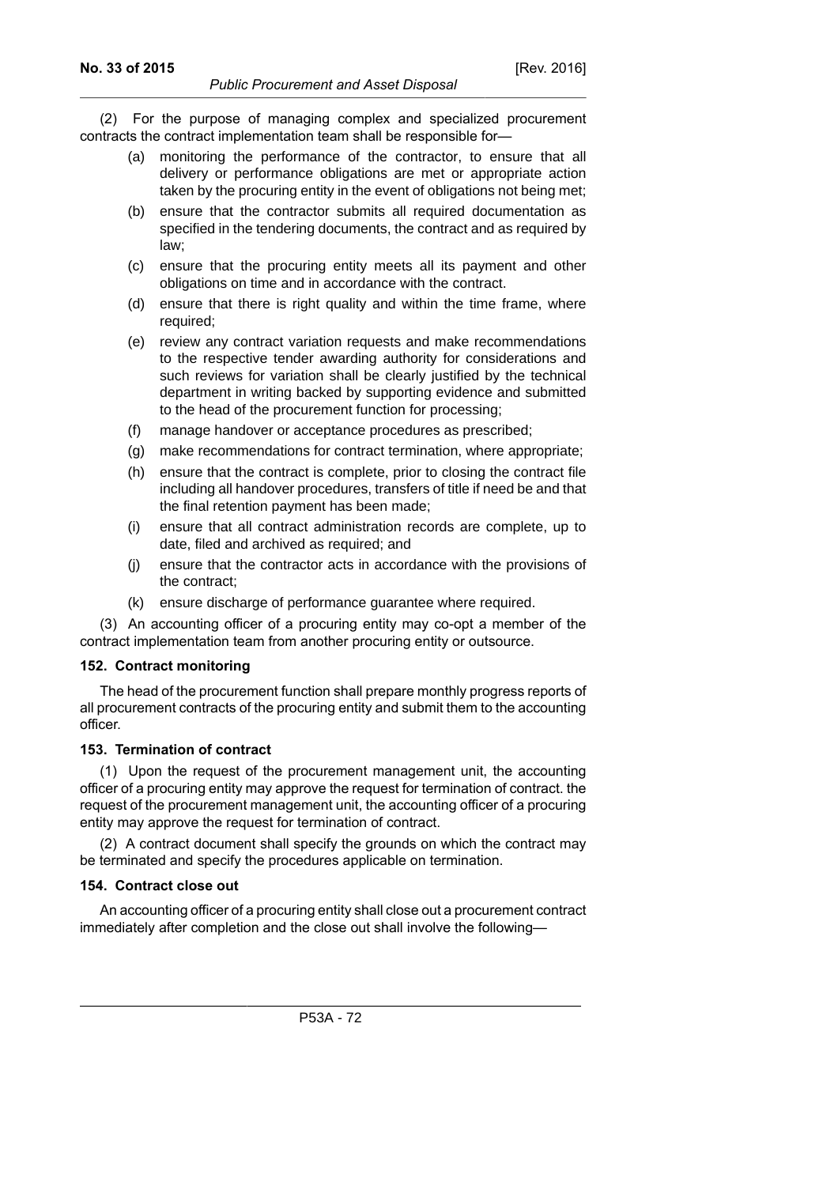(2) For the purpose of managing complex and specialized procurement contracts the contract implementation team shall be responsible for—

(a) monitoring the performance of the contractor, to ensure that all delivery or performance obligations are met or appropriate action taken by the procuring entity in the event of obligations not being met;

(b) ensure that the contractor submits all required documentation as specified in the tendering documents, the contract and as required by law;

(c) ensure that the procuring entity meets all its payment and other obligations on time and in accordance with the contract.

(d) ensure that there is right quality and within the time frame, where required;

(e) review any contract variation requests and make recommendations to the respective tender awarding authority for considerations and such reviews for variation shall be clearly justified by the technical department in writing backed by supporting evidence and submitted to the head of the procurement function for processing;

(f) manage handover or acceptance procedures as prescribed;

(g) make recommendations for contract termination, where appropriate;

(h) ensure that the contract is complete, prior to closing the contract file including all handover procedures, transfers of title if need be and that the final retention payment has been made;

(i) ensure that all contract administration records are complete, up to date, filed and archived as required; and

(j) ensure that the contractor acts in accordance with the provisions of the contract;

(k) ensure discharge of performance guarantee where required.

(3) An accounting officer of a procuring entity may co-opt a member of the contract implementation team from another procuring entity or outsource.

### 152. Contract monitoring

The head of the procurement function shall prepare monthly progress reports of all procurement contracts of the procuring entity and submit them to the accounting officer.

### 153. Termination of contract

(1) Upon the request of the procurement management unit, the accounting officer of a procuring entity may approve the request for termination of contract. the request of the procurement management unit, the accounting officer of a procuring entity may approve the request for termination of contract.

(2) A contract document shall specify the grounds on which the contract may be terminated and specify the procedures applicable on termination.

### 154. Contract close out

An accounting officer of a procuring entity shall close out a procurement contract immediately after completion and the close out shall involve the following—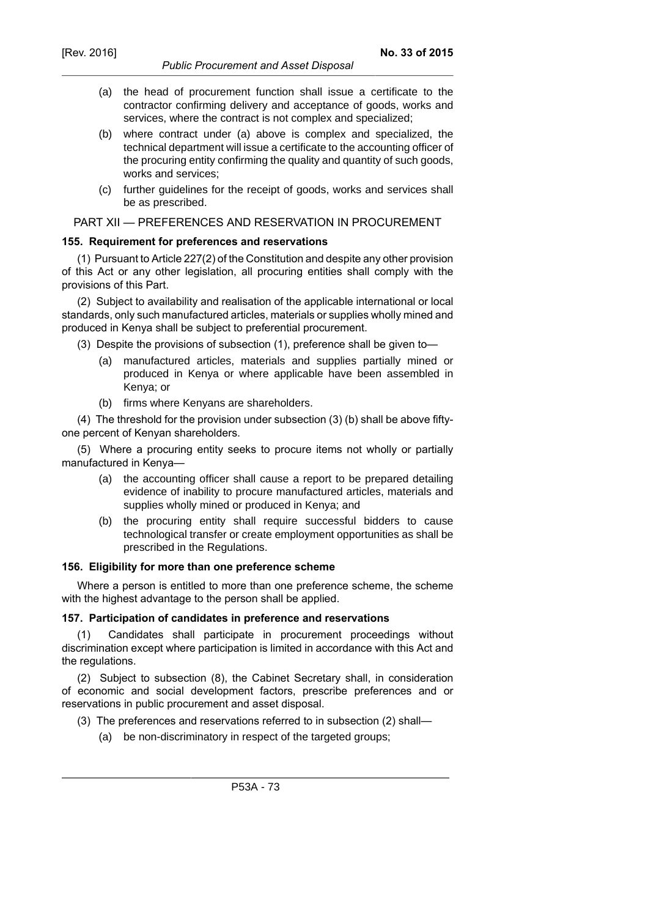(a) the head of procurement function shall issue a certificate to the contractor confirming delivery and acceptance of goods, works and services, where the contract is not complex and specialized;

(b) where contract under (a) above is complex and specialized, the technical department will issue a certificate to the accounting officer of the procuring entity confirming the quality and quantity of such goods, works and services;

(c) further guidelines for the receipt of goods, works and services shall be as prescribed.

## PART XII — PREFERENCES AND RESERVATION IN PROCUREMENT

### 155. Requirement for preferences and reservations

(1) Pursuant to Article 227(2) of the Constitution and despite any other provision of this Act or any other legislation, all procuring entities shall comply with the provisions of this Part.

(2) Subject to availability and realisation of the applicable international or local standards, only such manufactured articles, materials or supplies wholly mined and produced in Kenya shall be subject to preferential procurement.

(3) Despite the provisions of subsection (1), preference shall be given to—

(a) manufactured articles, materials and supplies partially mined or produced in Kenya or where applicable have been assembled in Kenya; or

(b) firms where Kenyans are shareholders.

(4) The threshold for the provision under subsection (3) (b) shall be above fifty-one percent of Kenyan shareholders.

(5) Where a procuring entity seeks to procure items not wholly or partially manufactured in Kenya—

(a) the accounting officer shall cause a report to be prepared detailing evidence of inability to procure manufactured articles, materials and supplies wholly mined or produced in Kenya; and

(b) the procuring entity shall require successful bidders to cause technological transfer or create employment opportunities as shall be prescribed in the Regulations.

### 156. Eligibility for more than one preference scheme

Where a person is entitled to more than one preference scheme, the scheme with the highest advantage to the person shall be applied.

### 157. Participation of candidates in preference and reservations

(1) Candidates shall participate in procurement proceedings without discrimination except where participation is limited in accordance with this Act and the regulations.

(2) Subject to subsection (8), the Cabinet Secretary shall, in consideration of economic and social development factors, prescribe preferences and or reservations in public procurement and asset disposal.

(3) The preferences and reservations referred to in subsection (2) shall—

(a) be non-discriminatory in respect of the targeted groups;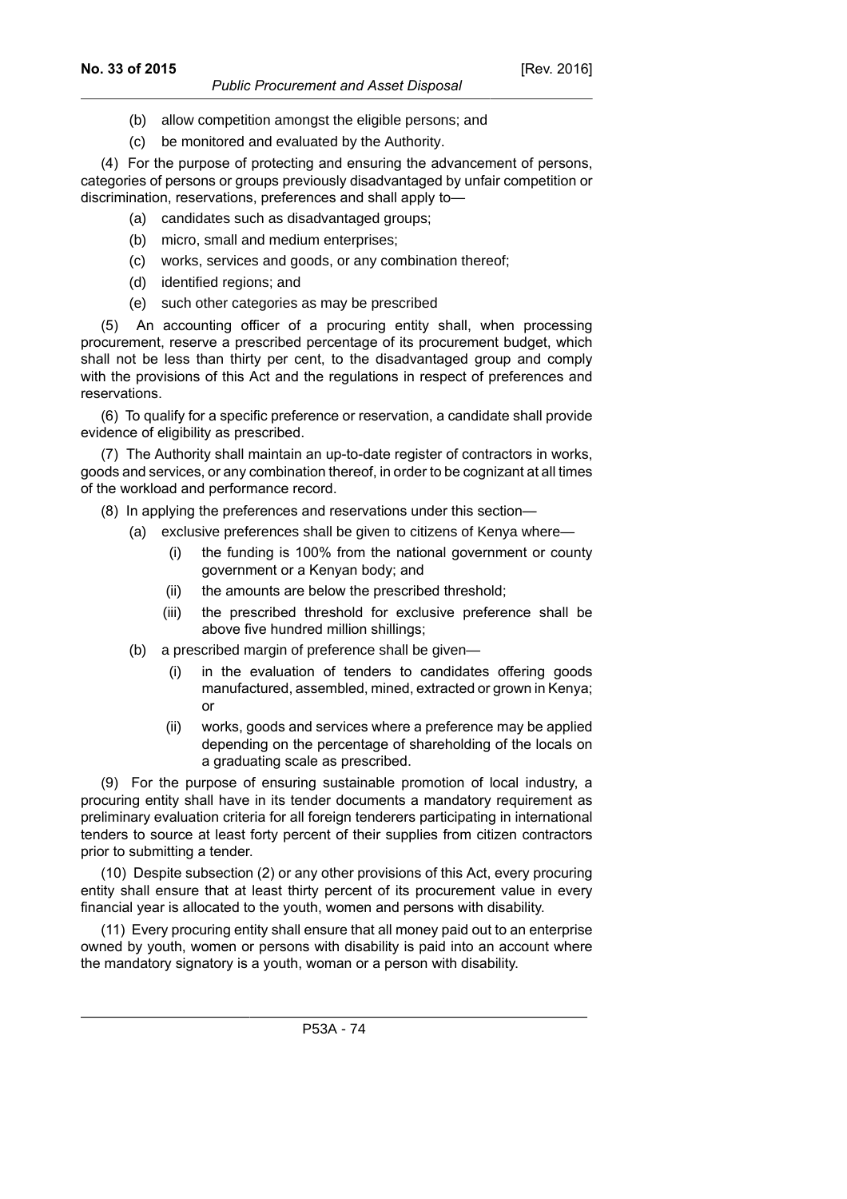(b) allow competition amongst the eligible persons; and

(c) be monitored and evaluated by the Authority.

(4) For the purpose of protecting and ensuring the advancement of persons, categories of persons or groups previously disadvantaged by unfair competition or discrimination, reservations, preferences and shall apply to—

(a) candidates such as disadvantaged groups;

(b) micro, small and medium enterprises;

(c) works, services and goods, or any combination thereof;

(d) identified regions; and

(e) such other categories as may be prescribed

(5) An accounting officer of a procuring entity shall, when processing procurement, reserve a prescribed percentage of its procurement budget, which shall not be less than thirty per cent, to the disadvantaged group and comply with the provisions of this Act and the regulations in respect of preferences and reservations.

(6) To qualify for a specific preference or reservation, a candidate shall provide evidence of eligibility as prescribed.

(7) The Authority shall maintain an up-to-date register of contractors in works, goods and services, or any combination thereof, in order to be cognizant at all times of the workload and performance record.

(8) In applying the preferences and reservations under this section—

(a) exclusive preferences shall be given to citizens of Kenya where—

(i) the funding is 100% from the national government or county government or a Kenyan body; and

(ii) the amounts are below the prescribed threshold;

(iii) the prescribed threshold for exclusive preference shall be above five hundred million shillings;

(b) a prescribed margin of preference shall be given—

(i) in the evaluation of tenders to candidates offering goods manufactured, assembled, mined, extracted or grown in Kenya; or

(ii) works, goods and services where a preference may be applied depending on the percentage of shareholding of the locals on a graduating scale as prescribed.

(9) For the purpose of ensuring sustainable promotion of local industry, a procuring entity shall have in its tender documents a mandatory requirement as preliminary evaluation criteria for all foreign tenderers participating in international tenders to source at least forty percent of their supplies from citizen contractors prior to submitting a tender.

(10) Despite subsection (2) or any other provisions of this Act, every procuring entity shall ensure that at least thirty percent of its procurement value in every financial year is allocated to the youth, women and persons with disability.

(11) Every procuring entity shall ensure that all money paid out to an enterprise owned by youth, women or persons with disability is paid into an account where the mandatory signatory is a youth, woman or a person with disability.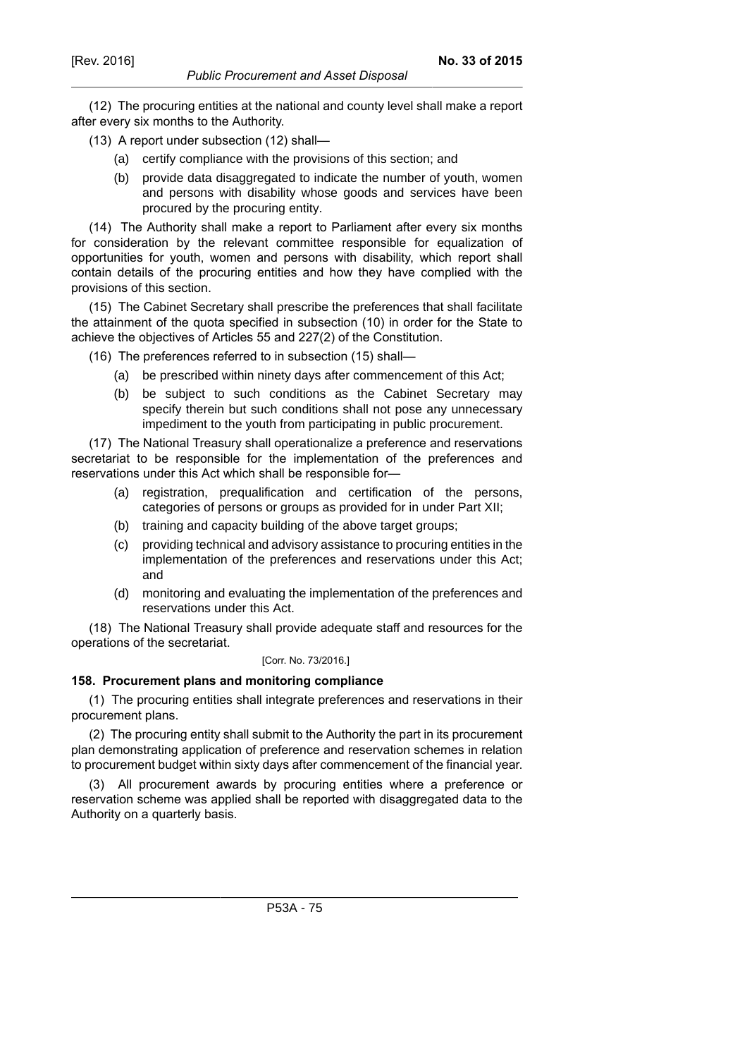(12) The procuring entities at the national and county level shall make a report after every six months to the Authority.

(13) A report under subsection (12) shall—

(a) certify compliance with the provisions of this section; and

(b) provide data disaggregated to indicate the number of youth, women and persons with disability whose goods and services have been procured by the procuring entity.

(14) The Authority shall make a report to Parliament after every six months for consideration by the relevant committee responsible for equalization of opportunities for youth, women and persons with disability, which report shall contain details of the procuring entities and how they have complied with the provisions of this section.

(15) The Cabinet Secretary shall prescribe the preferences that shall facilitate the attainment of the quota specified in subsection (10) in order for the State to achieve the objectives of Articles 55 and 227(2) of the Constitution.

(16) The preferences referred to in subsection (15) shall—

(a) be prescribed within ninety days after commencement of this Act;

(b) be subject to such conditions as the Cabinet Secretary may specify therein but such conditions shall not pose any unnecessary impediment to the youth from participating in public procurement.

(17) The National Treasury shall operationalize a preference and reservations secretariat to be responsible for the implementation of the preferences and reservations under this Act which shall be responsible for—

(a) registration, prequalification and certification of the persons, categories of persons or groups as provided for in under Part XII;

(b) training and capacity building of the above target groups;

(c) providing technical and advisory assistance to procuring entities in the implementation of the preferences and reservations under this Act; and

(d) monitoring and evaluating the implementation of the preferences and reservations under this Act.

(18) The National Treasury shall provide adequate staff and resources for the operations of the secretariat.

[Corr. No. 73/2016.]

### 158. Procurement plans and monitoring compliance

(1) The procuring entities shall integrate preferences and reservations in their procurement plans.

(2) The procuring entity shall submit to the Authority the part in its procurement plan demonstrating application of preference and reservation schemes in relation to procurement budget within sixty days after commencement of the financial year.

(3) All procurement awards by procuring entities where a preference or reservation scheme was applied shall be reported with disaggregated data to the Authority on a quarterly basis.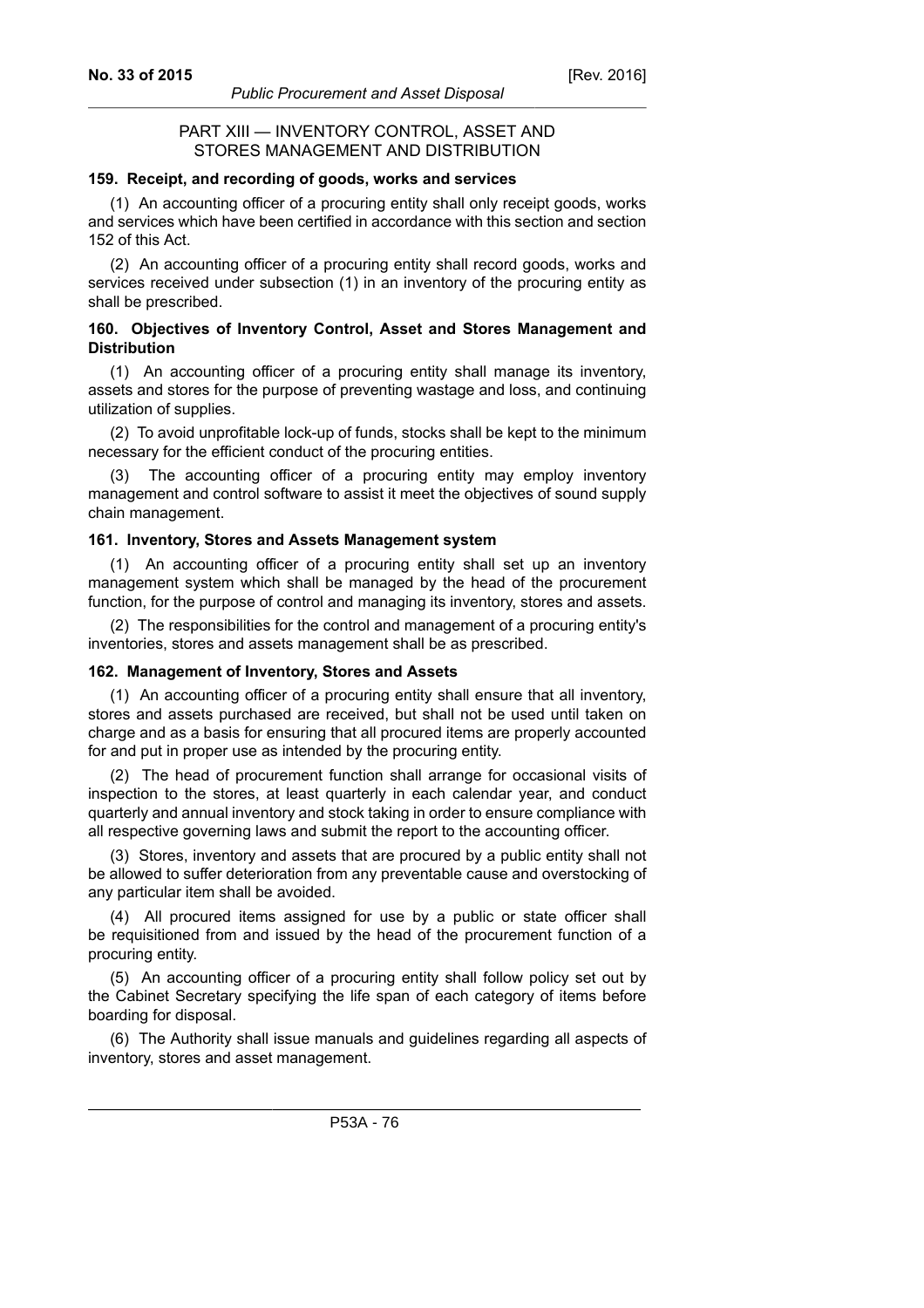## PART XIII — INVENTORY CONTROL, ASSET AND STORES MANAGEMENT AND DISTRIBUTION

### 159. Receipt, and recording of goods, works and services

(1) An accounting officer of a procuring entity shall only receipt goods, works and services which have been certified in accordance with this section and section 152 of this Act.

(2) An accounting officer of a procuring entity shall record goods, works and services received under subsection (1) in an inventory of the procuring entity as shall be prescribed.

### 160. Objectives of Inventory Control, Asset and Stores Management and Distribution

(1) An accounting officer of a procuring entity shall manage its inventory, assets and stores for the purpose of preventing wastage and loss, and continuing utilization of supplies.

(2) To avoid unprofitable lock-up of funds, stocks shall be kept to the minimum necessary for the efficient conduct of the procuring entities.

(3) The accounting officer of a procuring entity may employ inventory management and control software to assist it meet the objectives of sound supply chain management.

### 161. Inventory, Stores and Assets Management system

(1) An accounting officer of a procuring entity shall set up an inventory management system which shall be managed by the head of the procurement function, for the purpose of control and managing its inventory, stores and assets.

(2) The responsibilities for the control and management of a procuring entity's inventories, stores and assets management shall be as prescribed.

### 162. Management of Inventory, Stores and Assets

(1) An accounting officer of a procuring entity shall ensure that all inventory, stores and assets purchased are received, but shall not be used until taken on charge and as a basis for ensuring that all procured items are properly accounted for and put in proper use as intended by the procuring entity.

(2) The head of procurement function shall arrange for occasional visits of inspection to the stores, at least quarterly in each calendar year, and conduct quarterly and annual inventory and stock taking in order to ensure compliance with all respective governing laws and submit the report to the accounting officer.

(3) Stores, inventory and assets that are procured by a public entity shall not be allowed to suffer deterioration from any preventable cause and overstocking of any particular item shall be avoided.

(4) All procured items assigned for use by a public or state officer shall be requisitioned from and issued by the head of the procurement function of a procuring entity.

(5) An accounting officer of a procuring entity shall follow policy set out by the Cabinet Secretary specifying the life span of each category of items before boarding for disposal.

(6) The Authority shall issue manuals and guidelines regarding all aspects of inventory, stores and asset management.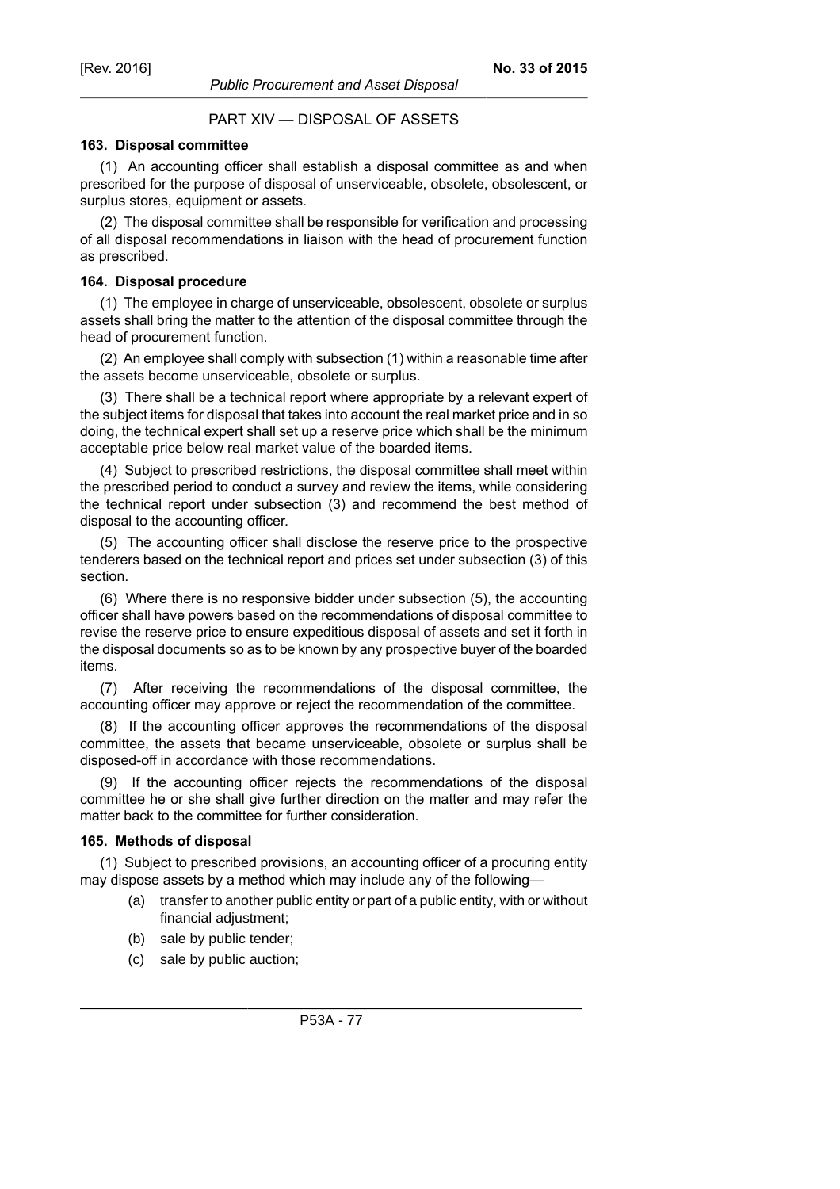## PART XIV — DISPOSAL OF ASSETS

### 163. Disposal committee

(1) An accounting officer shall establish a disposal committee as and when prescribed for the purpose of disposal of unserviceable, obsolete, obsolescent, or surplus stores, equipment or assets.

(2) The disposal committee shall be responsible for verification and processing of all disposal recommendations in liaison with the head of procurement function as prescribed.

### 164. Disposal procedure

(1) The employee in charge of unserviceable, obsolescent, obsolete or surplus assets shall bring the matter to the attention of the disposal committee through the head of procurement function.

(2) An employee shall comply with subsection (1) within a reasonable time after the assets become unserviceable, obsolete or surplus.

(3) There shall be a technical report where appropriate by a relevant expert of the subject items for disposal that takes into account the real market price and in so doing, the technical expert shall set up a reserve price which shall be the minimum acceptable price below real market value of the boarded items.

(4) Subject to prescribed restrictions, the disposal committee shall meet within the prescribed period to conduct a survey and review the items, while considering the technical report under subsection (3) and recommend the best method of disposal to the accounting officer.

(5) The accounting officer shall disclose the reserve price to the prospective tenderers based on the technical report and prices set under subsection (3) of this section.

(6) Where there is no responsive bidder under subsection (5), the accounting officer shall have powers based on the recommendations of disposal committee to revise the reserve price to ensure expeditious disposal of assets and set it forth in the disposal documents so as to be known by any prospective buyer of the boarded items.

(7) After receiving the recommendations of the disposal committee, the accounting officer may approve or reject the recommendation of the committee.

(8) If the accounting officer approves the recommendations of the disposal committee, the assets that became unserviceable, obsolete or surplus shall be disposed-off in accordance with those recommendations.

(9) If the accounting officer rejects the recommendations of the disposal committee he or she shall give further direction on the matter and may refer the matter back to the committee for further consideration.

### 165. Methods of disposal

(1) Subject to prescribed provisions, an accounting officer of a procuring entity may dispose assets by a method which may include any of the following—

- (a) transfer to another public entity or part of a public entity, with or without financial adjustment;
- (b) sale by public tender;
- (c) sale by public auction;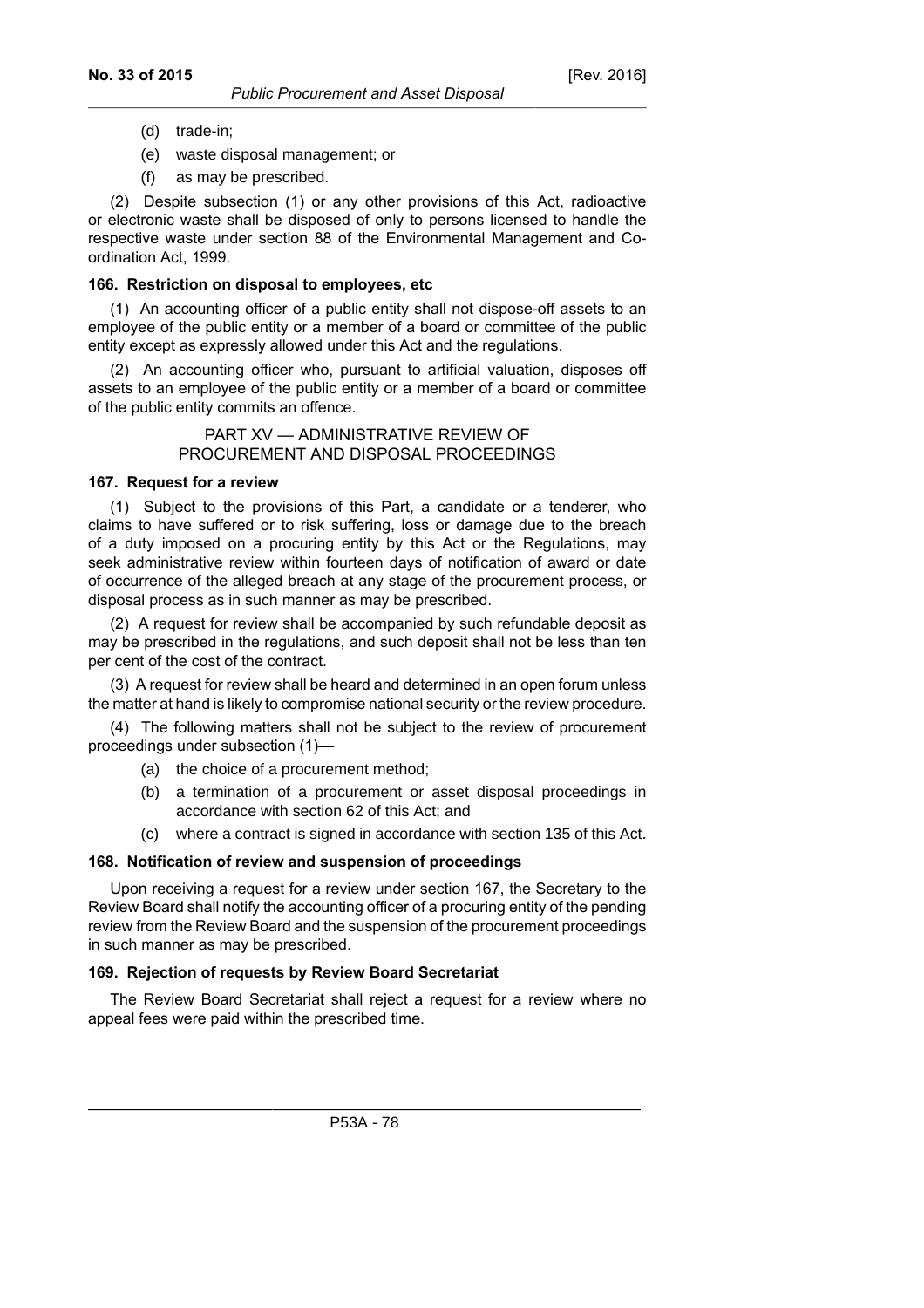(d) trade-in;

(e) waste disposal management; or

(f) as may be prescribed.

(2) Despite subsection (1) or any other provisions of this Act, radioactive or electronic waste shall be disposed of only to persons licensed to handle the respective waste under section 88 of the Environmental Management and Co-ordination Act, 1999.

**166. Restriction on disposal to employees, etc**

(1) An accounting officer of a public entity shall not dispose-off assets to an employee of the public entity or a member of a board or committee of the public entity except as expressly allowed under this Act and the regulations.

(2) An accounting officer who, pursuant to artificial valuation, disposes off assets to an employee of the public entity or a member of a board or committee of the public entity commits an offence.

PART XV — ADMINISTRATIVE REVIEW OF PROCUREMENT AND DISPOSAL PROCEEDINGS

**167. Request for a review**

(1) Subject to the provisions of this Part, a candidate or a tenderer, who claims to have suffered or to risk suffering, loss or damage due to the breach of a duty imposed on a procuring entity by this Act or the Regulations, may seek administrative review within fourteen days of notification of award or date of occurrence of the alleged breach at any stage of the procurement process, or disposal process as in such manner as may be prescribed.

(2) A request for review shall be accompanied by such refundable deposit as may be prescribed in the regulations, and such deposit shall not be less than ten per cent of the cost of the contract.

(3) A request for review shall be heard and determined in an open forum unless the matter at hand is likely to compromise national security or the review procedure.

(4) The following matters shall not be subject to the review of procurement proceedings under subsection (1)—

(a) the choice of a procurement method;

(b) a termination of a procurement or asset disposal proceedings in accordance with section 62 of this Act; and

(c) where a contract is signed in accordance with section 135 of this Act.

**168. Notification of review and suspension of proceedings**

Upon receiving a request for a review under section 167, the Secretary to the Review Board shall notify the accounting officer of a procuring entity of the pending review from the Review Board and the suspension of the procurement proceedings in such manner as may be prescribed.

**169. Rejection of requests by Review Board Secretariat**

The Review Board Secretariat shall reject a request for a review where no appeal fees were paid within the prescribed time.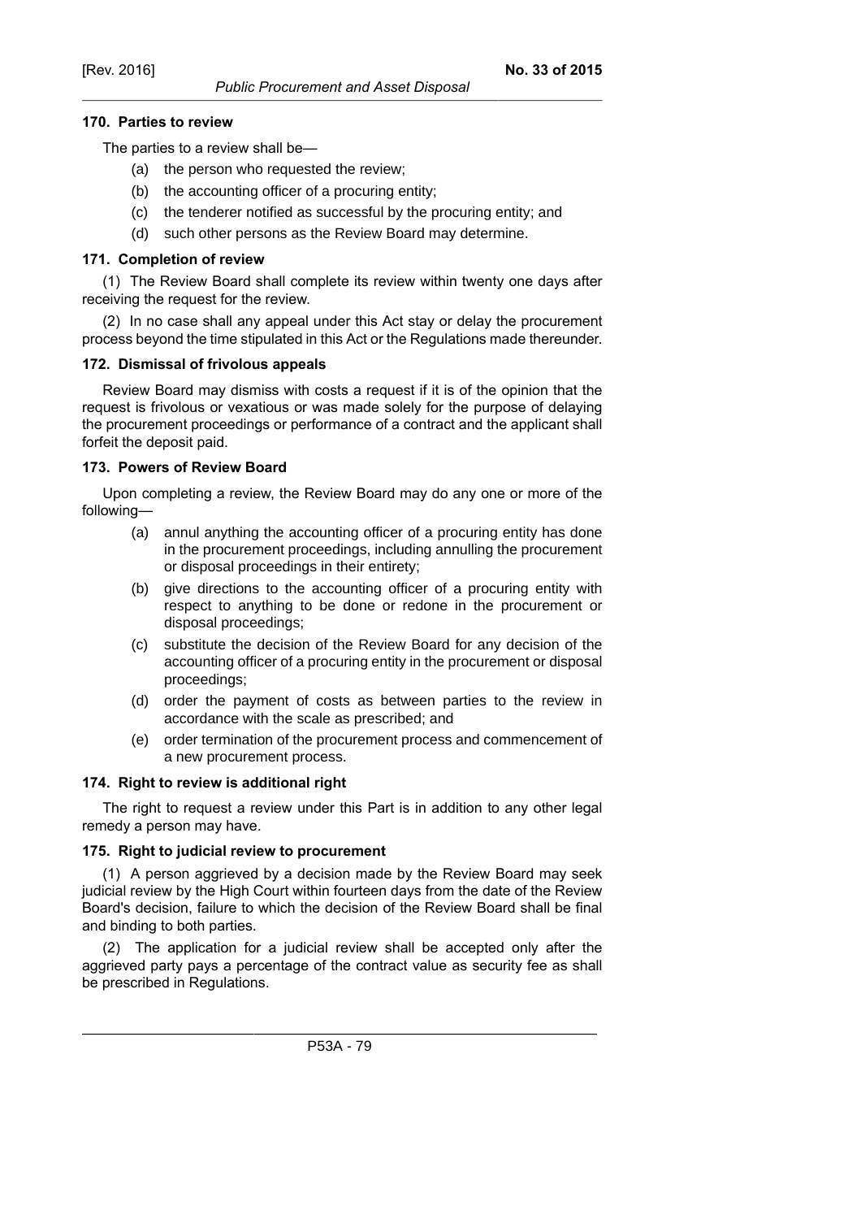#### 170. Parties to review

The parties to a review shall be—

(a) the person who requested the review;

(b) the accounting officer of a procuring entity;

(c) the tenderer notified as successful by the procuring entity; and

(d) such other persons as the Review Board may determine.

#### 171. Completion of review

(1) The Review Board shall complete its review within twenty one days after receiving the request for the review.

(2) In no case shall any appeal under this Act stay or delay the procurement process beyond the time stipulated in this Act or the Regulations made thereunder.

#### 172. Dismissal of frivolous appeals

Review Board may dismiss with costs a request if it is of the opinion that the request is frivolous or vexatious or was made solely for the purpose of delaying the procurement proceedings or performance of a contract and the applicant shall forfeit the deposit paid.

#### 173. Powers of Review Board

Upon completing a review, the Review Board may do any one or more of the following—

(a) annul anything the accounting officer of a procuring entity has done in the procurement proceedings, including annulling the procurement or disposal proceedings in their entirety;

(b) give directions to the accounting officer of a procuring entity with respect to anything to be done or redone in the procurement or disposal proceedings;

(c) substitute the decision of the Review Board for any decision of the accounting officer of a procuring entity in the procurement or disposal proceedings;

(d) order the payment of costs as between parties to the review in accordance with the scale as prescribed; and

(e) order termination of the procurement process and commencement of a new procurement process.

#### 174. Right to review is additional right

The right to request a review under this Part is in addition to any other legal remedy a person may have.

#### 175. Right to judicial review to procurement

(1) A person aggrieved by a decision made by the Review Board may seek judicial review by the High Court within fourteen days from the date of the Review Board's decision, failure to which the decision of the Review Board shall be final and binding to both parties.

(2) The application for a judicial review shall be accepted only after the aggrieved party pays a percentage of the contract value as security fee as shall be prescribed in Regulations.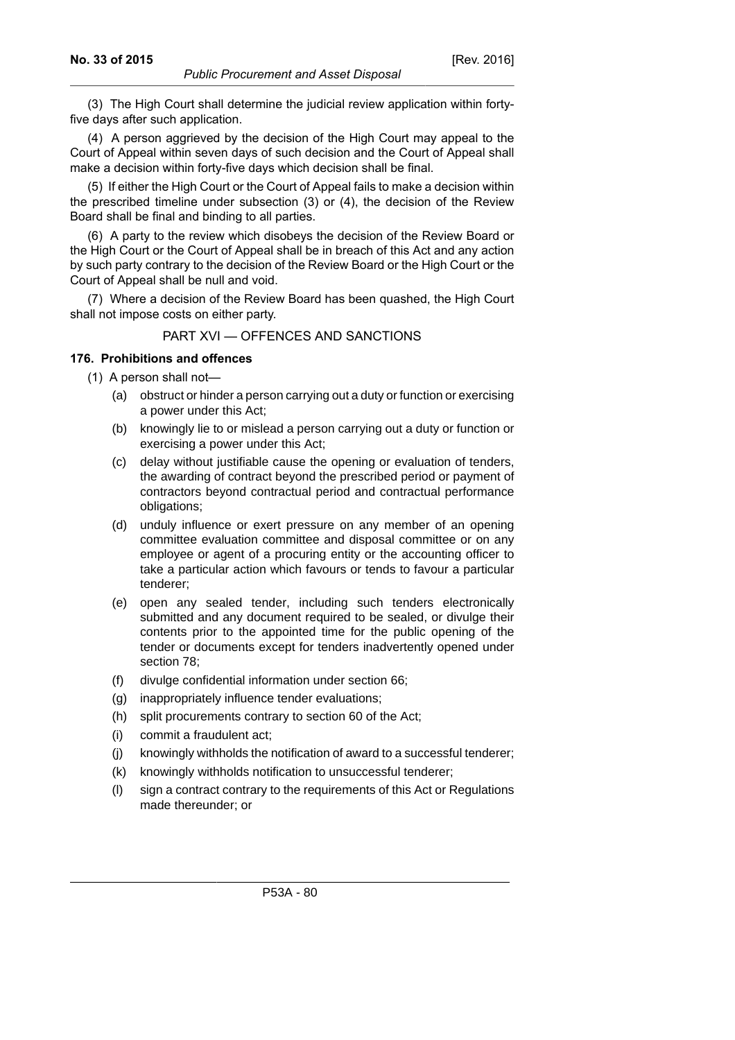(3) The High Court shall determine the judicial review application within forty-five days after such application.

(4) A person aggrieved by the decision of the High Court may appeal to the Court of Appeal within seven days of such decision and the Court of Appeal shall make a decision within forty-five days which decision shall be final.

(5) If either the High Court or the Court of Appeal fails to make a decision within the prescribed timeline under subsection (3) or (4), the decision of the Review Board shall be final and binding to all parties.

(6) A party to the review which disobeys the decision of the Review Board or the High Court or the Court of Appeal shall be in breach of this Act and any action by such party contrary to the decision of the Review Board or the High Court or the Court of Appeal shall be null and void.

(7) Where a decision of the Review Board has been quashed, the High Court shall not impose costs on either party.

## PART XVI — OFFENCES AND SANCTIONS

### 176. Prohibitions and offences

(1) A person shall not—

- (a) obstruct or hinder a person carrying out a duty or function or exercising a power under this Act;
- (b) knowingly lie to or mislead a person carrying out a duty or function or exercising a power under this Act;
- (c) delay without justifiable cause the opening or evaluation of tenders, the awarding of contract beyond the prescribed period or payment of contractors beyond contractual period and contractual performance obligations;
- (d) unduly influence or exert pressure on any member of an opening committee evaluation committee and disposal committee or on any employee or agent of a procuring entity or the accounting officer to take a particular action which favours or tends to favour a particular tenderer;
- (e) open any sealed tender, including such tenders electronically submitted and any document required to be sealed, or divulge their contents prior to the appointed time for the public opening of the tender or documents except for tenders inadvertently opened under section 78;
- (f) divulge confidential information under section 66;
- (g) inappropriately influence tender evaluations;
- (h) split procurements contrary to section 60 of the Act;
- (i) commit a fraudulent act;
- (j) knowingly withholds the notification of award to a successful tenderer;
- (k) knowingly withholds notification to unsuccessful tenderer;
- (l) sign a contract contrary to the requirements of this Act or Regulations made thereunder; or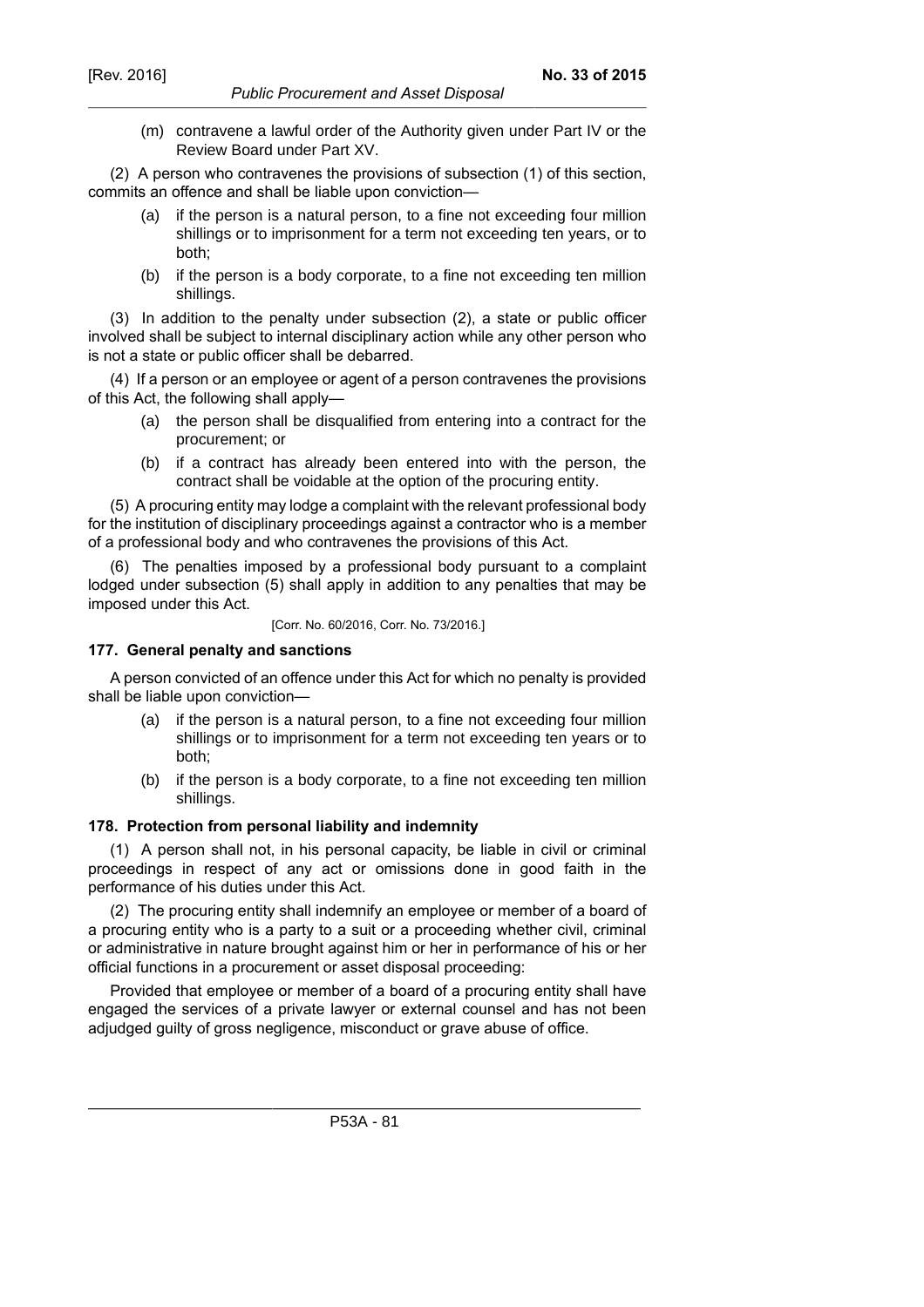(m) contravene a lawful order of the Authority given under Part IV or the Review Board under Part XV.

(2) A person who contravenes the provisions of subsection (1) of this section, commits an offence and shall be liable upon conviction—

(a) if the person is a natural person, to a fine not exceeding four million shillings or to imprisonment for a term not exceeding ten years, or to both;

(b) if the person is a body corporate, to a fine not exceeding ten million shillings.

(3) In addition to the penalty under subsection (2), a state or public officer involved shall be subject to internal disciplinary action while any other person who is not a state or public officer shall be debarred.

(4) If a person or an employee or agent of a person contravenes the provisions of this Act, the following shall apply—

(a) the person shall be disqualified from entering into a contract for the procurement; or

(b) if a contract has already been entered into with the person, the contract shall be voidable at the option of the procuring entity.

(5) A procuring entity may lodge a complaint with the relevant professional body for the institution of disciplinary proceedings against a contractor who is a member of a professional body and who contravenes the provisions of this Act.

(6) The penalties imposed by a professional body pursuant to a complaint lodged under subsection (5) shall apply in addition to any penalties that may be imposed under this Act.

[Corr. No. 60/2016, Corr. No. 73/2016.]

### 177. General penalty and sanctions

A person convicted of an offence under this Act for which no penalty is provided shall be liable upon conviction—

(a) if the person is a natural person, to a fine not exceeding four million shillings or to imprisonment for a term not exceeding ten years or to both;

(b) if the person is a body corporate, to a fine not exceeding ten million shillings.

### 178. Protection from personal liability and indemnity

(1) A person shall not, in his personal capacity, be liable in civil or criminal proceedings in respect of any act or omissions done in good faith in the performance of his duties under this Act.

(2) The procuring entity shall indemnify an employee or member of a board of a procuring entity who is a party to a suit or a proceeding whether civil, criminal or administrative in nature brought against him or her in performance of his or her official functions in a procurement or asset disposal proceeding:

Provided that employee or member of a board of a procuring entity shall have engaged the services of a private lawyer or external counsel and has not been adjudged guilty of gross negligence, misconduct or grave abuse of office.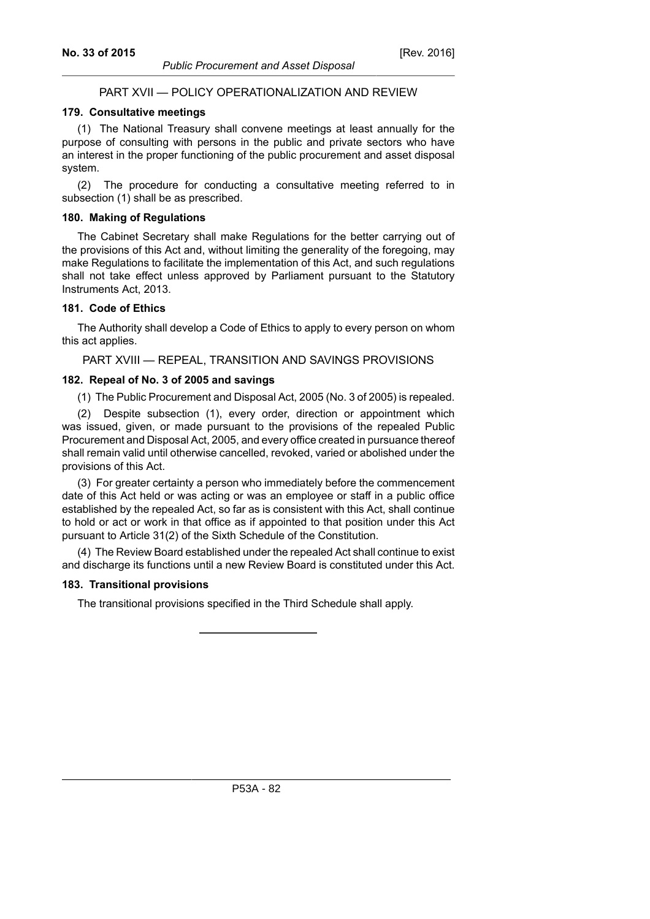## PART XVII — POLICY OPERATIONALIZATION AND REVIEW

### 179. Consultative meetings

(1) The National Treasury shall convene meetings at least annually for the purpose of consulting with persons in the public and private sectors who have an interest in the proper functioning of the public procurement and asset disposal system.

(2) The procedure for conducting a consultative meeting referred to in subsection (1) shall be as prescribed.

### 180. Making of Regulations

The Cabinet Secretary shall make Regulations for the better carrying out of the provisions of this Act and, without limiting the generality of the foregoing, may make Regulations to facilitate the implementation of this Act, and such regulations shall not take effect unless approved by Parliament pursuant to the Statutory Instruments Act, 2013.

### 181. Code of Ethics

The Authority shall develop a Code of Ethics to apply to every person on whom this act applies.

## PART XVIII — REPEAL, TRANSITION AND SAVINGS PROVISIONS

### 182. Repeal of No. 3 of 2005 and savings

(1) The Public Procurement and Disposal Act, 2005 (No. 3 of 2005) is repealed.

(2) Despite subsection (1), every order, direction or appointment which was issued, given, or made pursuant to the provisions of the repealed Public Procurement and Disposal Act, 2005, and every office created in pursuance thereof shall remain valid until otherwise cancelled, revoked, varied or abolished under the provisions of this Act.

(3) For greater certainty a person who immediately before the commencement date of this Act held or was acting or was an employee or staff in a public office established by the repealed Act, so far as is consistent with this Act, shall continue to hold or act or work in that office as if appointed to that position under this Act pursuant to Article 31(2) of the Sixth Schedule of the Constitution.

(4) The Review Board established under the repealed Act shall continue to exist and discharge its functions until a new Review Board is constituted under this Act.

### 183. Transitional provisions

The transitional provisions specified in the Third Schedule shall apply.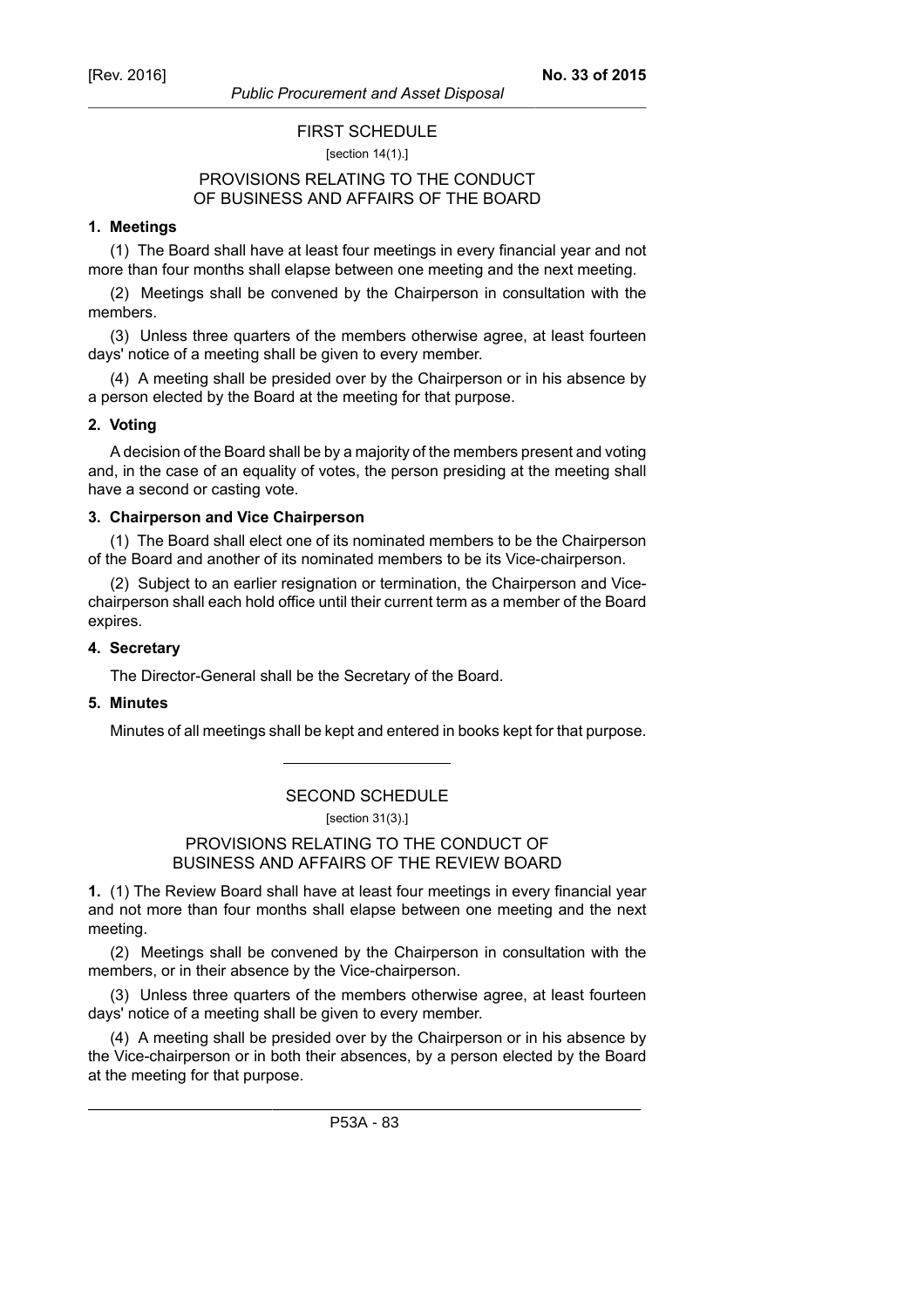## FIRST SCHEDULE

[section 14(1).]

### PROVISIONS RELATING TO THE CONDUCT OF BUSINESS AND AFFAIRS OF THE BOARD

**1. Meetings**

(1) The Board shall have at least four meetings in every financial year and not more than four months shall elapse between one meeting and the next meeting.

(2) Meetings shall be convened by the Chairperson in consultation with the members.

(3) Unless three quarters of the members otherwise agree, at least fourteen days' notice of a meeting shall be given to every member.

(4) A meeting shall be presided over by the Chairperson or in his absence by a person elected by the Board at the meeting for that purpose.

**2. Voting**

A decision of the Board shall be by a majority of the members present and voting and, in the case of an equality of votes, the person presiding at the meeting shall have a second or casting vote.

**3. Chairperson and Vice Chairperson**

(1) The Board shall elect one of its nominated members to be the Chairperson of the Board and another of its nominated members to be its Vice-chairperson.

(2) Subject to an earlier resignation or termination, the Chairperson and Vice-chairperson shall each hold office until their current term as a member of the Board expires.

**4. Secretary**

The Director-General shall be the Secretary of the Board.

**5. Minutes**

Minutes of all meetings shall be kept and entered in books kept for that purpose.

---

## SECOND SCHEDULE

[section 31(3).]

### PROVISIONS RELATING TO THE CONDUCT OF BUSINESS AND AFFAIRS OF THE REVIEW BOARD

**1.** (1) The Review Board shall have at least four meetings in every financial year and not more than four months shall elapse between one meeting and the next meeting.

(2) Meetings shall be convened by the Chairperson in consultation with the members, or in their absence by the Vice-chairperson.

(3) Unless three quarters of the members otherwise agree, at least fourteen days' notice of a meeting shall be given to every member.

(4) A meeting shall be presided over by the Chairperson or in his absence by the Vice-chairperson or in both their absences, by a person elected by the Board at the meeting for that purpose.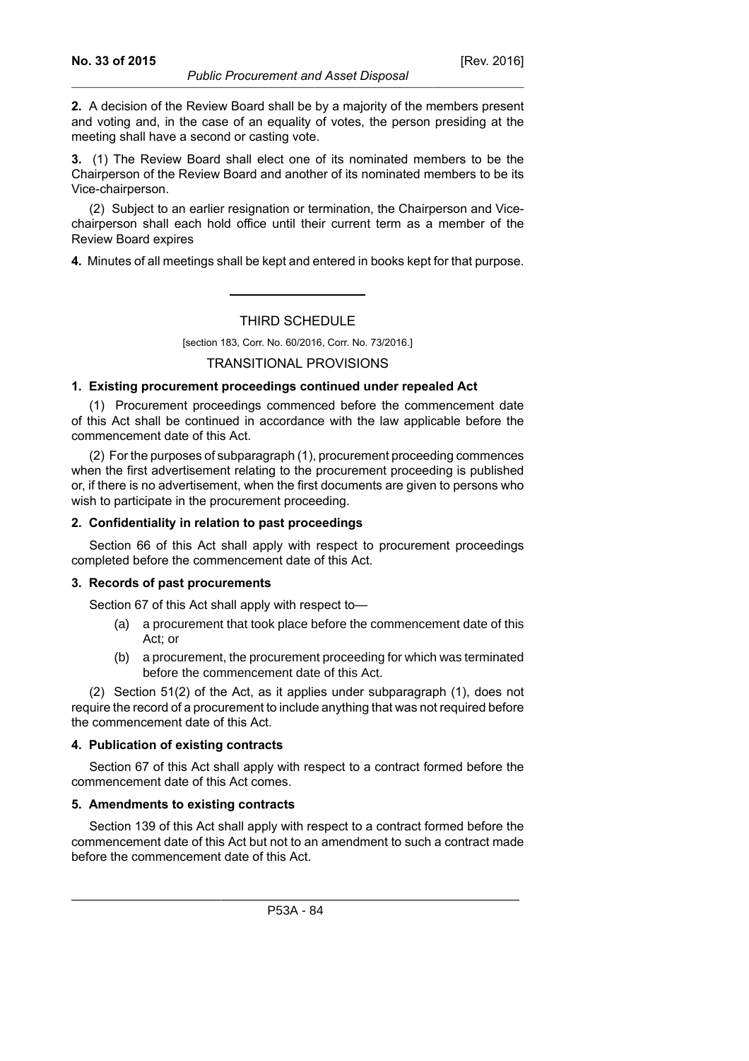**2.** A decision of the Review Board shall be by a majority of the members present and voting and, in the case of an equality of votes, the person presiding at the meeting shall have a second or casting vote.

**3.** (1) The Review Board shall elect one of its nominated members to be the Chairperson of the Review Board and another of its nominated members to be its Vice-chairperson.

(2) Subject to an earlier resignation or termination, the Chairperson and Vice-chairperson shall each hold office until their current term as a member of the Review Board expires

**4.** Minutes of all meetings shall be kept and entered in books kept for that purpose.

---

## THIRD SCHEDULE

[section 183, Corr. No. 60/2016, Corr. No. 73/2016.]

## TRANSITIONAL PROVISIONS

### 1. Existing procurement proceedings continued under repealed Act

(1) Procurement proceedings commenced before the commencement date of this Act shall be continued in accordance with the law applicable before the commencement date of this Act.

(2) For the purposes of subparagraph (1), procurement proceeding commences when the first advertisement relating to the procurement proceeding is published or, if there is no advertisement, when the first documents are given to persons who wish to participate in the procurement proceeding.

### 2. Confidentiality in relation to past proceedings

Section 66 of this Act shall apply with respect to procurement proceedings completed before the commencement date of this Act.

### 3. Records of past procurements

Section 67 of this Act shall apply with respect to—

(a) a procurement that took place before the commencement date of this Act; or

(b) a procurement, the procurement proceeding for which was terminated before the commencement date of this Act.

(2) Section 51(2) of the Act, as it applies under subparagraph (1), does not require the record of a procurement to include anything that was not required before the commencement date of this Act.

### 4. Publication of existing contracts

Section 67 of this Act shall apply with respect to a contract formed before the commencement date of this Act comes.

### 5. Amendments to existing contracts

Section 139 of this Act shall apply with respect to a contract formed before the commencement date of this Act but not to an amendment to such a contract made before the commencement date of this Act.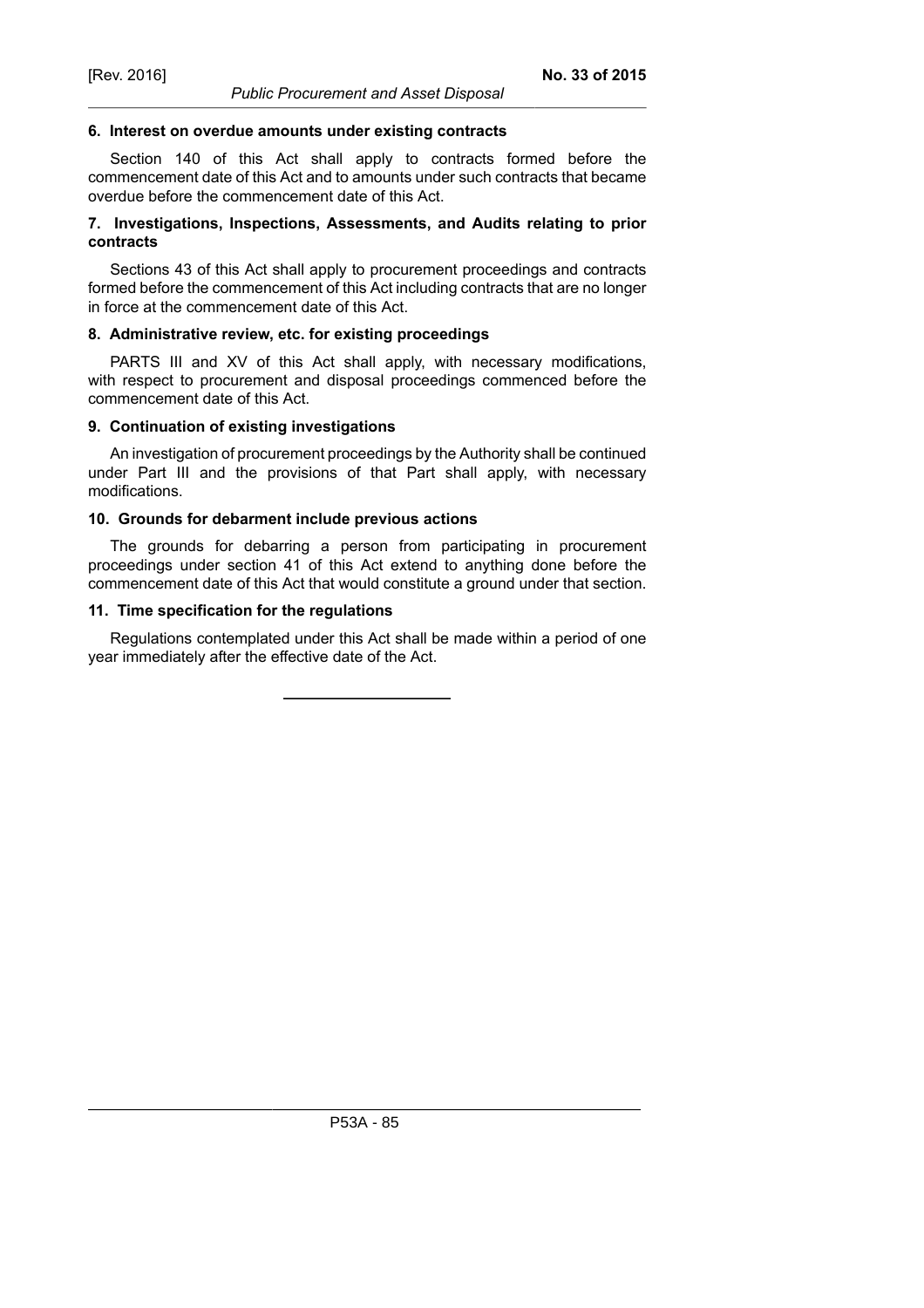#### 6. Interest on overdue amounts under existing contracts

Section 140 of this Act shall apply to contracts formed before the commencement date of this Act and to amounts under such contracts that became overdue before the commencement date of this Act.

#### 7. Investigations, Inspections, Assessments, and Audits relating to prior contracts

Sections 43 of this Act shall apply to procurement proceedings and contracts formed before the commencement of this Act including contracts that are no longer in force at the commencement date of this Act.

#### 8. Administrative review, etc. for existing proceedings

PARTS III and XV of this Act shall apply, with necessary modifications, with respect to procurement and disposal proceedings commenced before the commencement date of this Act.

#### 9. Continuation of existing investigations

An investigation of procurement proceedings by the Authority shall be continued under Part III and the provisions of that Part shall apply, with necessary modifications.

#### 10. Grounds for debarment include previous actions

The grounds for debarring a person from participating in procurement proceedings under section 41 of this Act extend to anything done before the commencement date of this Act that would constitute a ground under that section.

#### 11. Time specification for the regulations

Regulations contemplated under this Act shall be made within a period of one year immediately after the effective date of the Act.